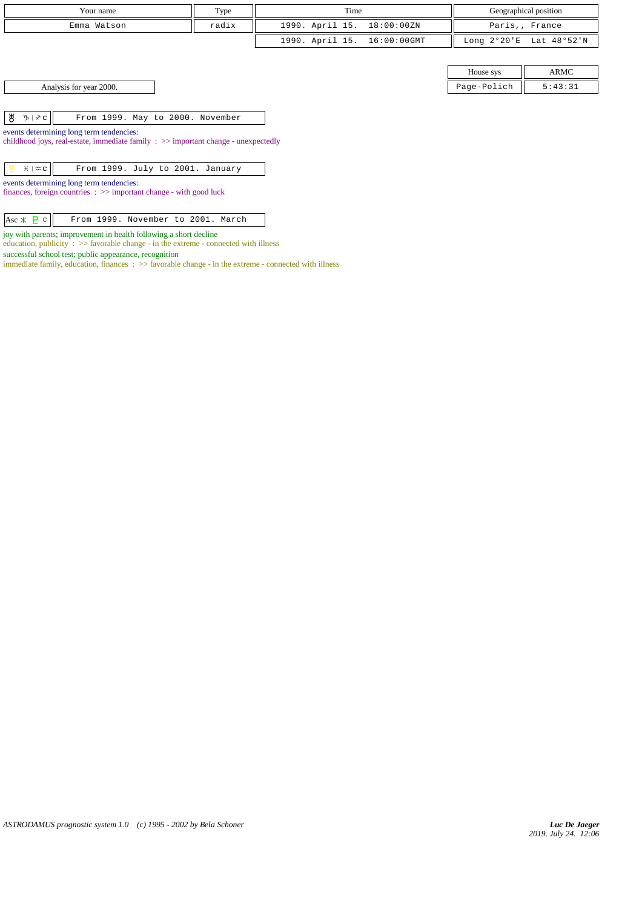| Your name | Type | Time | Geographical position |
| --- | --- | --- | --- |
| Emma Watson | radix | 1990. April 15. 18:00:00ZN | Paris,, France |
| | | 1990. April 15. 16:00:00GMT | Long 2°20'E Lat 48°52'N |

| House sys | ARMC |
| --- | --- |
| Page-Polich | 5:43:31 |

Analysis for year 2000.

| ♅ ♑ \| ♐ c | From 1999. May to 2000. November |
| --- | --- |

events determining long term tendencies:
childhood joys, real-estate, immediate family : >> important change - unexpectedly

| ♀ ♓ \| ♒ c | From 1999. July to 2001. January |
| --- | --- |

events determining long term tendencies:
finances, foreign countries : >> important change - with good luck

| Asc ⚹ ♇ c | From 1999. November to 2001. March |
| --- | --- |

joy with parents; improvement in health following a short decline
education, publicity : >> favorable change - in the extreme - connected with illness
successful school test; public appearance, recognition
immediate family, education, finances : >> favorable change - in the extreme - connected with illness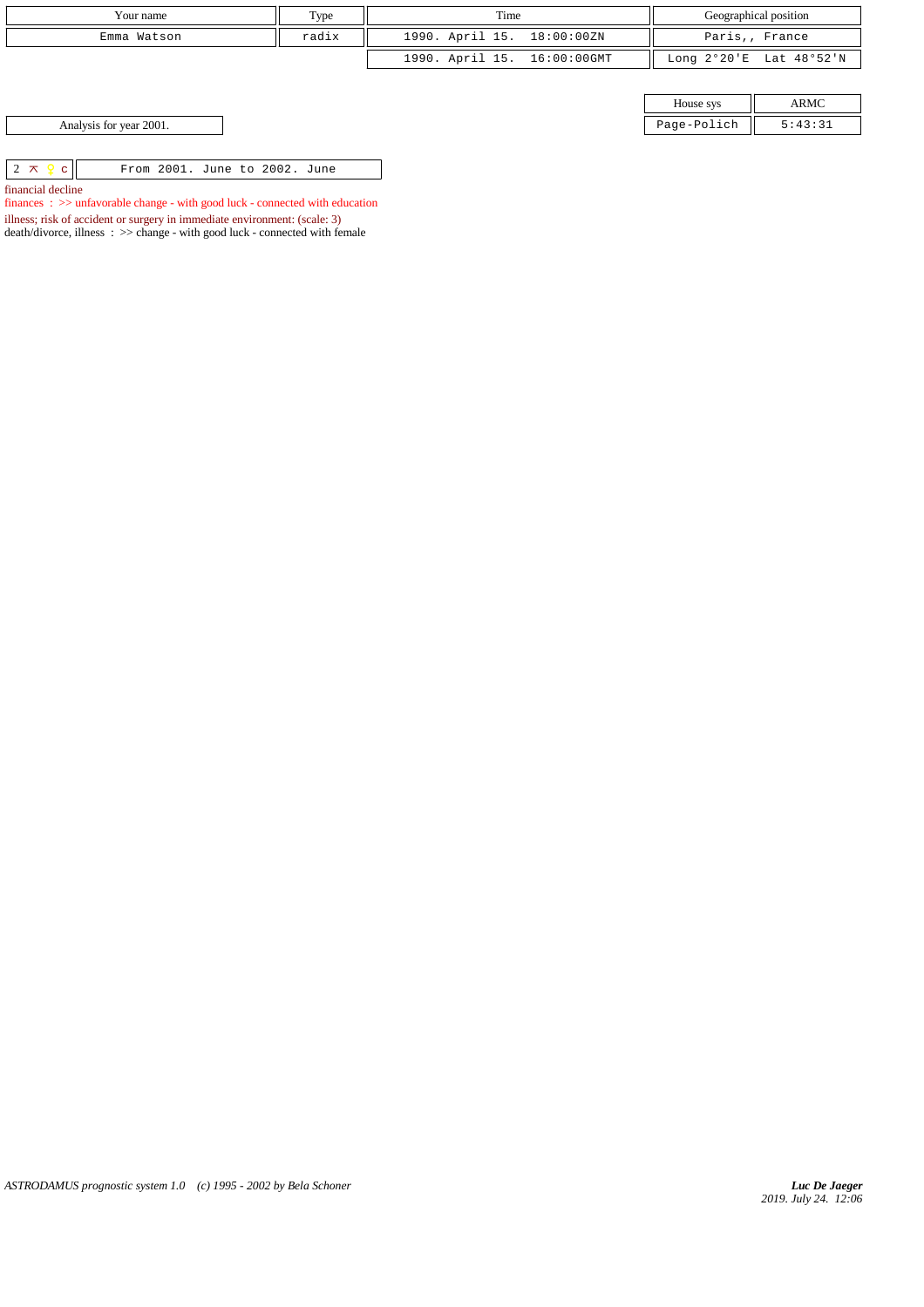| Your name | Type | Time | Geographical position |
|---|---|---|---|
| Emma Watson | radix | 1990. April 15. 18:00:00ZN | Paris,, France |
| | | 1990. April 15. 16:00:00GMT | Long 2°20'E Lat 48°52'N |

| House sys | ARMC |
|---|---|
| Page-Polich | 5:43:31 |

Analysis for year 2001.

| 2 ⚻ ♀ c | From 2001. June to 2002. June |
|---|---|

financial decline

finances : >> unfavorable change - with good luck - connected with education

illness; risk of accident or surgery in immediate environment: (scale: 3)

death/divorce, illness : >> change - with good luck - connected with female

*ASTRODAMUS prognostic system 1.0 (c) 1995 - 2002 by Bela Schoner*

***Luc De Jaeger***
*2019. July 24. 12:06*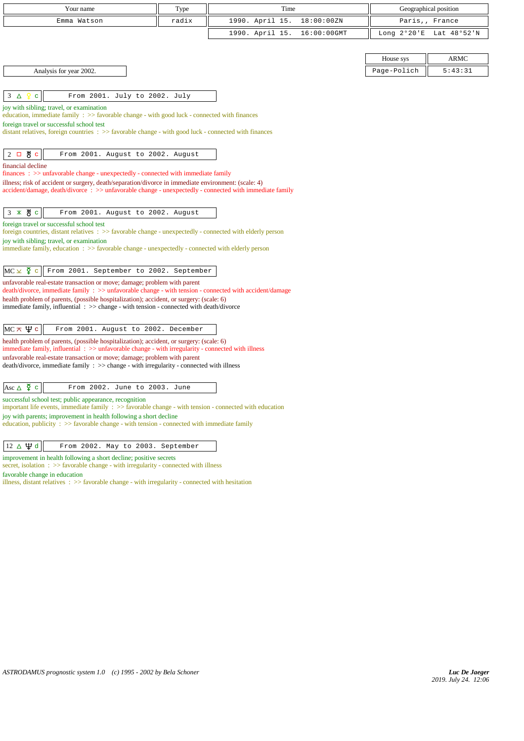| Your name | Type | Time | Geographical position |
|---|---|---|---|
| Emma Watson | radix | 1990. April 15. 18:00:00ZN | Paris,, France |
| | | 1990. April 15. 16:00:00GMT | Long 2°20'E Lat 48°52'N |

| House sys | ARMC |
|---|---|
| Page-Polich | 5:43:31 |

Analysis for year 2002.

**3 △ ♀ c** — From 2001. July to 2002. July

joy with sibling; travel, or examination
education, immediate family : >> favorable change - with good luck - connected with finances
foreign travel or successful school test
distant relatives, foreign countries : >> favorable change - with good luck - connected with finances

**2 □ ♅ c** — From 2001. August to 2002. August

financial decline
finances : >> unfavorable change - unexpectedly - connected with immediate family
illness; risk of accident or surgery, death/separation/divorce in immediate environment: (scale: 4)
accident/damage, death/divorce : >> unfavorable change - unexpectedly - connected with immediate family

**3 ⚹ ♅ c** — From 2001. August to 2002. August

foreign travel or successful school test
foreign countries, distant relatives : >> favorable change - unexpectedly - connected with elderly person
joy with sibling; travel, or examination
immediate family, education : >> favorable change - unexpectedly - connected with elderly person

**MC ⊻ ☿ c** — From 2001. September to 2002. September

unfavorable real-estate transaction or move; damage; problem with parent
death/divorce, immediate family : >> unfavorable change - with tension - connected with accident/damage
health problem of parents, (possible hospitalization); accident, or surgery: (scale: 6)
immediate family, influential : >> change - with tension - connected with death/divorce

**MC ⊼ ♆ c** — From 2001. August to 2002. December

health problem of parents, (possible hospitalization); accident, or surgery: (scale: 6)
immediate family, influential : >> unfavorable change - with irregularity - connected with illness
unfavorable real-estate transaction or move; damage; problem with parent
death/divorce, immediate family : >> change - with irregularity - connected with illness

**Asc △ ☿ c** — From 2002. June to 2003. June

successful school test; public appearance, recognition
important life events, immediate family : >> favorable change - with tension - connected with education
joy with parents; improvement in health following a short decline
education, publicity : >> favorable change - with tension - connected with immediate family

**12 △ ♆ d** — From 2002. May to 2003. September

improvement in health following a short decline; positive secrets
secret, isolation : >> favorable change - with irregularity - connected with illness
favorable change in education
illness, distant relatives : >> favorable change - with irregularity - connected with hesitation

*ASTRODAMUS prognostic system 1.0 (c) 1995 - 2002 by Bela Schoner*

*Luc De Jaeger*
*2019. July 24. 12:06*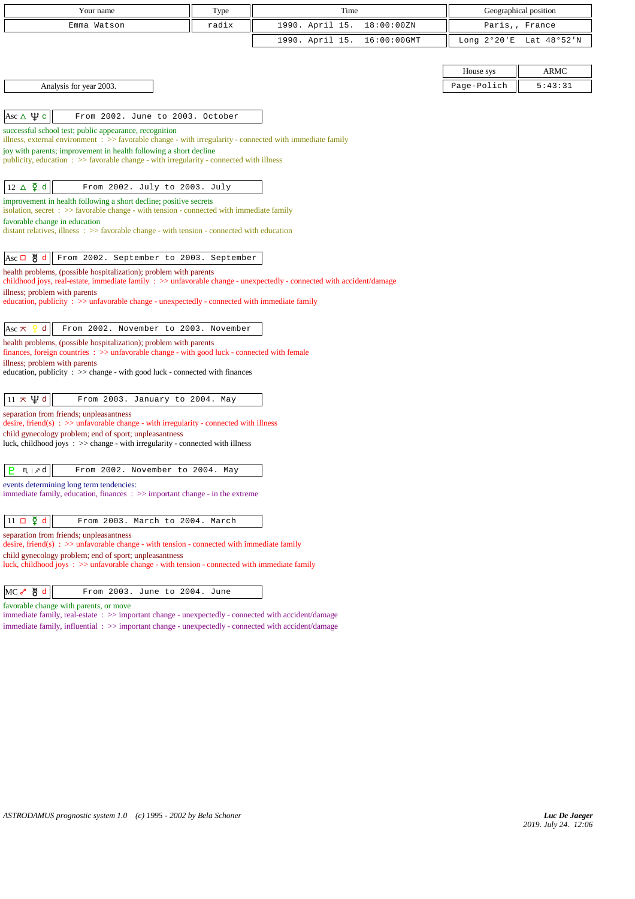| Your name | Type | Time | Geographical position |
|---|---|---|---|
| Emma Watson | radix | 1990. April 15. 18:00:00ZN | Paris,, France |
| | | 1990. April 15. 16:00:00GMT | Long 2°20'E Lat 48°52'N |

| House sys | ARMC |
|---|---|
| Page-Polich | 5:43:31 |

Analysis for year 2003.

**Asc △ ♆ c** — From 2002. June to 2003. October

successful school test; public appearance, recognition
illness, external environment : >> favorable change - with irregularity - connected with immediate family
joy with parents; improvement in health following a short decline
publicity, education : >> favorable change - with irregularity - connected with illness

**12 △ ☿ d** — From 2002. July to 2003. July

improvement in health following a short decline; positive secrets
isolation, secret : >> favorable change - with tension - connected with immediate family
favorable change in education
distant relatives, illness : >> favorable change - with tension - connected with education

**Asc □ ♅ d** — From 2002. September to 2003. September

health problems, (possible hospitalization); problem with parents
childhood joys, real-estate, immediate family : >> unfavorable change - unexpectedly - connected with accident/damage
illness; problem with parents
education, publicity : >> unfavorable change - unexpectedly - connected with immediate family

**Asc ⚻ ♀ d** — From 2002. November to 2003. November

health problems, (possible hospitalization); problem with parents
finances, foreign countries : >> unfavorable change - with good luck - connected with female
illness; problem with parents
education, publicity : >> change - with good luck - connected with finances

**11 ⚻ ♆ d** — From 2003. January to 2004. May

separation from friends; unpleasantness
desire, friend(s) : >> unfavorable change - with irregularity - connected with illness
child gynecology problem; end of sport; unpleasantness
luck, childhood joys : >> change - with irregularity - connected with illness

**♇ ♏ | ♐ d** — From 2002. November to 2004. May

events determining long term tendencies:
immediate family, education, finances : >> important change - in the extreme

**11 □ ☿ d** — From 2003. March to 2004. March

separation from friends; unpleasantness
desire, friend(s) : >> unfavorable change - with tension - connected with immediate family
child gynecology problem; end of sport; unpleasantness
luck, childhood joys : >> unfavorable change - with tension - connected with immediate family

**MC ☍ ♅ d** — From 2003. June to 2004. June

favorable change with parents, or move
immediate family, real-estate : >> important change - unexpectedly - connected with accident/damage
immediate family, influential : >> important change - unexpectedly - connected with accident/damage

*ASTRODAMUS prognostic system 1.0 (c) 1995 - 2002 by Bela Schoner*

*Luc De Jaeger*
2019. July 24. 12:06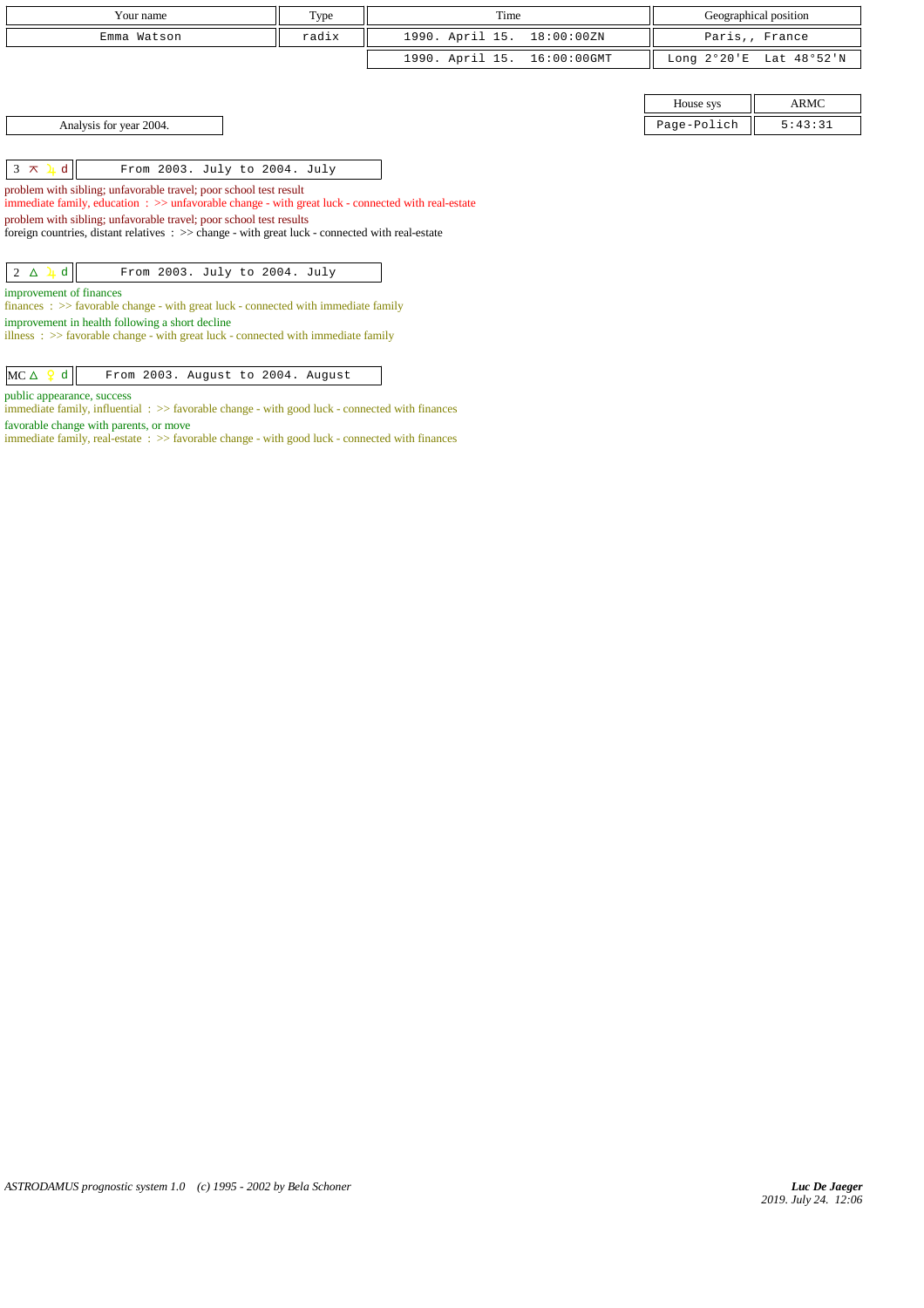| Your name | Type | Time | Geographical position |
|---|---|---|---|
| Emma Watson | radix | 1990. April 15. 18:00:00ZN | Paris,, France |
| | | 1990. April 15. 16:00:00GMT | Long 2°20'E Lat 48°52'N |

| House sys | ARMC |
|---|---|
| Page-Polich | 5:43:31 |

Analysis for year 2004.

| 3 ⚻ ♃ d | From 2003. July to 2004. July |
|---|---|

problem with sibling; unfavorable travel; poor school test result
immediate family, education : >> unfavorable change - with great luck - connected with real-estate
problem with sibling; unfavorable travel; poor school test results
foreign countries, distant relatives : >> change - with great luck - connected with real-estate

| 2 △ ♃ d | From 2003. July to 2004. July |
|---|---|

improvement of finances
finances : >> favorable change - with great luck - connected with immediate family
improvement in health following a short decline
illness : >> favorable change - with great luck - connected with immediate family

| MC △ ♀ d | From 2003. August to 2004. August |
|---|---|

public appearance, success
immediate family, influential : >> favorable change - with good luck - connected with finances
favorable change with parents, or move
immediate family, real-estate : >> favorable change - with good luck - connected with finances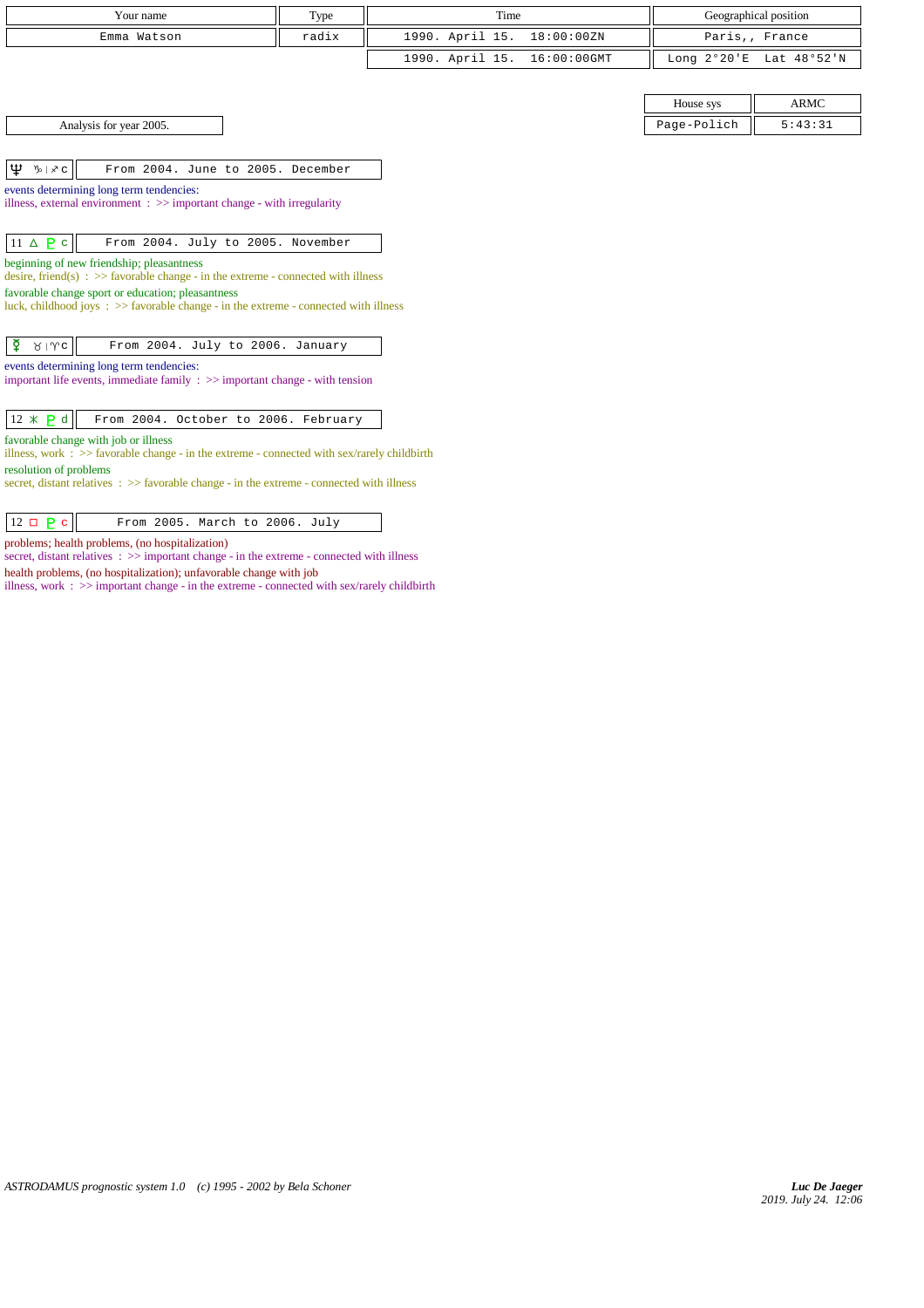| Your name | Type | Time | Geographical position |
|---|---|---|---|
| Emma Watson | radix | 1990. April 15. 18:00:00ZN | Paris,, France |
| | | 1990. April 15. 16:00:00GMT | Long 2°20'E Lat 48°52'N |

| House sys | ARMC |
|---|---|
| Page-Polich | 5:43:31 |

Analysis for year 2005.

| ♆ ♑ \| ♐ c | From 2004. June to 2005. December |
|---|---|

events determining long term tendencies:
illness, external environment : >> important change - with irregularity

| 11 △ ♇ c | From 2004. July to 2005. November |
|---|---|

beginning of new friendship; pleasantness
desire, friend(s) : >> favorable change - in the extreme - connected with illness
favorable change sport or education; pleasantness
luck, childhood joys : >> favorable change - in the extreme - connected with illness

| ☿ ♉ \| ♈ c | From 2004. July to 2006. January |
|---|---|

events determining long term tendencies:
important life events, immediate family : >> important change - with tension

| 12 ⚹ ♇ d | From 2004. October to 2006. February |
|---|---|

favorable change with job or illness
illness, work : >> favorable change - in the extreme - connected with sex/rarely childbirth
resolution of problems
secret, distant relatives : >> favorable change - in the extreme - connected with illness

| 12 □ ♇ c | From 2005. March to 2006. July |
|---|---|

problems; health problems, (no hospitalization)
secret, distant relatives : >> important change - in the extreme - connected with illness
health problems, (no hospitalization); unfavorable change with job
illness, work : >> important change - in the extreme - connected with sex/rarely childbirth

ASTRODAMUS prognostic system 1.0 (c) 1995 - 2002 by Bela Schoner

*Luc De Jaeger*
*2019. July 24. 12:06*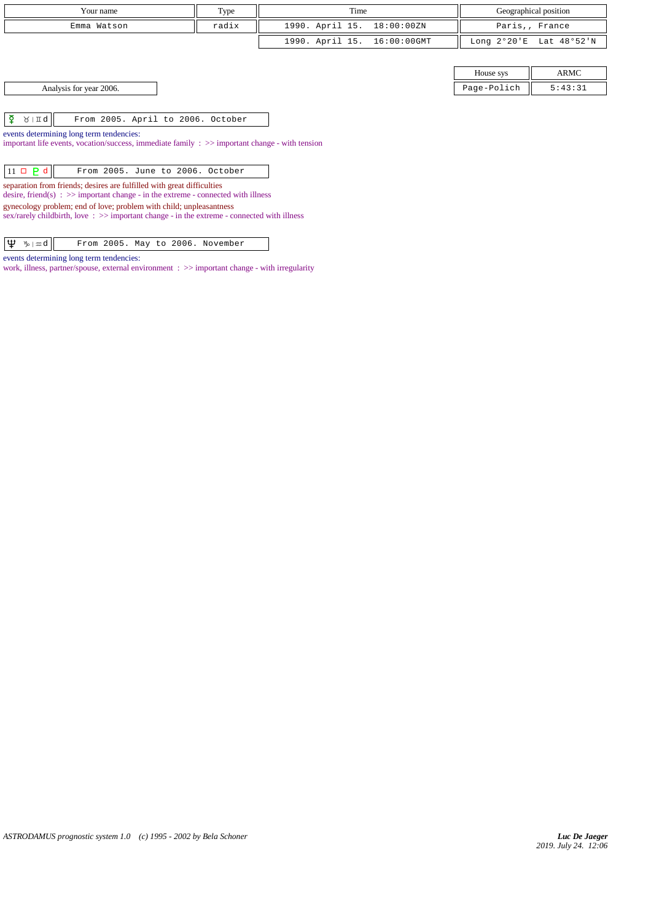| Your name | Type | Time | Geographical position |
|---|---|---|---|
| Emma Watson | radix | 1990. April 15. 18:00:00ZN | Paris,, France |
| | | 1990. April 15. 16:00:00GMT | Long 2°20'E Lat 48°52'N |

| House sys | ARMC |
|---|---|
| Page-Polich | 5:43:31 |

Analysis for year 2006.

| ☿ ♉ \| ♊ d | From 2005. April to 2006. October |
|---|---|

events determining long term tendencies:
important life events, vocation/success, immediate family : >> important change - with tension

| 11 □ ♇ d | From 2005. June to 2006. October |
|---|---|

separation from friends; desires are fulfilled with great difficulties
desire, friend(s) : >> important change - in the extreme - connected with illness
gynecology problem; end of love; problem with child; unpleasantness
sex/rarely childbirth, love : >> important change - in the extreme - connected with illness

| ♆ ♑ \| ♒ d | From 2005. May to 2006. November |
|---|---|

events determining long term tendencies:
work, illness, partner/spouse, external environment : >> important change - with irregularity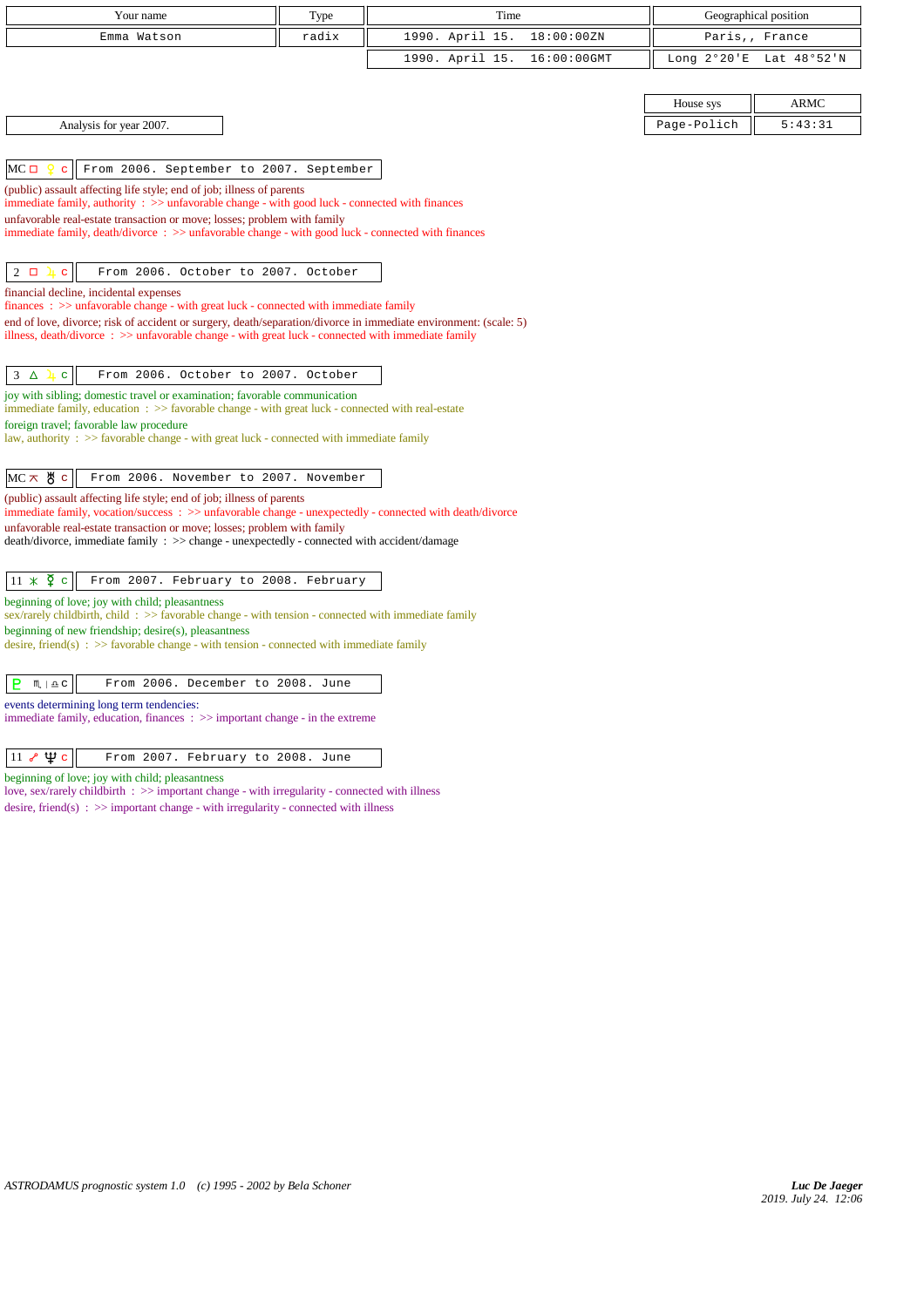| Your name | Type | Time | Geographical position |
|---|---|---|---|
| Emma Watson | radix | 1990. April 15. 18:00:00ZN | Paris,, France |
| | | 1990. April 15. 16:00:00GMT | Long 2°20'E Lat 48°52'N |

| House sys | ARMC |
|---|---|
| Page-Polich | 5:43:31 |

Analysis for year 2007.

**MC □ ♀ c** — From 2006. September to 2007. September

(public) assault affecting life style; end of job; illness of parents
immediate family, authority : >> unfavorable change - with good luck - connected with finances
unfavorable real-estate transaction or move; losses; problem with family
immediate family, death/divorce : >> unfavorable change - with good luck - connected with finances

**2 □ ♃ c** — From 2006. October to 2007. October

financial decline, incidental expenses
finances : >> unfavorable change - with great luck - connected with immediate family
end of love, divorce; risk of accident or surgery, death/separation/divorce in immediate environment: (scale: 5)
illness, death/divorce : >> unfavorable change - with great luck - connected with immediate family

**3 △ ♃ c** — From 2006. October to 2007. October

joy with sibling; domestic travel or examination; favorable communication
immediate family, education : >> favorable change - with great luck - connected with real-estate
foreign travel; favorable law procedure
law, authority : >> favorable change - with great luck - connected with immediate family

**MC ⚻ ♅ c** — From 2006. November to 2007. November

(public) assault affecting life style; end of job; illness of parents
immediate family, vocation/success : >> unfavorable change - unexpectedly - connected with death/divorce
unfavorable real-estate transaction or move; losses; problem with family
death/divorce, immediate family : >> change - unexpectedly - connected with accident/damage

**11 ⚹ ☿ c** — From 2007. February to 2008. February

beginning of love; joy with child; pleasantness
sex/rarely childbirth, child : >> favorable change - with tension - connected with immediate family
beginning of new friendship; desire(s), pleasantness
desire, friend(s) : >> favorable change - with tension - connected with immediate family

**♇ ♏ | ♎ c** — From 2006. December to 2008. June

events determining long term tendencies:
immediate family, education, finances : >> important change - in the extreme

**11 ☍ ♆ c** — From 2007. February to 2008. June

beginning of love; joy with child; pleasantness
love, sex/rarely childbirth : >> important change - with irregularity - connected with illness
desire, friend(s) : >> important change - with irregularity - connected with illness

*ASTRODAMUS prognostic system 1.0 (c) 1995 - 2002 by Bela Schoner*

*Luc De Jaeger*
*2019. July 24. 12:06*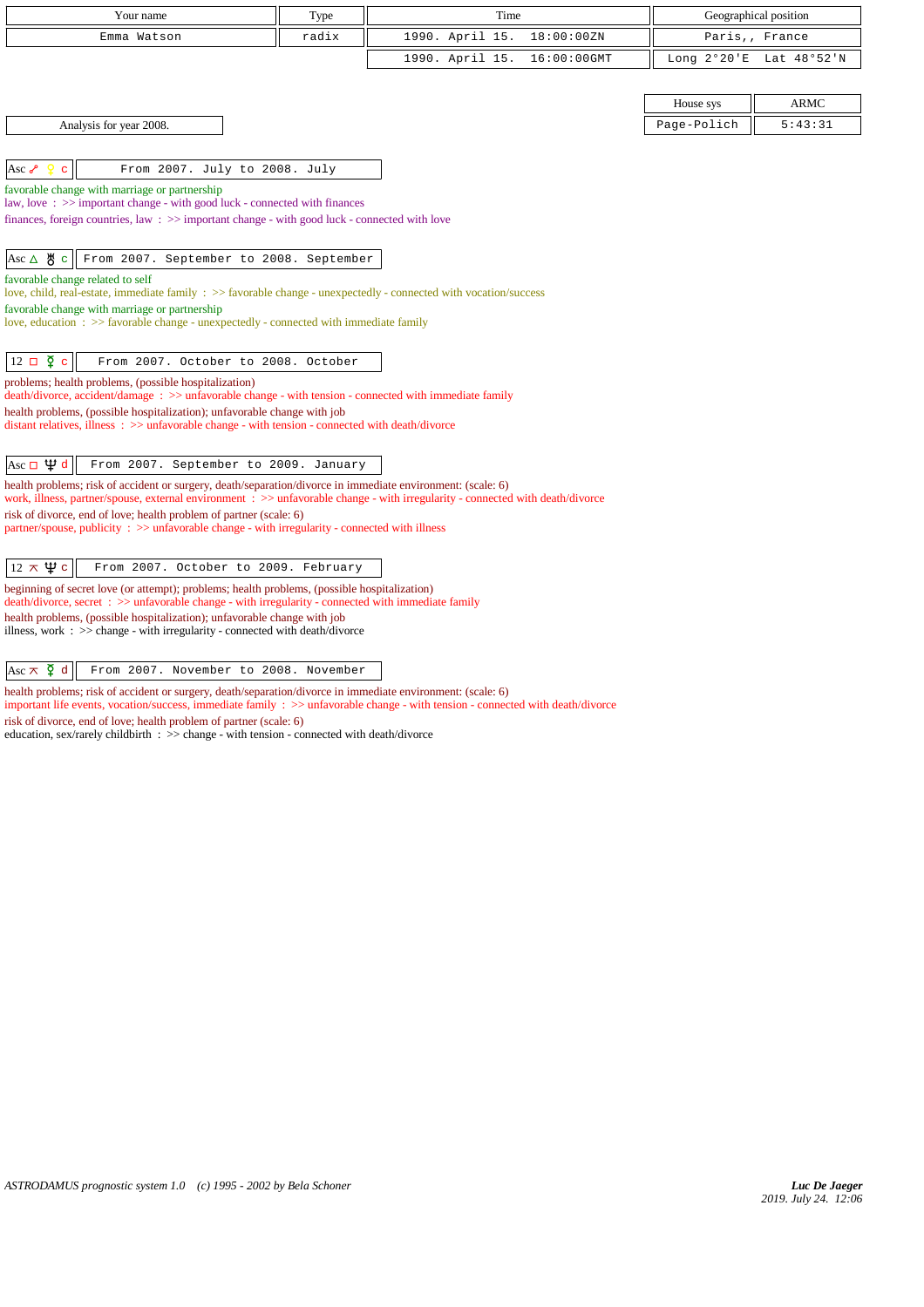| Your name | Type | Time | Geographical position |
|---|---|---|---|
| Emma Watson | radix | 1990. April 15. 18:00:00ZN | Paris,, France |
| | | 1990. April 15. 16:00:00GMT | Long 2°20'E Lat 48°52'N |

| House sys | ARMC |
|---|---|
| Page-Polich | 5:43:31 |

Analysis for year 2008.

**Asc ☍ ♀ c** — From 2007. July to 2008. July

favorable change with marriage or partnership
law, love : >> important change - with good luck - connected with finances
finances, foreign countries, law : >> important change - with good luck - connected with love

**Asc △ ♅ c** — From 2007. September to 2008. September

favorable change related to self
love, child, real-estate, immediate family : >> favorable change - unexpectedly - connected with vocation/success
favorable change with marriage or partnership
love, education : >> favorable change - unexpectedly - connected with immediate family

**12 □ ☿ c** — From 2007. October to 2008. October

problems; health problems, (possible hospitalization)
death/divorce, accident/damage : >> unfavorable change - with tension - connected with immediate family
health problems, (possible hospitalization); unfavorable change with job
distant relatives, illness : >> unfavorable change - with tension - connected with death/divorce

**Asc □ ♆ d** — From 2007. September to 2009. January

health problems; risk of accident or surgery, death/separation/divorce in immediate environment: (scale: 6)
work, illness, partner/spouse, external environment : >> unfavorable change - with irregularity - connected with death/divorce
risk of divorce, end of love; health problem of partner (scale: 6)
partner/spouse, publicity : >> unfavorable change - with irregularity - connected with illness

**12 ⚻ ♆ c** — From 2007. October to 2009. February

beginning of secret love (or attempt); problems; health problems, (possible hospitalization)
death/divorce, secret : >> unfavorable change - with irregularity - connected with immediate family
health problems, (possible hospitalization); unfavorable change with job
illness, work : >> change - with irregularity - connected with death/divorce

**Asc ⚻ ☿ d** — From 2007. November to 2008. November

health problems; risk of accident or surgery, death/separation/divorce in immediate environment: (scale: 6)
important life events, vocation/success, immediate family : >> unfavorable change - with tension - connected with death/divorce
risk of divorce, end of love; health problem of partner (scale: 6)
education, sex/rarely childbirth : >> change - with tension - connected with death/divorce

ASTRODAMUS prognostic system 1.0 (c) 1995 - 2002 by Bela Schoner

*Luc De Jaeger*
2019. July 24. 12:06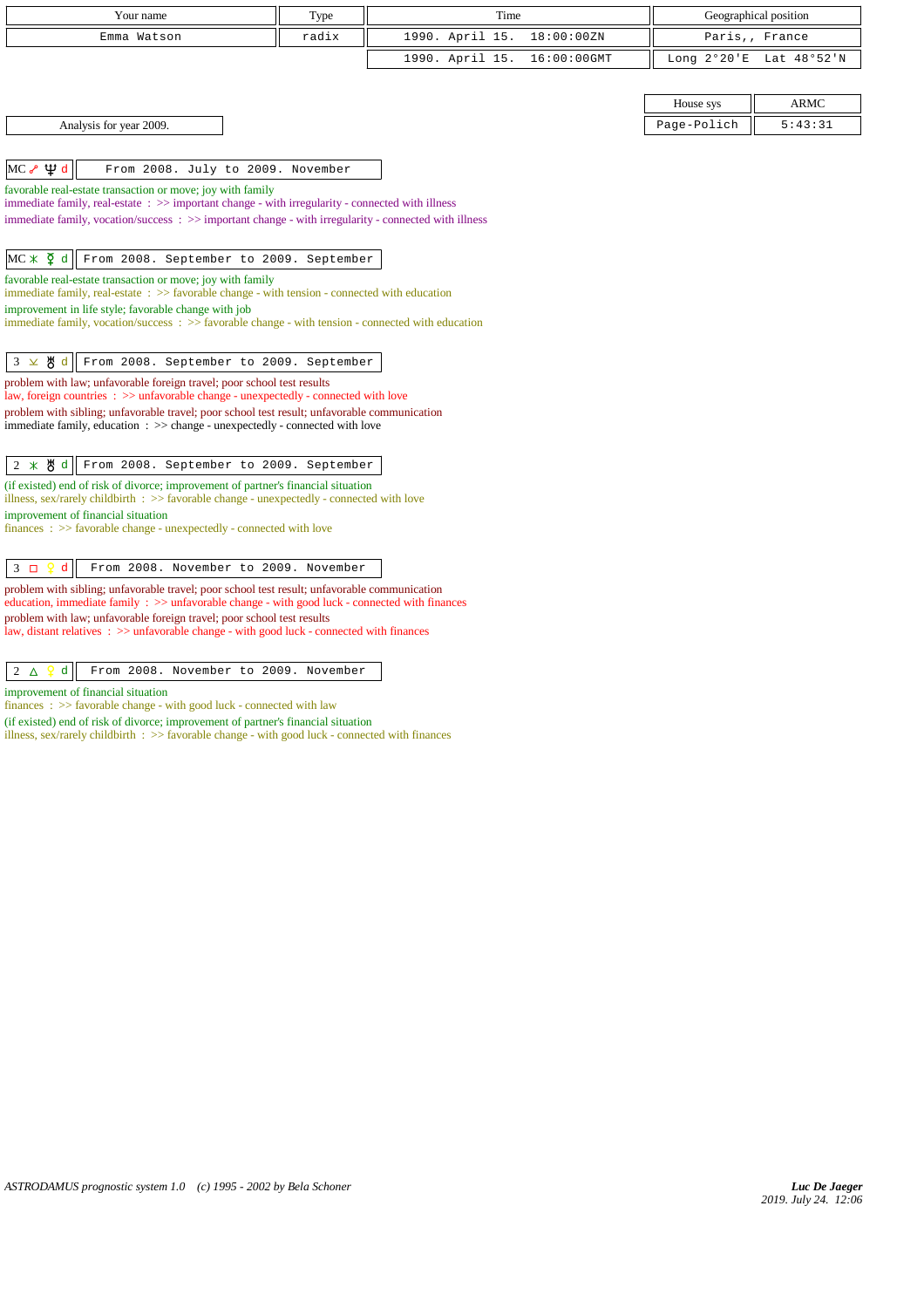| Your name | Type | Time | Geographical position |
|---|---|---|---|
| Emma Watson | radix | 1990. April 15. 18:00:00ZN | Paris,, France |
| | | 1990. April 15. 16:00:00GMT | Long 2°20'E Lat 48°52'N |

| House sys | ARMC |
|---|---|
| Page-Polich | 5:43:31 |

Analysis for year 2009.

**MC ☍ ♆ d** — From 2008. July to 2009. November

favorable real-estate transaction or move; joy with family
immediate family, real-estate : >> important change - with irregularity - connected with illness
immediate family, vocation/success : >> important change - with irregularity - connected with illness

**MC ⚹ ☿ d** — From 2008. September to 2009. September

favorable real-estate transaction or move; joy with family
immediate family, real-estate : >> favorable change - with tension - connected with education
improvement in life style; favorable change with job
immediate family, vocation/success : >> favorable change - with tension - connected with education

**3 ⚺ ♅ d** — From 2008. September to 2009. September

problem with law; unfavorable foreign travel; poor school test results
law, foreign countries : >> unfavorable change - unexpectedly - connected with love
problem with sibling; unfavorable travel; poor school test result; unfavorable communication
immediate family, education : >> change - unexpectedly - connected with love

**2 ⚹ ♅ d** — From 2008. September to 2009. September

(if existed) end of risk of divorce; improvement of partner's financial situation
illness, sex/rarely childbirth : >> favorable change - unexpectedly - connected with love
improvement of financial situation
finances : >> favorable change - unexpectedly - connected with love

**3 □ ♀ d** — From 2008. November to 2009. November

problem with sibling; unfavorable travel; poor school test result; unfavorable communication
education, immediate family : >> unfavorable change - with good luck - connected with finances
problem with law; unfavorable foreign travel; poor school test results
law, distant relatives : >> unfavorable change - with good luck - connected with finances

**2 △ ♀ d** — From 2008. November to 2009. November

improvement of financial situation
finances : >> favorable change - with good luck - connected with law
(if existed) end of risk of divorce; improvement of partner's financial situation
illness, sex/rarely childbirth : >> favorable change - with good luck - connected with finances

*ASTRODAMUS prognostic system 1.0 (c) 1995 - 2002 by Bela Schoner*

*Luc De Jaeger*
2019. July 24. 12:06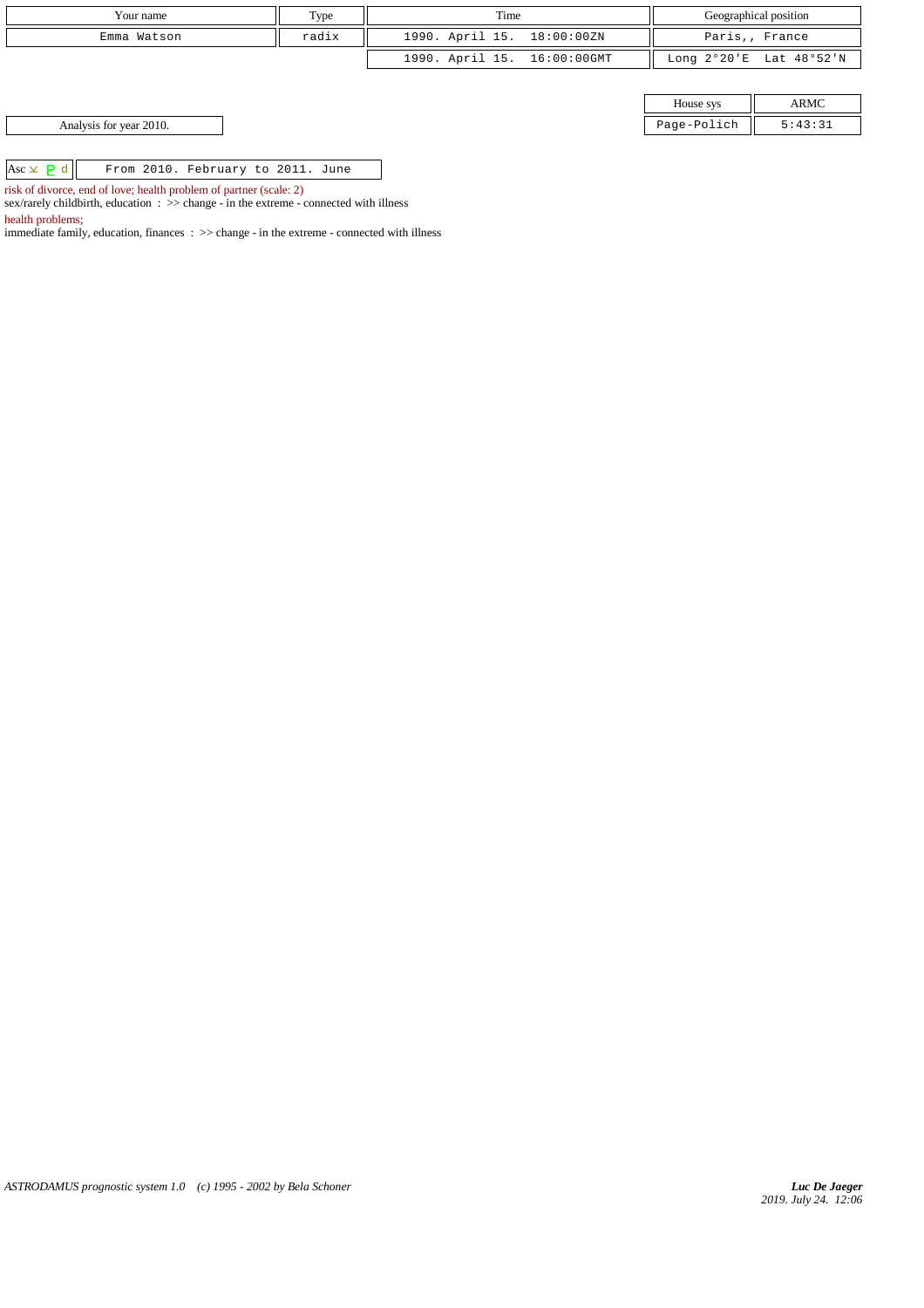| Your name | Type | Time | Geographical position |
|---|---|---|---|
| Emma Watson | radix | 1990. April 15. 18:00:00ZN | Paris,, France |
| | | 1990. April 15. 16:00:00GMT | Long 2°20'E Lat 48°52'N |

| House sys | ARMC |
|---|---|
| Page-Polich | 5:43:31 |

Analysis for year 2010.

| Asc ⊻ ♇ d | From 2010. February to 2011. June |
|---|---|

risk of divorce, end of love; health problem of partner (scale: 2)
sex/rarely childbirth, education : >> change - in the extreme - connected with illness

health problems;
immediate family, education, finances : >> change - in the extreme - connected with illness

ASTRODAMUS prognostic system 1.0 (c) 1995 - 2002 by Bela Schoner

*Luc De Jaeger*
*2019. July 24. 12:06*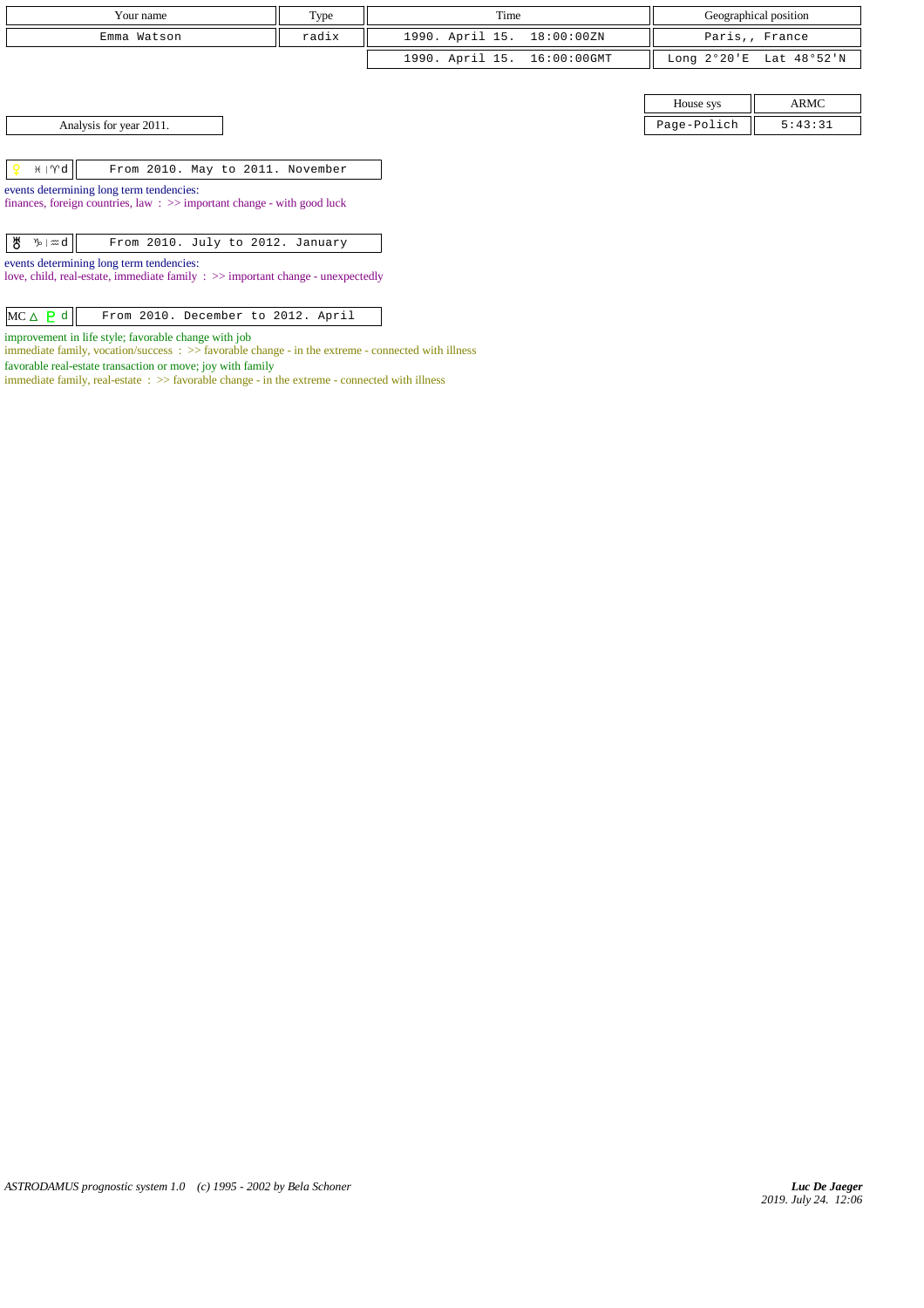| Your name | Type | Time | Geographical position |
|---|---|---|---|
| Emma Watson | radix | 1990. April 15. 18:00:00ZN | Paris,, France |
| | | 1990. April 15. 16:00:00GMT | Long 2°20'E Lat 48°52'N |

| House sys | ARMC |
|---|---|
| Page-Polich | 5:43:31 |

Analysis for year 2011.

| ♀ ♓ \| ♈ d | From 2010. May to 2011. November |
|---|---|

events determining long term tendencies:
finances, foreign countries, law : >> important change - with good luck

| ♅ ♑ \| ♒ d | From 2010. July to 2012. January |
|---|---|

events determining long term tendencies:
love, child, real-estate, immediate family : >> important change - unexpectedly

| MC △ ♇ d | From 2010. December to 2012. April |
|---|---|

improvement in life style; favorable change with job
immediate family, vocation/success : >> favorable change - in the extreme - connected with illness
favorable real-estate transaction or move; joy with family
immediate family, real-estate : >> favorable change - in the extreme - connected with illness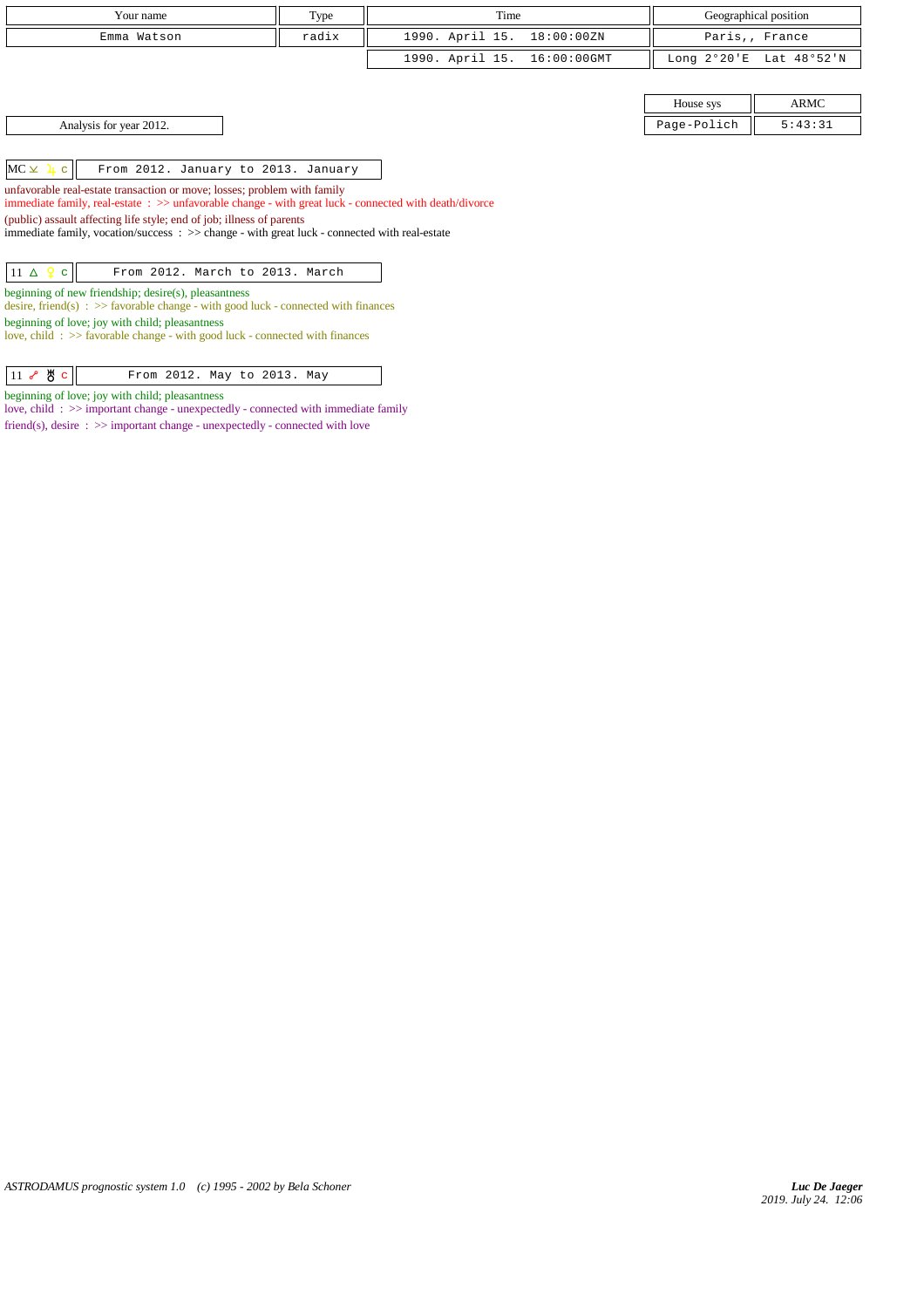| Your name | Type | Time | Geographical position |
|---|---|---|---|
| Emma Watson | radix | 1990. April 15. 18:00:00ZN | Paris,, France |
| | | 1990. April 15. 16:00:00GMT | Long 2°20'E Lat 48°52'N |

| House sys | ARMC |
|---|---|
| Page-Polich | 5:43:31 |

Analysis for year 2012.

| MC ⚻ ♄ c | From 2012. January to 2013. January |
|---|---|

unfavorable real-estate transaction or move; losses; problem with family
immediate family, real-estate : >> unfavorable change - with great luck - connected with death/divorce
(public) assault affecting life style; end of job; illness of parents
immediate family, vocation/success : >> change - with great luck - connected with real-estate

| 11 △ ♀ c | From 2012. March to 2013. March |
|---|---|

beginning of new friendship; desire(s), pleasantness
desire, friend(s) : >> favorable change - with good luck - connected with finances
beginning of love; joy with child; pleasantness
love, child : >> favorable change - with good luck - connected with finances

| 11 ☍ ♅ c | From 2012. May to 2013. May |
|---|---|

beginning of love; joy with child; pleasantness
love, child : >> important change - unexpectedly - connected with immediate family
friend(s), desire : >> important change - unexpectedly - connected with love

*ASTRODAMUS prognostic system 1.0 (c) 1995 - 2002 by Bela Schoner*

***Luc De Jaeger***
*2019. July 24. 12:06*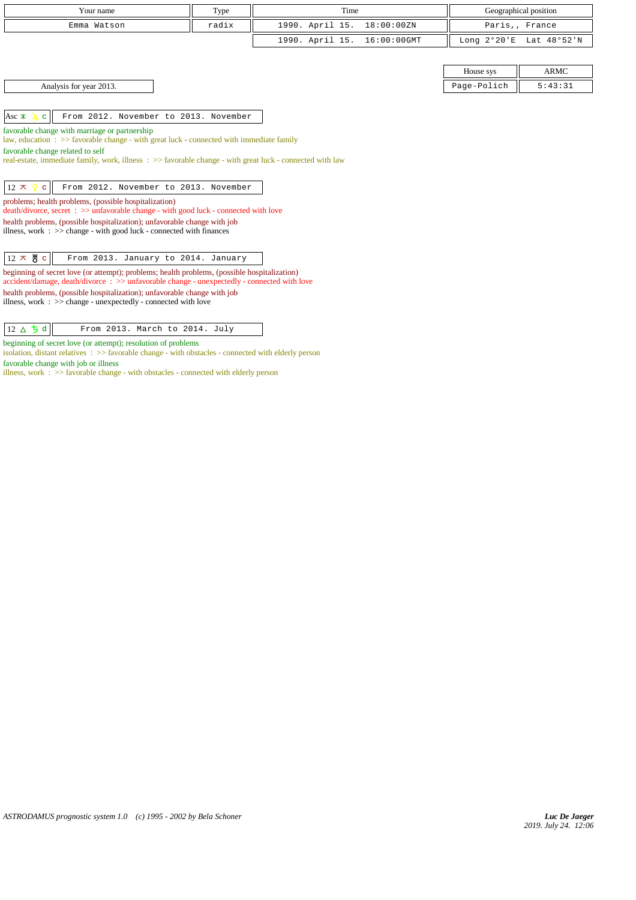| Your name | Type | Time | Geographical position |
|---|---|---|---|
| Emma Watson | radix | 1990. April 15. 18:00:00ZN | Paris,, France |
| | | 1990. April 15. 16:00:00GMT | Long 2°20'E Lat 48°52'N |

| House sys | ARMC |
|---|---|
| Page-Polich | 5:43:31 |

Analysis for year 2013.

| Asc ⚹ ♃ c | From 2012. November to 2013. November |
|---|---|

favorable change with marriage or partnership
law, education : >> favorable change - with great luck - connected with immediate family
favorable change related to self
real-estate, immediate family, work, illness : >> favorable change - with great luck - connected with law

| 12 ⚻ ♀ c | From 2012. November to 2013. November |
|---|---|

problems; health problems, (possible hospitalization)
death/divorce, secret : >> unfavorable change - with good luck - connected with love
health problems, (possible hospitalization); unfavorable change with job
illness, work : >> change - with good luck - connected with finances

| 12 ⚻ ♅ c | From 2013. January to 2014. January |
|---|---|

beginning of secret love (or attempt); problems; health problems, (possible hospitalization)
accident/damage, death/divorce : >> unfavorable change - unexpectedly - connected with love
health problems, (possible hospitalization); unfavorable change with job
illness, work : >> change - unexpectedly - connected with love

| 12 △ ♄ d | From 2013. March to 2014. July |
|---|---|

beginning of secret love (or attempt); resolution of problems
isolation, distant relatives : >> favorable change - with obstacles - connected with elderly person
favorable change with job or illness
illness, work : >> favorable change - with obstacles - connected with elderly person

ASTRODAMUS prognostic system 1.0 (c) 1995 - 2002 by Bela Schoner

*Luc De Jaeger*
*2019. July 24. 12:06*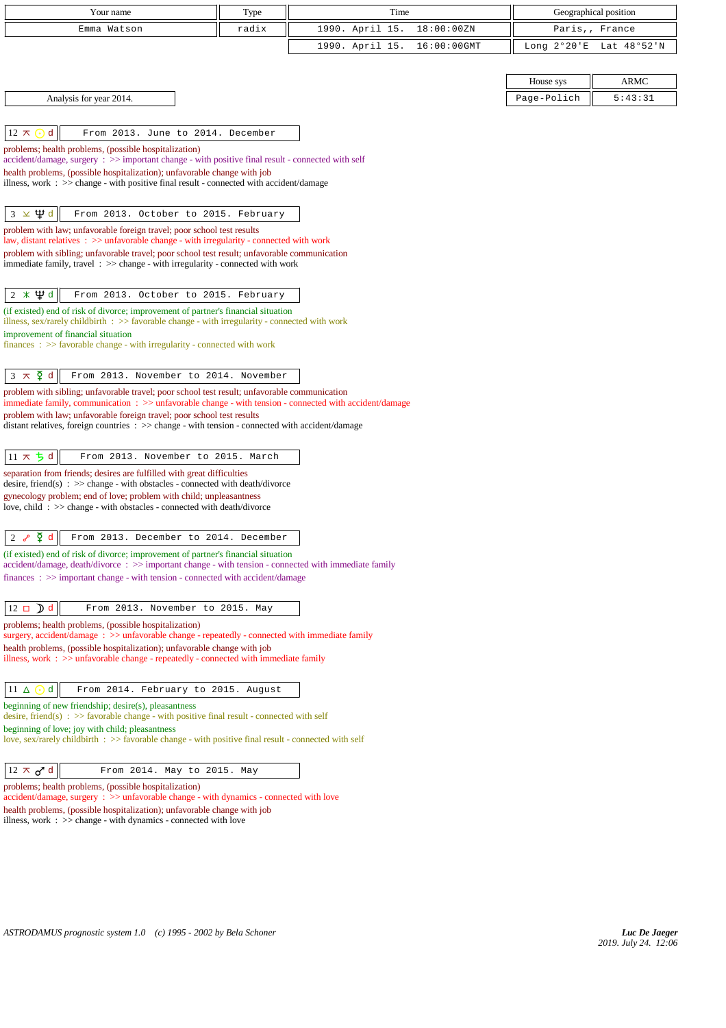| Your name | Type | Time | Geographical position |
|---|---|---|---|
| Emma Watson | radix | 1990. April 15. 18:00:00ZN | Paris,, France |
| | | 1990. April 15. 16:00:00GMT | Long 2°20'E Lat 48°52'N |

| House sys | ARMC |
|---|---|
| Page-Polich | 5:43:31 |

Analysis for year 2014.

**12 ⚻ ☉ d** — From 2013. June to 2014. December

problems; health problems, (possible hospitalization)
accident/damage, surgery : >> important change - with positive final result - connected with self
health problems, (possible hospitalization); unfavorable change with job
illness, work : >> change - with positive final result - connected with accident/damage

**3 ⚺ ♆ d** — From 2013. October to 2015. February

problem with law; unfavorable foreign travel; poor school test results
law, distant relatives : >> unfavorable change - with irregularity - connected with work
problem with sibling; unfavorable travel; poor school test result; unfavorable communication
immediate family, travel : >> change - with irregularity - connected with work

**2 ⚹ ♆ d** — From 2013. October to 2015. February

(if existed) end of risk of divorce; improvement of partner's financial situation
illness, sex/rarely childbirth : >> favorable change - with irregularity - connected with work
improvement of financial situation
finances : >> favorable change - with irregularity - connected with work

**3 ⚻ ☿ d** — From 2013. November to 2014. November

problem with sibling; unfavorable travel; poor school test result; unfavorable communication
immediate family, communication : >> unfavorable change - with tension - connected with accident/damage
problem with law; unfavorable foreign travel; poor school test results
distant relatives, foreign countries : >> change - with tension - connected with accident/damage

**11 ⚻ ♄ d** — From 2013. November to 2015. March

separation from friends; desires are fulfilled with great difficulties
desire, friend(s) : >> change - with obstacles - connected with death/divorce
gynecology problem; end of love; problem with child; unpleasantness
love, child : >> change - with obstacles - connected with death/divorce

**2 ☍ ☿ d** — From 2013. December to 2014. December

(if existed) end of risk of divorce; improvement of partner's financial situation
accident/damage, death/divorce : >> important change - with tension - connected with immediate family
finances : >> important change - with tension - connected with accident/damage

**12 □ ☽ d** — From 2013. November to 2015. May

problems; health problems, (possible hospitalization)
surgery, accident/damage : >> unfavorable change - repeatedly - connected with immediate family
health problems, (possible hospitalization); unfavorable change with job
illness, work : >> unfavorable change - repeatedly - connected with immediate family

**11 △ ☉ d** — From 2014. February to 2015. August

beginning of new friendship; desire(s), pleasantness
desire, friend(s) : >> favorable change - with positive final result - connected with self
beginning of love; joy with child; pleasantness
love, sex/rarely childbirth : >> favorable change - with positive final result - connected with self

**12 ⚻ ♂ d** — From 2014. May to 2015. May

problems; health problems, (possible hospitalization)
accident/damage, surgery : >> unfavorable change - with dynamics - connected with love
health problems, (possible hospitalization); unfavorable change with job
illness, work : >> change - with dynamics - connected with love

*ASTRODAMUS prognostic system 1.0 (c) 1995 - 2002 by Bela Schoner*

*Luc De Jaeger*
2019. July 24. 12:06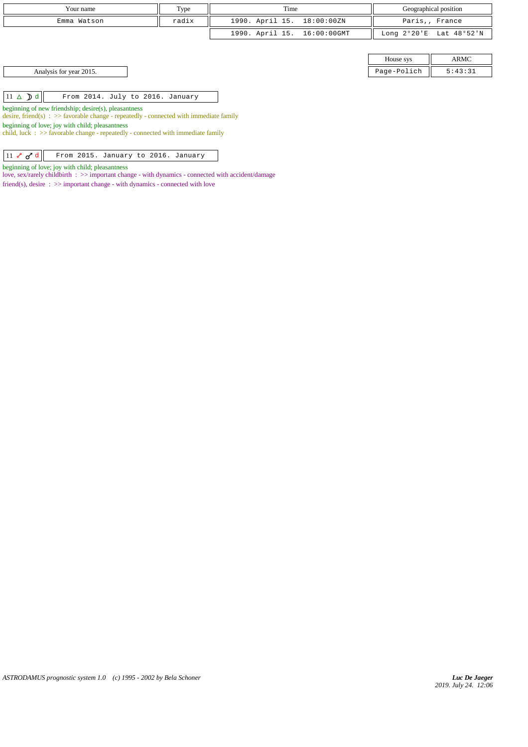| Your name | Type | Time | Geographical position |
|---|---|---|---|
| Emma Watson | radix | 1990. April 15. 18:00:00ZN | Paris,, France |
| | | 1990. April 15. 16:00:00GMT | Long 2°20'E Lat 48°52'N |

| House sys | ARMC |
|---|---|
| Page-Polich | 5:43:31 |

Analysis for year 2015.

| 11 △ ☽ d | From 2014. July to 2016. January |
|---|---|

beginning of new friendship; desire(s), pleasantness
desire, friend(s) : >> favorable change - repeatedly - connected with immediate family
beginning of love; joy with child; pleasantness
child, luck : >> favorable change - repeatedly - connected with immediate family

| 11 ☍ ♂ d | From 2015. January to 2016. January |
|---|---|

beginning of love; joy with child; pleasantness
love, sex/rarely childbirth : >> important change - with dynamics - connected with accident/damage
friend(s), desire : >> important change - with dynamics - connected with love

*ASTRODAMUS prognostic system 1.0 (c) 1995 - 2002 by Bela Schoner*

*Luc De Jaeger*
*2019. July 24. 12:06*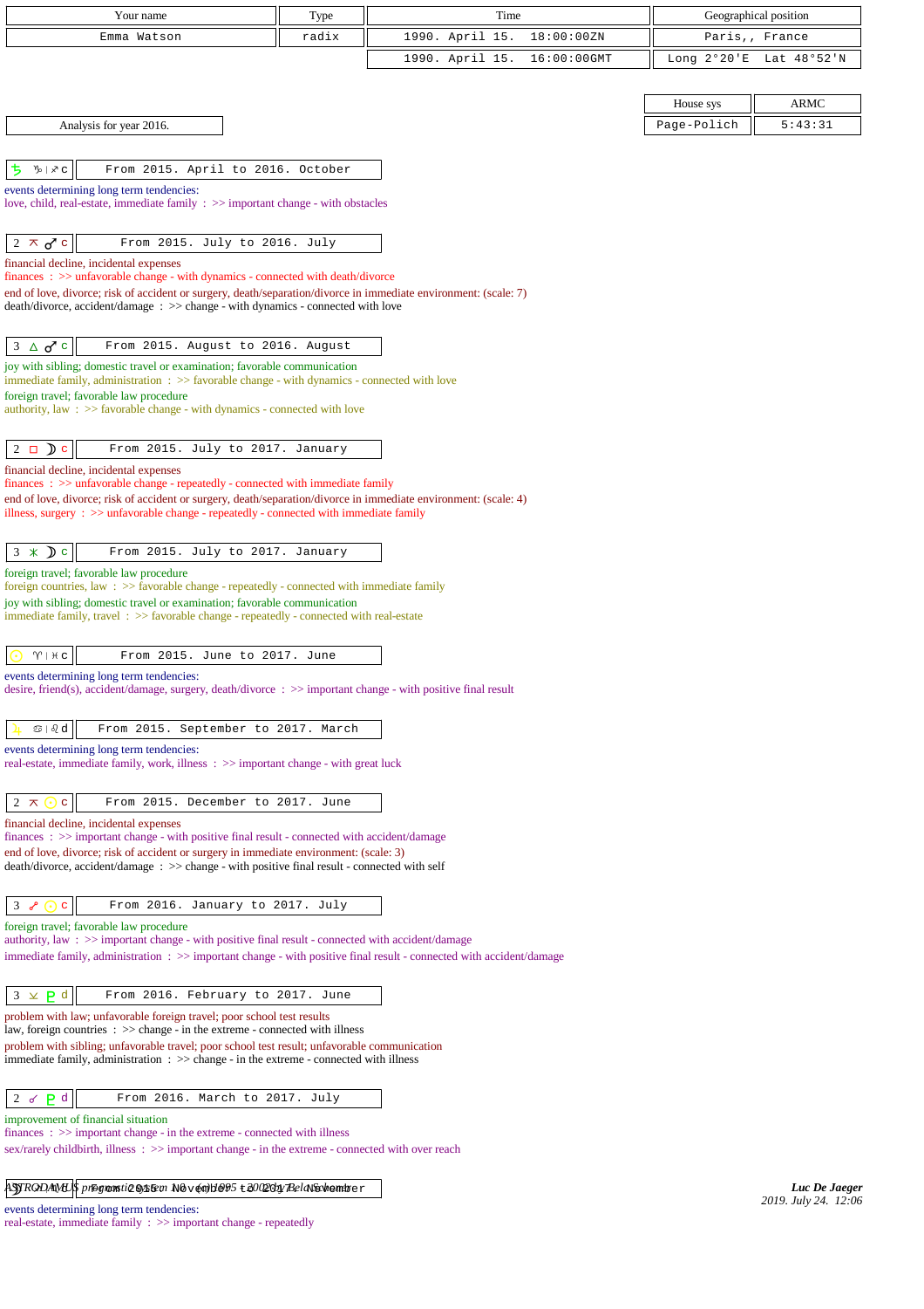| Your name | Type | Time | Geographical position |
|---|---|---|---|
| Emma Watson | radix | 1990. April 15. 18:00:00ZN | Paris,, France |
| | | 1990. April 15. 16:00:00GMT | Long 2°20'E Lat 48°52'N |

| House sys | ARMC |
|---|---|
| Page-Polich | 5:43:31 |

Analysis for year 2016.

**♄ ♑ | ♐ c** — From 2015. April to 2016. October

events determining long term tendencies:
love, child, real-estate, immediate family : >> important change - with obstacles

**2 ⚻ ♂ c** — From 2015. July to 2016. July

financial decline, incidental expenses
finances : >> unfavorable change - with dynamics - connected with death/divorce
end of love, divorce; risk of accident or surgery, death/separation/divorce in immediate environment: (scale: 7)
death/divorce, accident/damage : >> change - with dynamics - connected with love

**3 △ ♂ c** — From 2015. August to 2016. August

joy with sibling; domestic travel or examination; favorable communication
immediate family, administration : >> favorable change - with dynamics - connected with love
foreign travel; favorable law procedure
authority, law : >> favorable change - with dynamics - connected with love

**2 □ ☽ c** — From 2015. July to 2017. January

financial decline, incidental expenses
finances : >> unfavorable change - repeatedly - connected with immediate family
end of love, divorce; risk of accident or surgery, death/separation/divorce in immediate environment: (scale: 4)
illness, surgery : >> unfavorable change - repeatedly - connected with immediate family

**3 ⚹ ☽ c** — From 2015. July to 2017. January

foreign travel; favorable law procedure
foreign countries, law : >> favorable change - repeatedly - connected with immediate family
joy with sibling; domestic travel or examination; favorable communication
immediate family, travel : >> favorable change - repeatedly - connected with real-estate

**☉ ♈ | ♓ c** — From 2015. June to 2017. June

events determining long term tendencies:
desire, friend(s), accident/damage, surgery, death/divorce : >> important change - with positive final result

**♃ ♋ | ♌ d** — From 2015. September to 2017. March

events determining long term tendencies:
real-estate, immediate family, work, illness : >> important change - with great luck

**2 ⚻ ☉ c** — From 2015. December to 2017. June

financial decline, incidental expenses
finances : >> important change - with positive final result - connected with accident/damage
end of love, divorce; risk of accident or surgery in immediate environment: (scale: 3)
death/divorce, accident/damage : >> change - with positive final result - connected with self

**3 ☍ ☉ c** — From 2016. January to 2017. July

foreign travel; favorable law procedure
authority, law : >> important change - with positive final result - connected with accident/damage
immediate family, administration : >> important change - with positive final result - connected with accident/damage

**3 ⚺ ♇ d** — From 2016. February to 2017. June

problem with law; unfavorable foreign travel; poor school test results
law, foreign countries : >> change - in the extreme - connected with illness
problem with sibling; unfavorable travel; poor school test result; unfavorable communication
immediate family, administration : >> change - in the extreme - connected with illness

**2 ☌ ♇ d** — From 2016. March to 2017. July

improvement of financial situation
finances : >> important change - in the extreme - connected with illness
sex/rarely childbirth, illness : >> important change - in the extreme - connected with over reach

**☽** — From 2015. November to 2017. November

events determining long term tendencies:
real-estate, immediate family : >> important change - repeatedly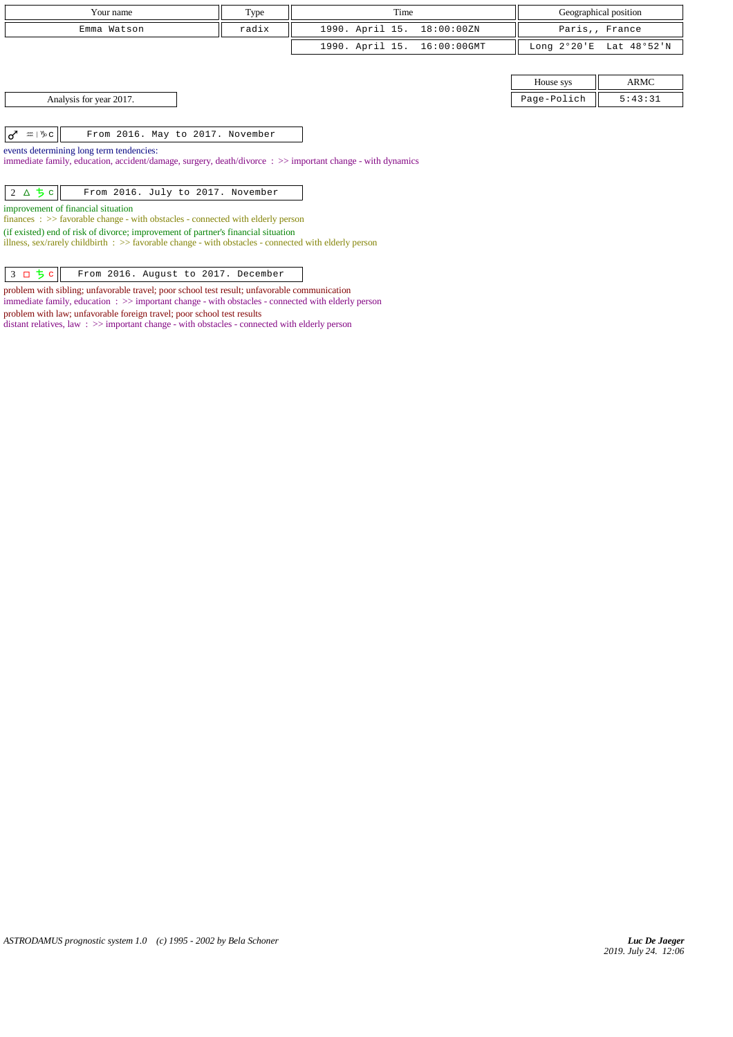| Your name | Type | Time | Geographical position |
|---|---|---|---|
| Emma Watson | radix | 1990. April 15. 18:00:00ZN | Paris,, France |
| | | 1990. April 15. 16:00:00GMT | Long 2°20'E Lat 48°52'N |

| House sys | ARMC |
|---|---|
| Page-Polich | 5:43:31 |

Analysis for year 2017.

| ♂ ♒ \| ♑ c | From 2016. May to 2017. November |
|---|---|

events determining long term tendencies:
immediate family, education, accident/damage, surgery, death/divorce : >> important change - with dynamics

| 2 △ ♄ c | From 2016. July to 2017. November |
|---|---|

improvement of financial situation
finances : >> favorable change - with obstacles - connected with elderly person
(if existed) end of risk of divorce; improvement of partner's financial situation
illness, sex/rarely childbirth : >> favorable change - with obstacles - connected with elderly person

| 3 □ ♄ c | From 2016. August to 2017. December |
|---|---|

problem with sibling; unfavorable travel; poor school test result; unfavorable communication
immediate family, education : >> important change - with obstacles - connected with elderly person
problem with law; unfavorable foreign travel; poor school test results
distant relatives, law : >> important change - with obstacles - connected with elderly person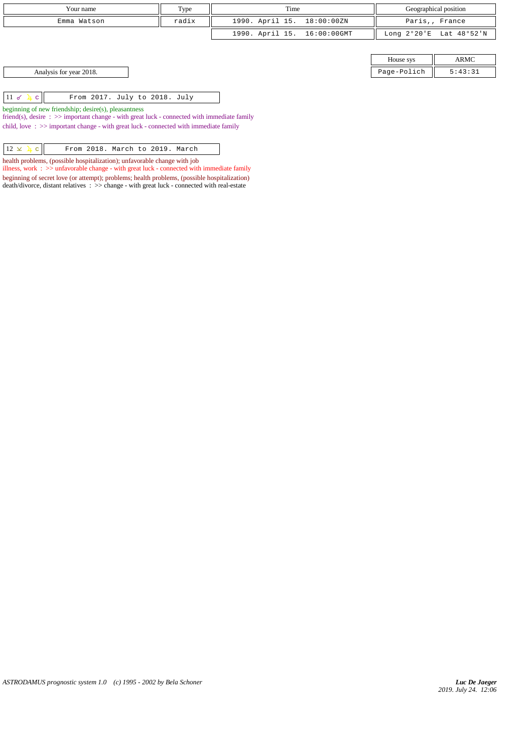| Your name | Type | Time | Geographical position |
|---|---|---|---|
| Emma Watson | radix | 1990. April 15. 18:00:00ZN | Paris,, France |
| | | 1990. April 15. 16:00:00GMT | Long 2°20'E Lat 48°52'N |

| House sys | ARMC |
|---|---|
| Page-Polich | 5:43:31 |

Analysis for year 2018.

| 11 ☌ ♃ c | From 2017. July to 2018. July |
|---|---|

beginning of new friendship; desire(s), pleasantness
friend(s), desire : >> important change - with great luck - connected with immediate family
child, love : >> important change - with great luck - connected with immediate family

| 12 ⚻ ♃ c | From 2018. March to 2019. March |
|---|---|

health problems, (possible hospitalization); unfavorable change with job
illness, work : >> unfavorable change - with great luck - connected with immediate family
beginning of secret love (or attempt); problems; health problems, (possible hospitalization)
death/divorce, distant relatives : >> change - with great luck - connected with real-estate

*ASTRODAMUS prognostic system 1.0 (c) 1995 - 2002 by Bela Schoner*

*Luc De Jaeger*
*2019. July 24. 12:06*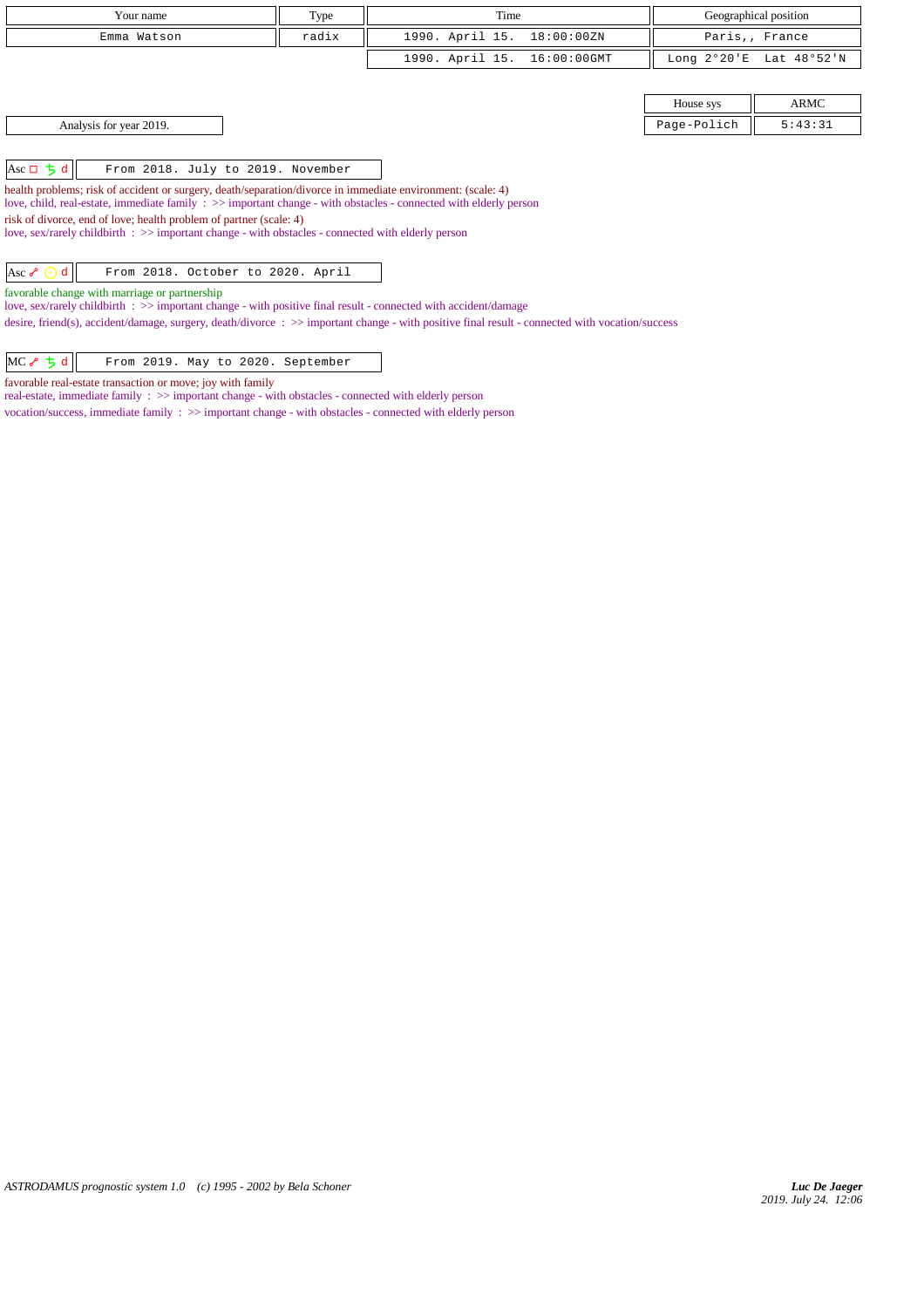| Your name | Type | Time | Geographical position |
|---|---|---|---|
| Emma Watson | radix | 1990. April 15. 18:00:00ZN | Paris,, France |
| | | 1990. April 15. 16:00:00GMT | Long 2°20'E Lat 48°52'N |

| House sys | ARMC |
|---|---|
| Page-Polich | 5:43:31 |

Analysis for year 2019.

| Asc □ ♄ d | From 2018. July to 2019. November |
|---|---|

health problems; risk of accident or surgery, death/separation/divorce in immediate environment: (scale: 4)
love, child, real-estate, immediate family : >> important change - with obstacles - connected with elderly person
risk of divorce, end of love; health problem of partner (scale: 4)
love, sex/rarely childbirth : >> important change - with obstacles - connected with elderly person

| Asc ☍ ☉ d | From 2018. October to 2020. April |
|---|---|

favorable change with marriage or partnership
love, sex/rarely childbirth : >> important change - with positive final result - connected with accident/damage
desire, friend(s), accident/damage, surgery, death/divorce : >> important change - with positive final result - connected with vocation/success

| MC ☍ ♄ d | From 2019. May to 2020. September |
|---|---|

favorable real-estate transaction or move; joy with family
real-estate, immediate family : >> important change - with obstacles - connected with elderly person
vocation/success, immediate family : >> important change - with obstacles - connected with elderly person

ASTRODAMUS prognostic system 1.0 (c) 1995 - 2002 by Bela Schoner

*Luc De Jaeger*
2019. July 24. 12:06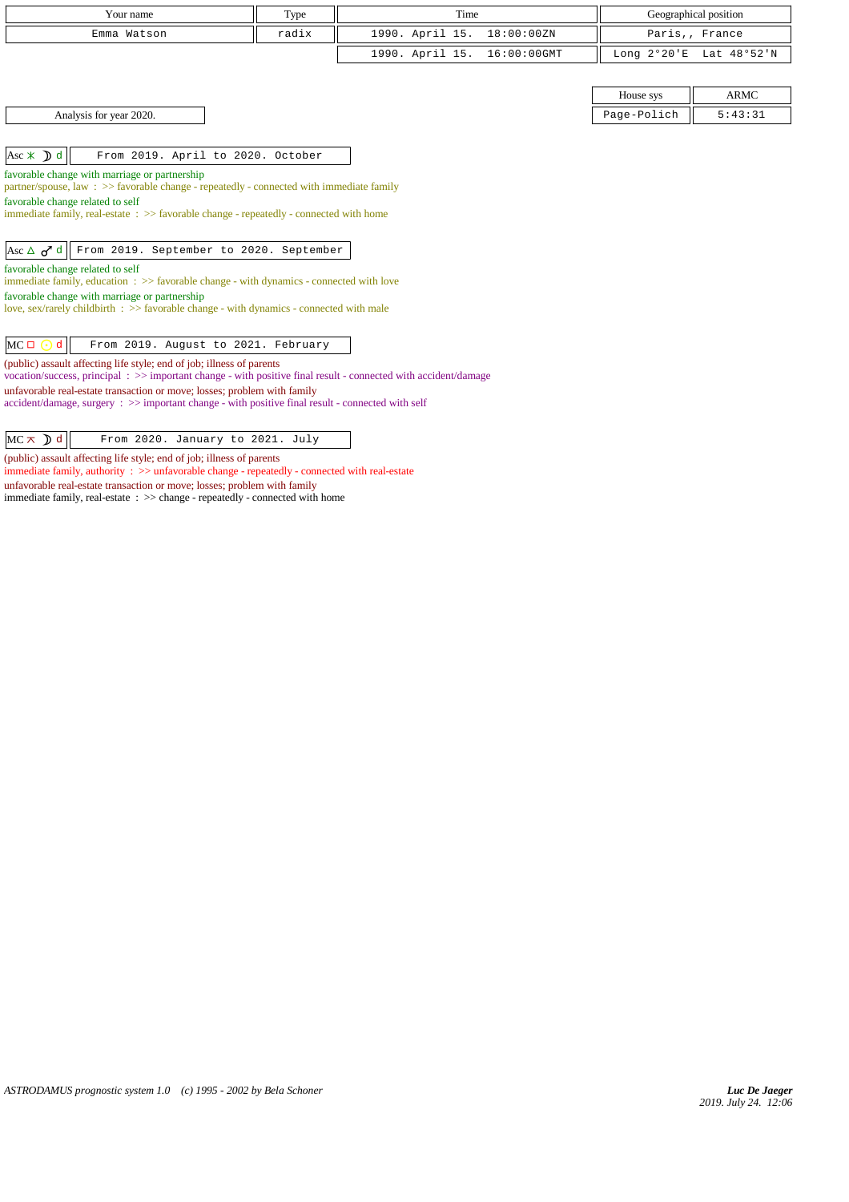| Your name | Type | Time | Geographical position |
|---|---|---|---|
| Emma Watson | radix | 1990. April 15. 18:00:00ZN | Paris,, France |
| | | 1990. April 15. 16:00:00GMT | Long 2°20'E Lat 48°52'N |

| House sys | ARMC |
|---|---|
| Page-Polich | 5:43:31 |

Analysis for year 2020.

**Asc ⚹ ☽ d** — From 2019. April to 2020. October

favorable change with marriage or partnership
partner/spouse, law : >> favorable change - repeatedly - connected with immediate family
favorable change related to self
immediate family, real-estate : >> favorable change - repeatedly - connected with home

**Asc △ ♂ d** — From 2019. September to 2020. September

favorable change related to self
immediate family, education : >> favorable change - with dynamics - connected with love
favorable change with marriage or partnership
love, sex/rarely childbirth : >> favorable change - with dynamics - connected with male

**MC □ ☉ d** — From 2019. August to 2021. February

(public) assault affecting life style; end of job; illness of parents
vocation/success, principal : >> important change - with positive final result - connected with accident/damage
unfavorable real-estate transaction or move; losses; problem with family
accident/damage, surgery : >> important change - with positive final result - connected with self

**MC ⚻ ☽ d** — From 2020. January to 2021. July

(public) assault affecting life style; end of job; illness of parents
immediate family, authority : >> unfavorable change - repeatedly - connected with real-estate
unfavorable real-estate transaction or move; losses; problem with family
immediate family, real-estate : >> change - repeatedly - connected with home

*ASTRODAMUS prognostic system 1.0 (c) 1995 - 2002 by Bela Schoner*

*Luc De Jaeger*
*2019. July 24. 12:06*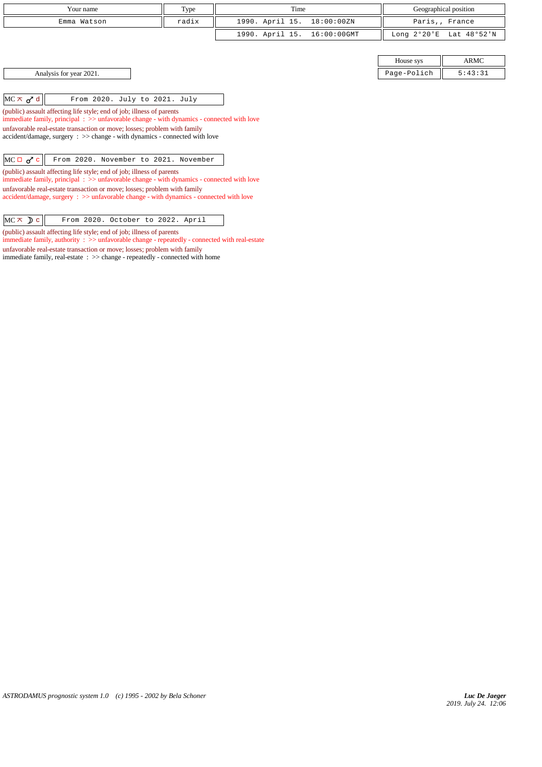| Your name | Type | Time | Geographical position |
|---|---|---|---|
| Emma Watson | radix | 1990. April 15. 18:00:00ZN | Paris,, France |
| | | 1990. April 15. 16:00:00GMT | Long 2°20'E Lat 48°52'N |

| House sys | ARMC |
|---|---|
| Page-Polich | 5:43:31 |

Analysis for year 2021.

| MC ⊼ ♂ d | From 2020. July to 2021. July |
|---|---|

(public) assault affecting life style; end of job; illness of parents
immediate family, principal : >> unfavorable change - with dynamics - connected with love
unfavorable real-estate transaction or move; losses; problem with family
accident/damage, surgery : >> change - with dynamics - connected with love

| MC □ ♂ c | From 2020. November to 2021. November |
|---|---|

(public) assault affecting life style; end of job; illness of parents
immediate family, principal : >> unfavorable change - with dynamics - connected with love
unfavorable real-estate transaction or move; losses; problem with family
accident/damage, surgery : >> unfavorable change - with dynamics - connected with love

| MC ⊼ ☽ c | From 2020. October to 2022. April |
|---|---|

(public) assault affecting life style; end of job; illness of parents
immediate family, authority : >> unfavorable change - repeatedly - connected with real-estate
unfavorable real-estate transaction or move; losses; problem with family
immediate family, real-estate : >> change - repeatedly - connected with home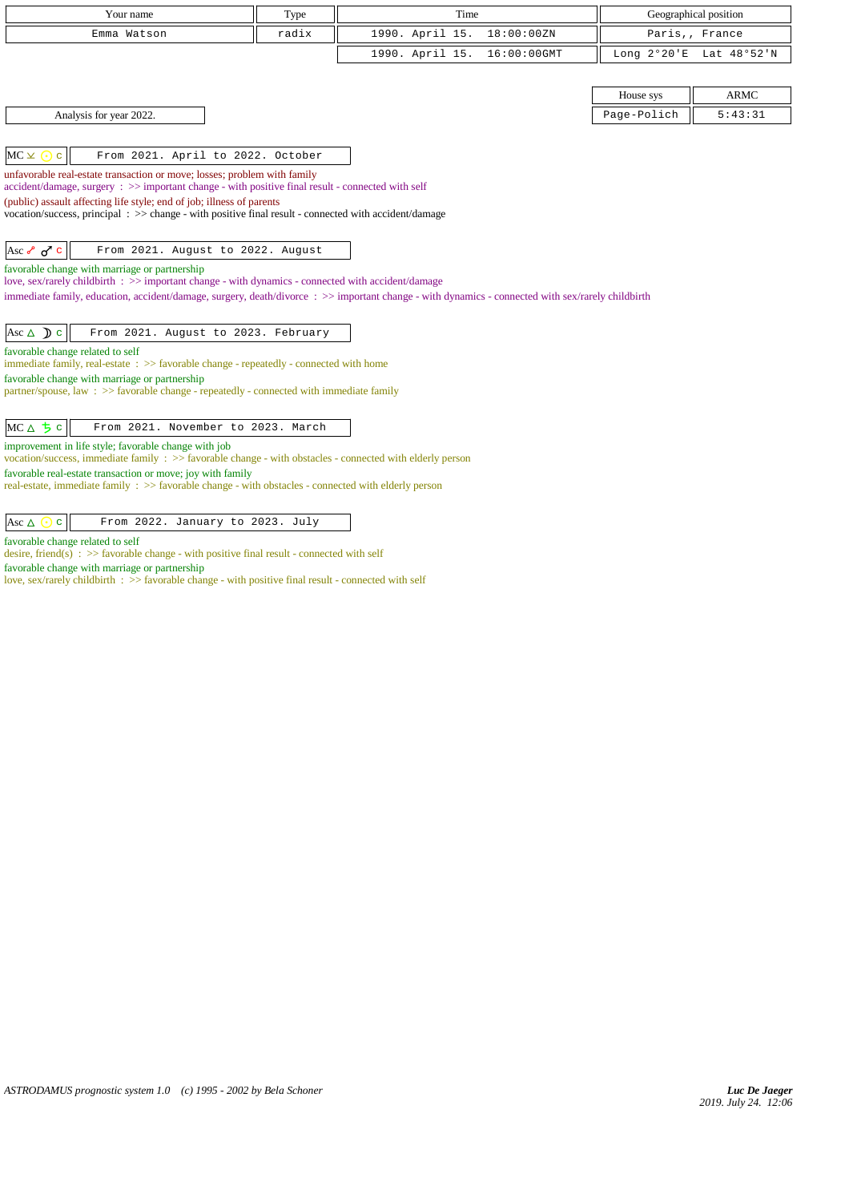| Your name | Type | Time | Geographical position |
|---|---|---|---|
| Emma Watson | radix | 1990. April 15. 18:00:00ZN | Paris,, France |
| | | 1990. April 15. 16:00:00GMT | Long 2°20'E Lat 48°52'N |

| House sys | ARMC |
|---|---|
| Page-Polich | 5:43:31 |

Analysis for year 2022.

MC ⚻ ☉ c | From 2021. April to 2022. October

unfavorable real-estate transaction or move; losses; problem with family
accident/damage, surgery : >> important change - with positive final result - connected with self
(public) assault affecting life style; end of job; illness of parents
vocation/success, principal : >> change - with positive final result - connected with accident/damage

Asc ☍ ♂ c | From 2021. August to 2022. August

favorable change with marriage or partnership
love, sex/rarely childbirth : >> important change - with dynamics - connected with accident/damage
immediate family, education, accident/damage, surgery, death/divorce : >> important change - with dynamics - connected with sex/rarely childbirth

Asc △ ☽ c | From 2021. August to 2023. February

favorable change related to self
immediate family, real-estate : >> favorable change - repeatedly - connected with home
favorable change with marriage or partnership
partner/spouse, law : >> favorable change - repeatedly - connected with immediate family

MC △ ♄ c | From 2021. November to 2023. March

improvement in life style; favorable change with job
vocation/success, immediate family : >> favorable change - with obstacles - connected with elderly person
favorable real-estate transaction or move; joy with family
real-estate, immediate family : >> favorable change - with obstacles - connected with elderly person

Asc △ ☉ c | From 2022. January to 2023. July

favorable change related to self
desire, friend(s) : >> favorable change - with positive final result - connected with self
favorable change with marriage or partnership
love, sex/rarely childbirth : >> favorable change - with positive final result - connected with self

*ASTRODAMUS prognostic system 1.0 (c) 1995 - 2002 by Bela Schoner*

*Luc De Jaeger*
*2019. July 24. 12:06*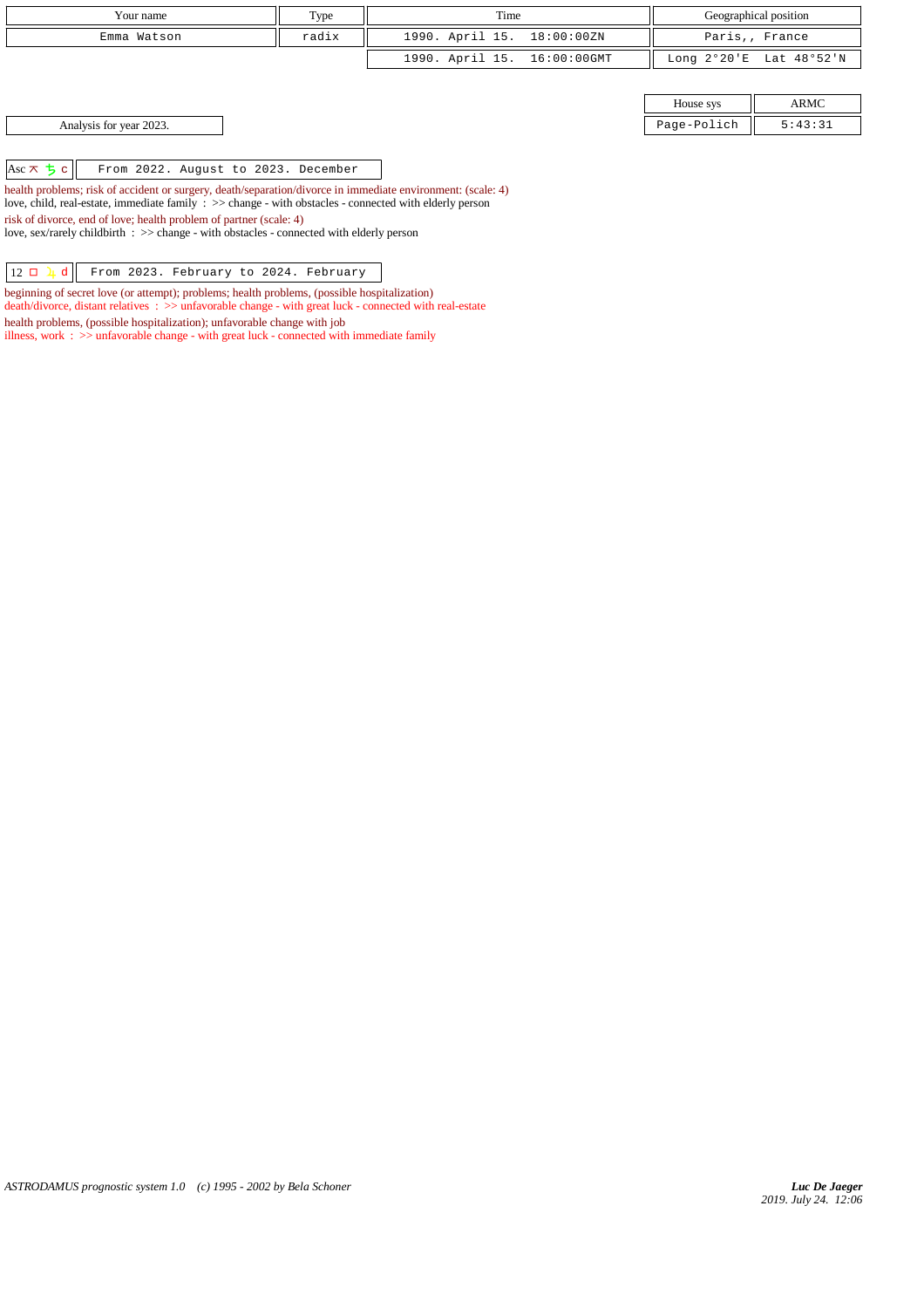| Your name | Type | Time | Geographical position |
| --- | --- | --- | --- |
| Emma Watson | radix | 1990. April 15. 18:00:00ZN | Paris,, France |
| | | 1990. April 15. 16:00:00GMT | Long 2°20'E Lat 48°52'N |

| House sys | ARMC |
| --- | --- |
| Page-Polich | 5:43:31 |

Analysis for year 2023.

| Asc ⚻ ♄ c | From 2022. August to 2023. December |
| --- | --- |

health problems; risk of accident or surgery, death/separation/divorce in immediate environment: (scale: 4)
love, child, real-estate, immediate family : >> change - with obstacles - connected with elderly person

risk of divorce, end of love; health problem of partner (scale: 4)
love, sex/rarely childbirth : >> change - with obstacles - connected with elderly person

| 12 □ ♃ d | From 2023. February to 2024. February |
| --- | --- |

beginning of secret love (or attempt); problems; health problems, (possible hospitalization)
death/divorce, distant relatives : >> unfavorable change - with great luck - connected with real-estate

health problems, (possible hospitalization); unfavorable change with job
illness, work : >> unfavorable change - with great luck - connected with immediate family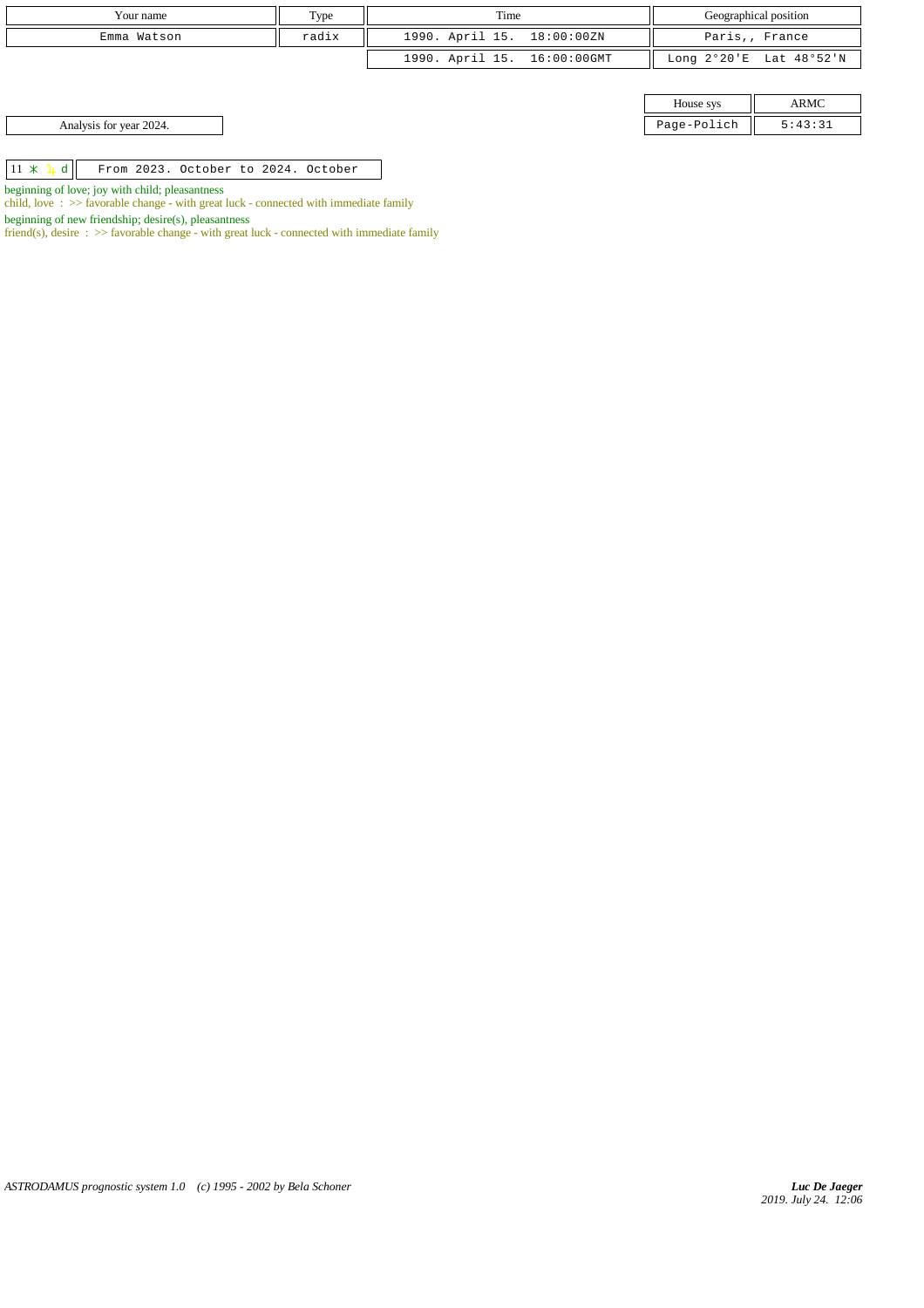| Your name | Type | Time | Geographical position |
| --- | --- | --- | --- |
| Emma Watson | radix | 1990. April 15. 18:00:00ZN | Paris,, France |
| | | 1990. April 15. 16:00:00GMT | Long 2°20'E Lat 48°52'N |

| House sys | ARMC |
| --- | --- |
| Page-Polich | 5:43:31 |

Analysis for year 2024.

| 11 ⚹ ♃ d | From 2023. October to 2024. October |
| --- | --- |

beginning of love; joy with child; pleasantness
child, love : >> favorable change - with great luck - connected with immediate family

beginning of new friendship; desire(s), pleasantness
friend(s), desire : >> favorable change - with great luck - connected with immediate family

*ASTRODAMUS prognostic system 1.0 (c) 1995 - 2002 by Bela Schoner*

*Luc De Jaeger*
*2019. July 24. 12:06*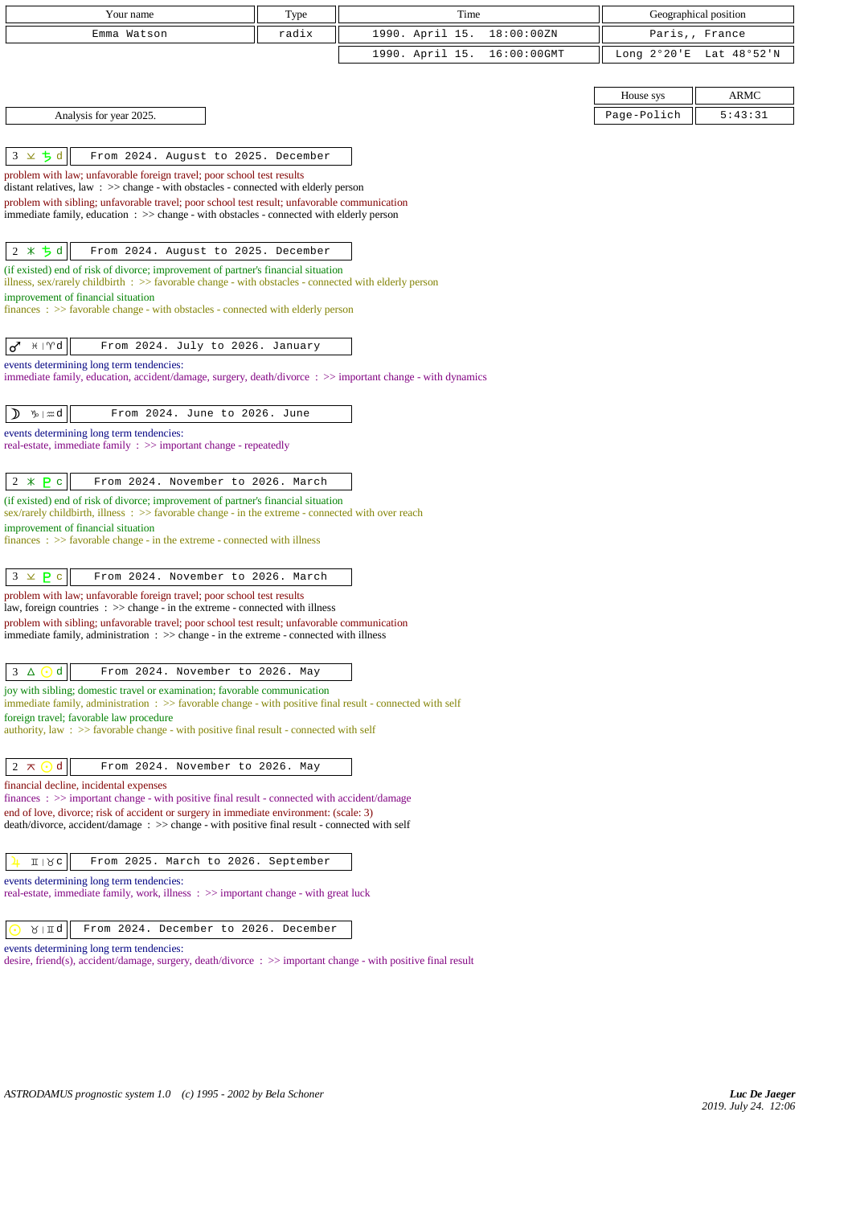| Your name | Type | Time | Geographical position |
|---|---|---|---|
| Emma Watson | radix | 1990. April 15. 18:00:00ZN | Paris,, France |
| | | 1990. April 15. 16:00:00GMT | Long 2°20'E Lat 48°52'N |

| House sys | ARMC |
|---|---|
| Page-Polich | 5:43:31 |

Analysis for year 2025.

**3 ⚺ ♄ d** — From 2024. August to 2025. December

problem with law; unfavorable foreign travel; poor school test results
distant relatives, law : >> change - with obstacles - connected with elderly person
problem with sibling; unfavorable travel; poor school test result; unfavorable communication
immediate family, education : >> change - with obstacles - connected with elderly person

**2 ⚹ ♄ d** — From 2024. August to 2025. December

(if existed) end of risk of divorce; improvement of partner's financial situation
illness, sex/rarely childbirth : >> favorable change - with obstacles - connected with elderly person
improvement of financial situation
finances : >> favorable change - with obstacles - connected with elderly person

**♂ ♓ | ♈ d** — From 2024. July to 2026. January

events determining long term tendencies:
immediate family, education, accident/damage, surgery, death/divorce : >> important change - with dynamics

**☽ ♑ | ♒ d** — From 2024. June to 2026. June

events determining long term tendencies:
real-estate, immediate family : >> important change - repeatedly

**2 ⚹ ♇ c** — From 2024. November to 2026. March

(if existed) end of risk of divorce; improvement of partner's financial situation
sex/rarely childbirth, illness : >> favorable change - in the extreme - connected with over reach
improvement of financial situation
finances : >> favorable change - in the extreme - connected with illness

**3 ⚺ ♇ c** — From 2024. November to 2026. March

problem with law; unfavorable foreign travel; poor school test results
law, foreign countries : >> change - in the extreme - connected with illness
problem with sibling; unfavorable travel; poor school test result; unfavorable communication
immediate family, administration : >> change - in the extreme - connected with illness

**3 △ ☉ d** — From 2024. November to 2026. May

joy with sibling; domestic travel or examination; favorable communication
immediate family, administration : >> favorable change - with positive final result - connected with self
foreign travel; favorable law procedure
authority, law : >> favorable change - with positive final result - connected with self

**2 ⚻ ☉ d** — From 2024. November to 2026. May

financial decline, incidental expenses
finances : >> important change - with positive final result - connected with accident/damage
end of love, divorce; risk of accident or surgery in immediate environment: (scale: 3)
death/divorce, accident/damage : >> change - with positive final result - connected with self

**♃ ♊ | ♉ c** — From 2025. March to 2026. September

events determining long term tendencies:
real-estate, immediate family, work, illness : >> important change - with great luck

**☉ ♉ | ♊ d** — From 2024. December to 2026. December

events determining long term tendencies:
desire, friend(s), accident/damage, surgery, death/divorce : >> important change - with positive final result

*ASTRODAMUS prognostic system 1.0 (c) 1995 - 2002 by Bela Schoner*

*Luc De Jaeger*
*2019. July 24. 12:06*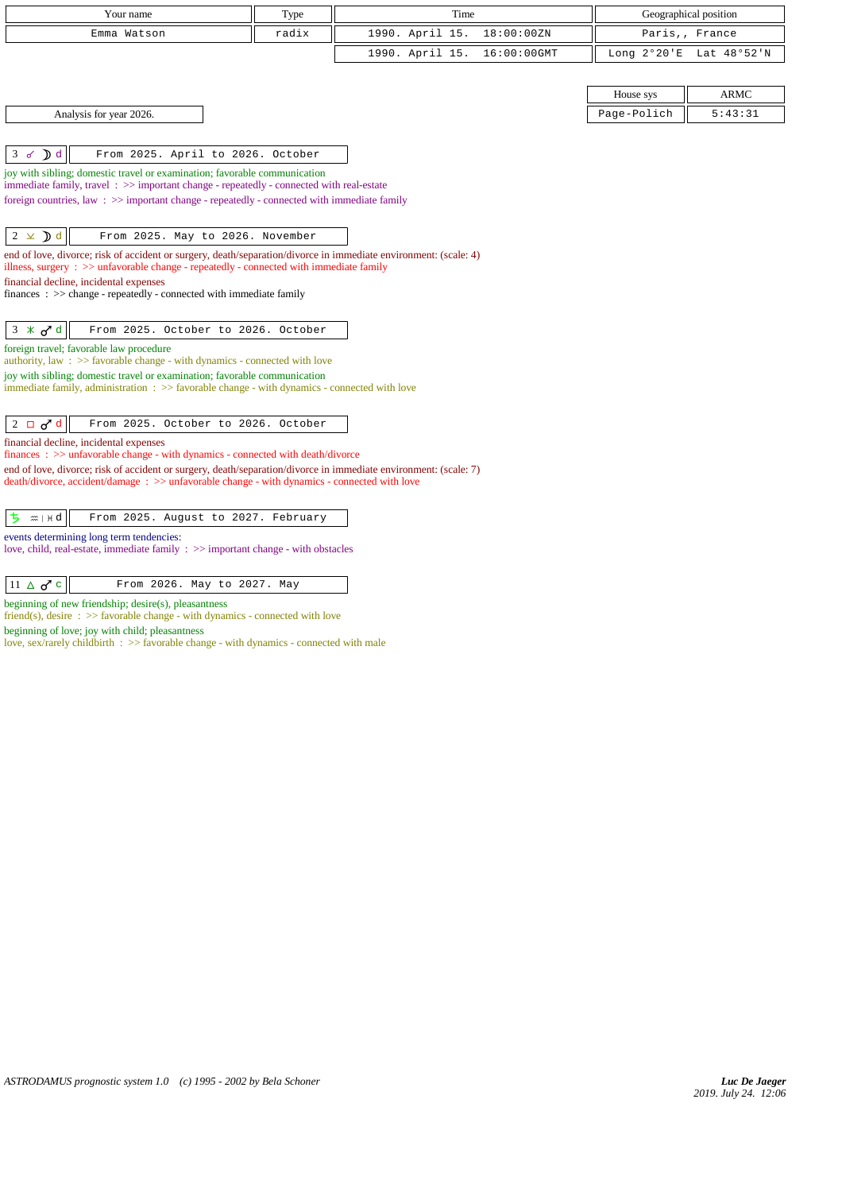| Your name | Type | Time | Geographical position |
|---|---|---|---|
| Emma Watson | radix | 1990. April 15. 18:00:00ZN | Paris,, France |
| | | 1990. April 15. 16:00:00GMT | Long 2°20'E Lat 48°52'N |

| House sys | ARMC |
|---|---|
| Page-Polich | 5:43:31 |

Analysis for year 2026.

**3 ☌ ☽ d** — From 2025. April to 2026. October

joy with sibling; domestic travel or examination; favorable communication
immediate family, travel : >> important change - repeatedly - connected with real-estate
foreign countries, law : >> important change - repeatedly - connected with immediate family

**2 ⊻ ☽ d** — From 2025. May to 2026. November

end of love, divorce; risk of accident or surgery, death/separation/divorce in immediate environment: (scale: 4)
illness, surgery : >> unfavorable change - repeatedly - connected with immediate family
financial decline, incidental expenses
finances : >> change - repeatedly - connected with immediate family

**3 ⚹ ♂ d** — From 2025. October to 2026. October

foreign travel; favorable law procedure
authority, law : >> favorable change - with dynamics - connected with love
joy with sibling; domestic travel or examination; favorable communication
immediate family, administration : >> favorable change - with dynamics - connected with love

**2 □ ♂ d** — From 2025. October to 2026. October

financial decline, incidental expenses
finances : >> unfavorable change - with dynamics - connected with death/divorce
end of love, divorce; risk of accident or surgery, death/separation/divorce in immediate environment: (scale: 7)
death/divorce, accident/damage : >> unfavorable change - with dynamics - connected with love

**♄ ♒ | ♓ d** — From 2025. August to 2027. February

events determining long term tendencies:
love, child, real-estate, immediate family : >> important change - with obstacles

**11 △ ♂ c** — From 2026. May to 2027. May

beginning of new friendship; desire(s), pleasantness
friend(s), desire : >> favorable change - with dynamics - connected with love
beginning of love; joy with child; pleasantness
love, sex/rarely childbirth : >> favorable change - with dynamics - connected with male

*ASTRODAMUS prognostic system 1.0 (c) 1995 - 2002 by Bela Schoner*

*Luc De Jaeger*
2019. July 24. 12:06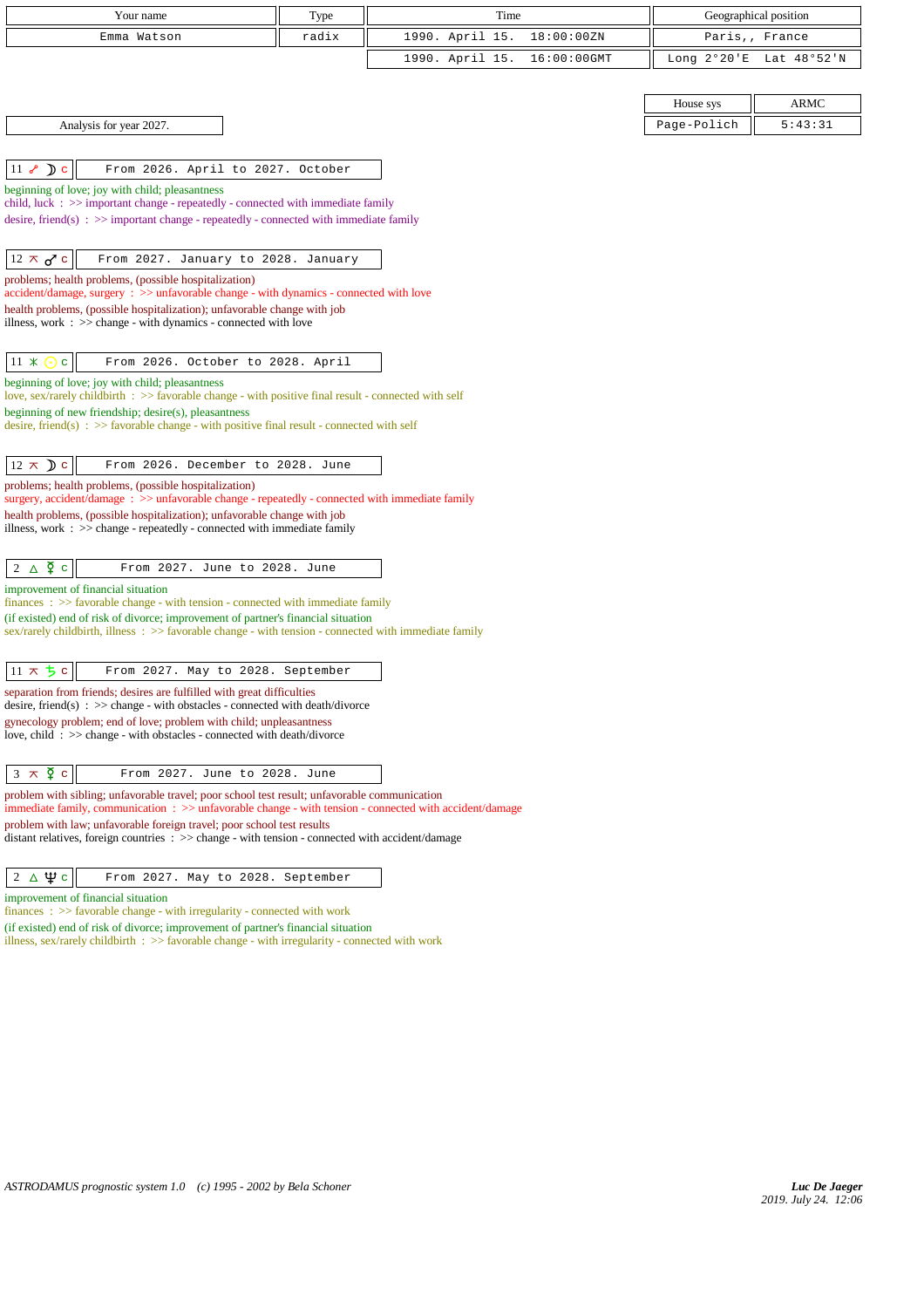| Your name | Type | Time | Geographical position |
|---|---|---|---|
| Emma Watson | radix | 1990. April 15. 18:00:00ZN | Paris,, France |
| | | 1990. April 15. 16:00:00GMT | Long 2°20'E Lat 48°52'N |

| House sys | ARMC |
|---|---|
| Page-Polich | 5:43:31 |

Analysis for year 2027.

| 11 ☍ ☽ c | From 2026. April to 2027. October |
|---|---|

beginning of love; joy with child; pleasantness
child, luck : >> important change - repeatedly - connected with immediate family
desire, friend(s) : >> important change - repeatedly - connected with immediate family

| 12 ⊼ ♂ c | From 2027. January to 2028. January |
|---|---|

problems; health problems, (possible hospitalization)
accident/damage, surgery : >> unfavorable change - with dynamics - connected with love
health problems, (possible hospitalization); unfavorable change with job
illness, work : >> change - with dynamics - connected with love

| 11 ⚹ ☉ c | From 2026. October to 2028. April |
|---|---|

beginning of love; joy with child; pleasantness
love, sex/rarely childbirth : >> favorable change - with positive final result - connected with self
beginning of new friendship; desire(s), pleasantness
desire, friend(s) : >> favorable change - with positive final result - connected with self

| 12 ⊼ ☽ c | From 2026. December to 2028. June |
|---|---|

problems; health problems, (possible hospitalization)
surgery, accident/damage : >> unfavorable change - repeatedly - connected with immediate family
health problems, (possible hospitalization); unfavorable change with job
illness, work : >> change - repeatedly - connected with immediate family

| 2 △ ☿ c | From 2027. June to 2028. June |
|---|---|

improvement of financial situation
finances : >> favorable change - with tension - connected with immediate family
(if existed) end of risk of divorce; improvement of partner's financial situation
sex/rarely childbirth, illness : >> favorable change - with tension - connected with immediate family

| 11 ⊼ ♄ c | From 2027. May to 2028. September |
|---|---|

separation from friends; desires are fulfilled with great difficulties
desire, friend(s) : >> change - with obstacles - connected with death/divorce
gynecology problem; end of love; problem with child; unpleasantness
love, child : >> change - with obstacles - connected with death/divorce

| 3 ⊼ ☿ c | From 2027. June to 2028. June |
|---|---|

problem with sibling; unfavorable travel; poor school test result; unfavorable communication
immediate family, communication : >> unfavorable change - with tension - connected with accident/damage
problem with law; unfavorable foreign travel; poor school test results
distant relatives, foreign countries : >> change - with tension - connected with accident/damage

| 2 △ ♆ c | From 2027. May to 2028. September |
|---|---|

improvement of financial situation
finances : >> favorable change - with irregularity - connected with work
(if existed) end of risk of divorce; improvement of partner's financial situation
illness, sex/rarely childbirth : >> favorable change - with irregularity - connected with work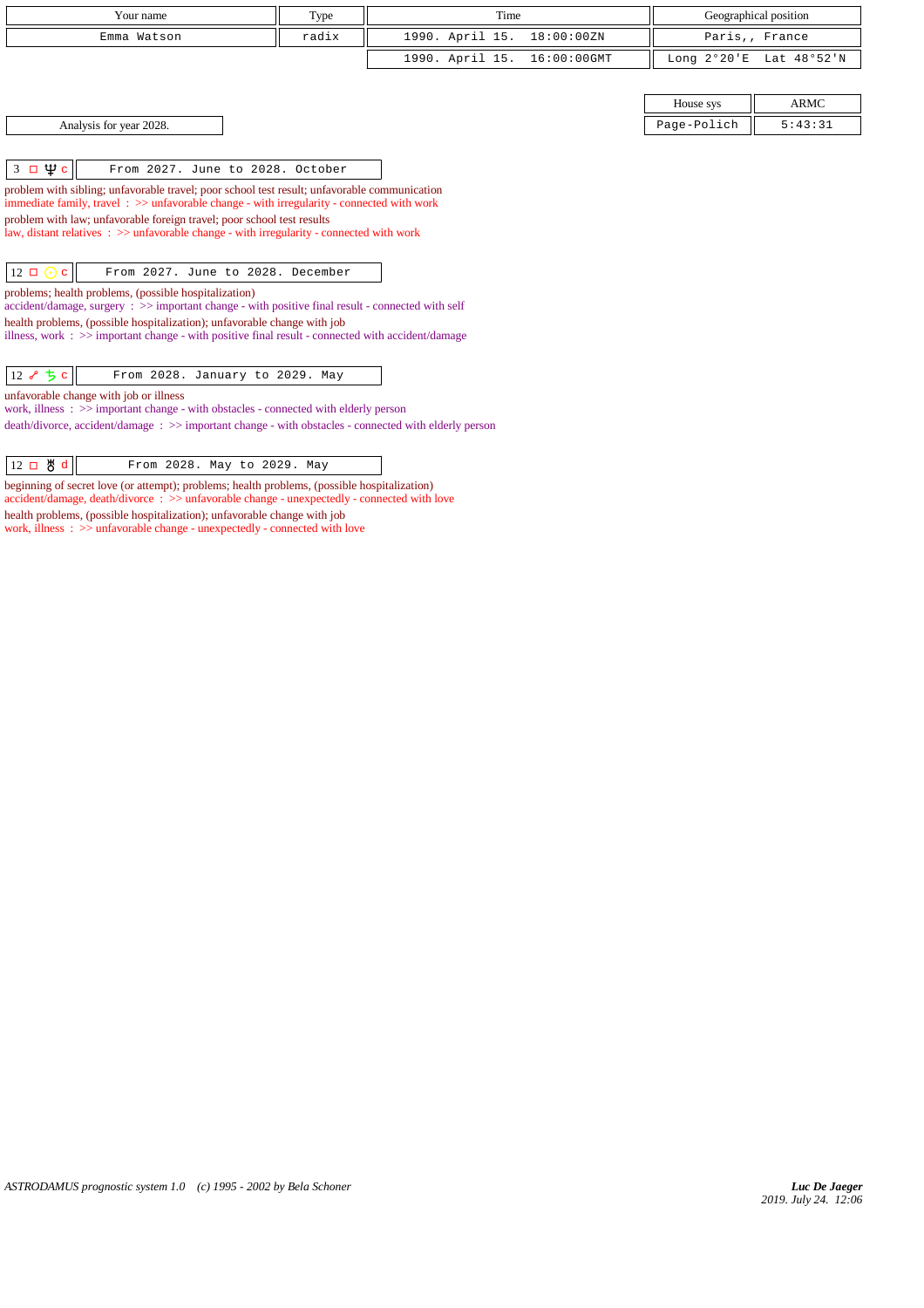| Your name | Type | Time | Geographical position |
|---|---|---|---|
| Emma Watson | radix | 1990. April 15. 18:00:00ZN | Paris,, France |
| | | 1990. April 15. 16:00:00GMT | Long 2°20'E Lat 48°52'N |

| House sys | ARMC |
|---|---|
| Page-Polich | 5:43:31 |

Analysis for year 2028.

| 3 □ ♆ c | From 2027. June to 2028. October |
|---|---|

problem with sibling; unfavorable travel; poor school test result; unfavorable communication
immediate family, travel : >> unfavorable change - with irregularity - connected with work
problem with law; unfavorable foreign travel; poor school test results
law, distant relatives : >> unfavorable change - with irregularity - connected with work

| 12 □ ☉ c | From 2027. June to 2028. December |
|---|---|

problems; health problems, (possible hospitalization)
accident/damage, surgery : >> important change - with positive final result - connected with self
health problems, (possible hospitalization); unfavorable change with job
illness, work : >> important change - with positive final result - connected with accident/damage

| 12 ☍ ♄ c | From 2028. January to 2029. May |
|---|---|

unfavorable change with job or illness
work, illness : >> important change - with obstacles - connected with elderly person
death/divorce, accident/damage : >> important change - with obstacles - connected with elderly person

| 12 □ ♅ d | From 2028. May to 2029. May |
|---|---|

beginning of secret love (or attempt); problems; health problems, (possible hospitalization)
accident/damage, death/divorce : >> unfavorable change - unexpectedly - connected with love
health problems, (possible hospitalization); unfavorable change with job
work, illness : >> unfavorable change - unexpectedly - connected with love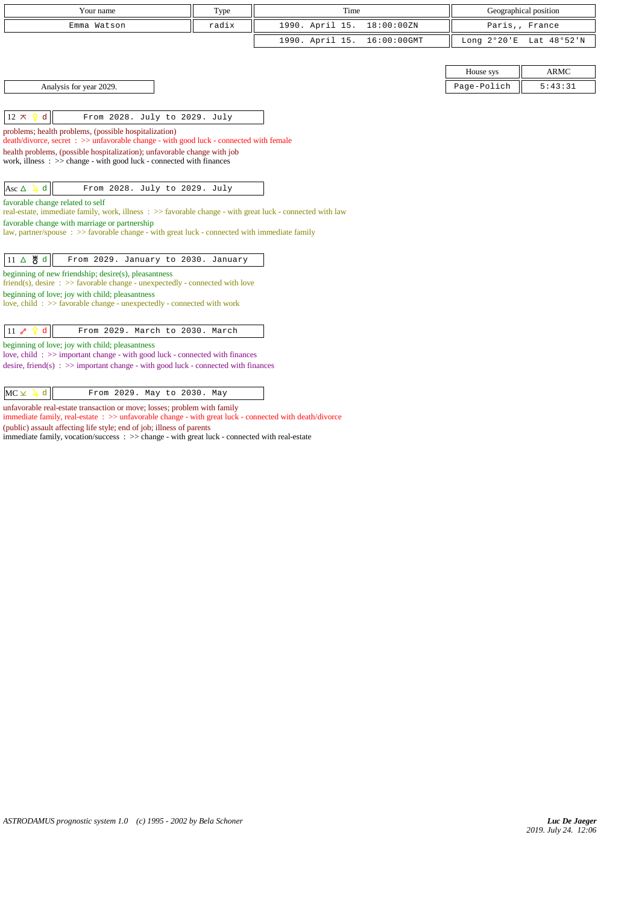| Your name | Type | Time | Geographical position |
|---|---|---|---|
| Emma Watson | radix | 1990. April 15. 18:00:00ZN | Paris,, France |
| | | 1990. April 15. 16:00:00GMT | Long 2°20'E Lat 48°52'N |

| House sys | ARMC |
|---|---|
| Page-Polich | 5:43:31 |

Analysis for year 2029.

| 12 ⚻ ♀ d | From 2028. July to 2029. July |
|---|---|

problems; health problems, (possible hospitalization)
death/divorce, secret : >> unfavorable change - with good luck - connected with female
health problems, (possible hospitalization); unfavorable change with job
work, illness : >> change - with good luck - connected with finances

| Asc △ ♃ d | From 2028. July to 2029. July |
|---|---|

favorable change related to self
real-estate, immediate family, work, illness : >> favorable change - with great luck - connected with law
favorable change with marriage or partnership
law, partner/spouse : >> favorable change - with great luck - connected with immediate family

| 11 △ ♅ d | From 2029. January to 2030. January |
|---|---|

beginning of new friendship; desire(s), pleasantness
friend(s), desire : >> favorable change - unexpectedly - connected with love
beginning of love; joy with child; pleasantness
love, child : >> favorable change - unexpectedly - connected with work

| 11 ☍ ♀ d | From 2029. March to 2030. March |
|---|---|

beginning of love; joy with child; pleasantness
love, child : >> important change - with good luck - connected with finances
desire, friend(s) : >> important change - with good luck - connected with finances

| MC ⚺ ♃ d | From 2029. May to 2030. May |
|---|---|

unfavorable real-estate transaction or move; losses; problem with family
immediate family, real-estate : >> unfavorable change - with great luck - connected with death/divorce
(public) assault affecting life style; end of job; illness of parents
immediate family, vocation/success : >> change - with great luck - connected with real-estate

*ASTRODAMUS prognostic system 1.0 (c) 1995 - 2002 by Bela Schoner*

***Luc De Jaeger***
*2019. July 24. 12:06*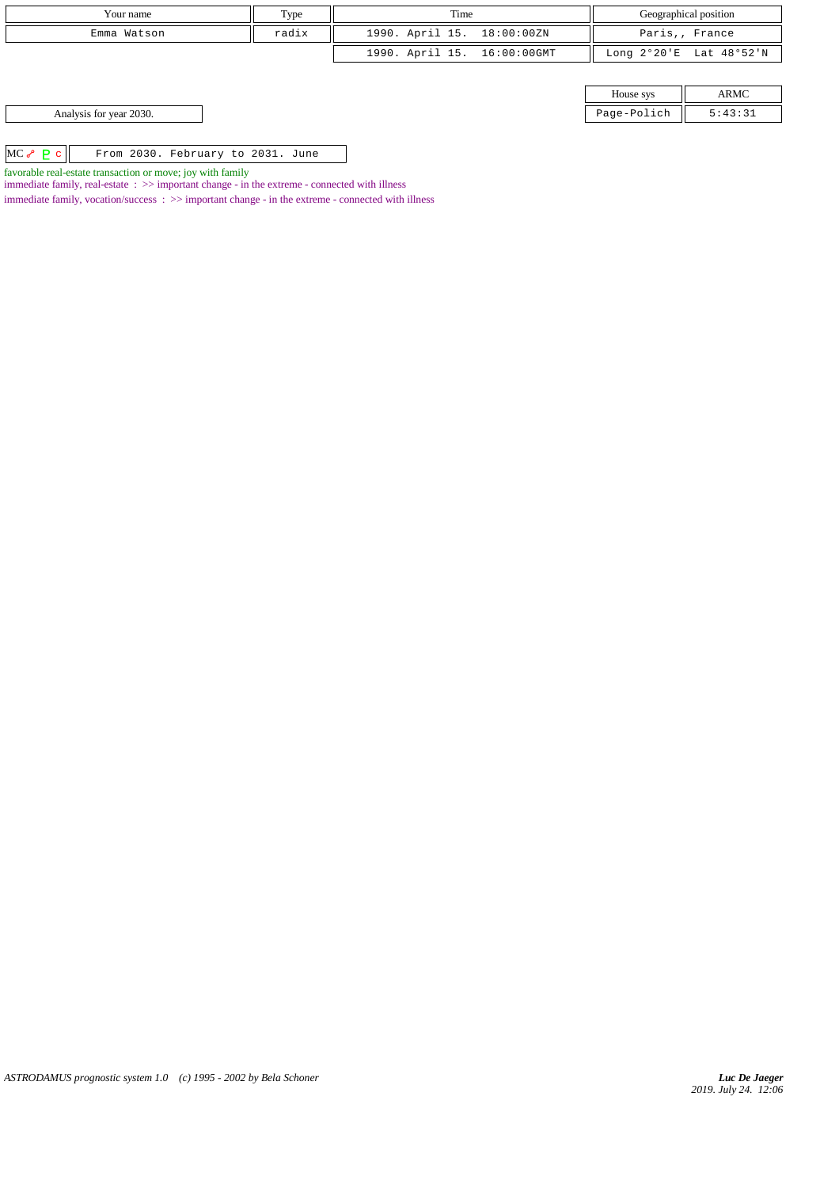| Your name | Type | Time | Geographical position |
| --- | --- | --- | --- |
| Emma Watson | radix | 1990. April 15. 18:00:00ZN | Paris,, France |
| | | 1990. April 15. 16:00:00GMT | Long 2°20'E Lat 48°52'N |

| House sys | ARMC |
| --- | --- |
| Page-Polich | 5:43:31 |

Analysis for year 2030.

| MC ☍ ♇ c | From 2030. February to 2031. June |
| --- | --- |

favorable real-estate transaction or move; joy with family

immediate family, real-estate : >> important change - in the extreme - connected with illness

immediate family, vocation/success : >> important change - in the extreme - connected with illness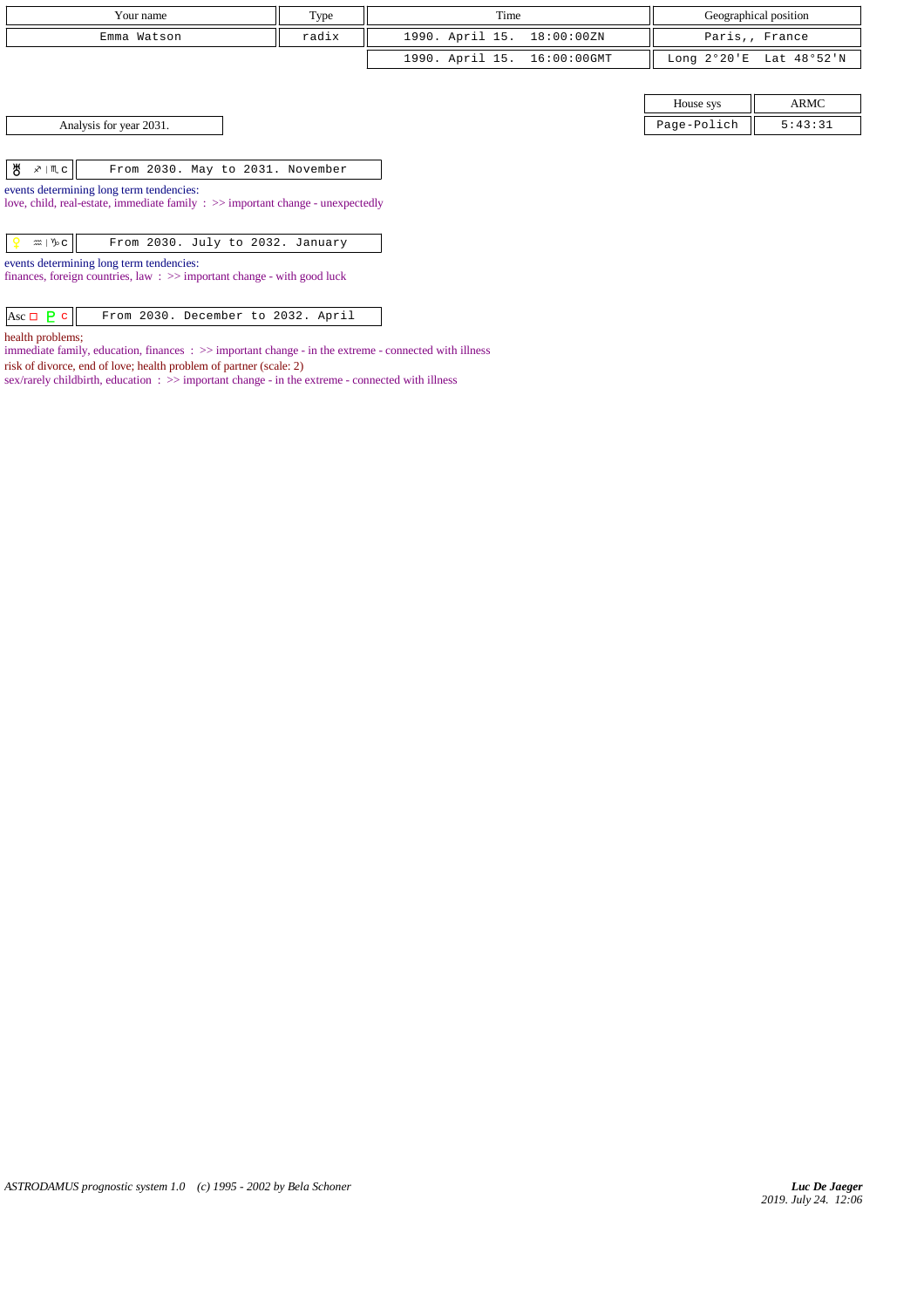| Your name | Type | Time | Geographical position |
|---|---|---|---|
| Emma Watson | radix | 1990. April 15. 18:00:00ZN | Paris,, France |
| | | 1990. April 15. 16:00:00GMT | Long 2°20'E Lat 48°52'N |

| House sys | ARMC |
|---|---|
| Page-Polich | 5:43:31 |

Analysis for year 2031.

| ♅ ♐ / ♏ c | From 2030. May to 2031. November |
|---|---|

events determining long term tendencies:
love, child, real-estate, immediate family : >> important change - unexpectedly

| ♀ ♒ / ♑ c | From 2030. July to 2032. January |
|---|---|

events determining long term tendencies:
finances, foreign countries, law : >> important change - with good luck

| Asc □ ♇ c | From 2030. December to 2032. April |
|---|---|

health problems;
immediate family, education, finances : >> important change - in the extreme - connected with illness
risk of divorce, end of love; health problem of partner (scale: 2)
sex/rarely childbirth, education : >> important change - in the extreme - connected with illness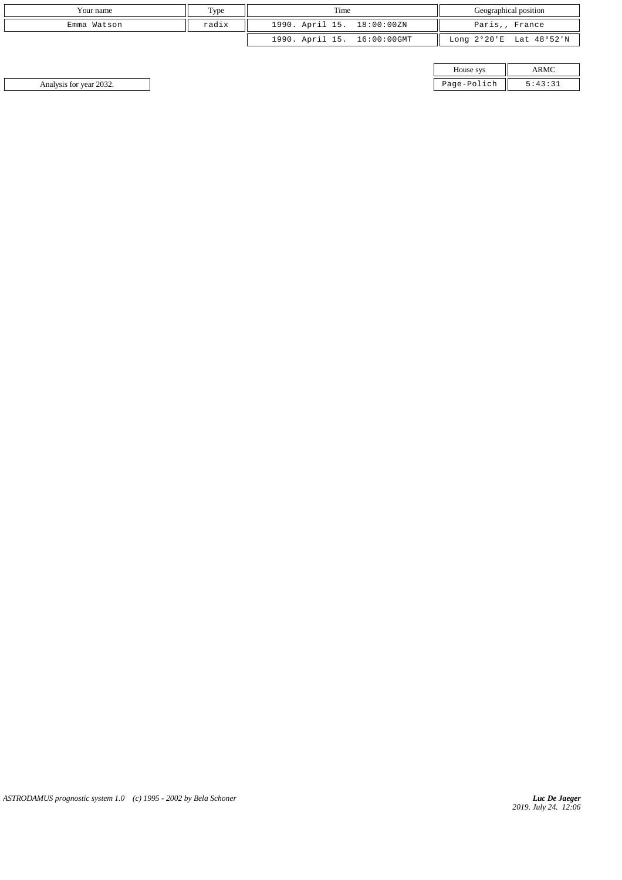| Your name | Type | Time | Geographical position |
| --- | --- | --- | --- |
| Emma Watson | radix | 1990. April 15. 18:00:00ZN | Paris,, France |
| | | 1990. April 15. 16:00:00GMT | Long 2°20'E Lat 48°52'N |

| House sys | ARMC |
| --- | --- |
| Page-Polich | 5:43:31 |

Analysis for year 2032.

*ASTRODAMUS prognostic system 1.0 (c) 1995 - 2002 by Bela Schoner*

***Luc De Jaeger***
*2019. July 24. 12:06*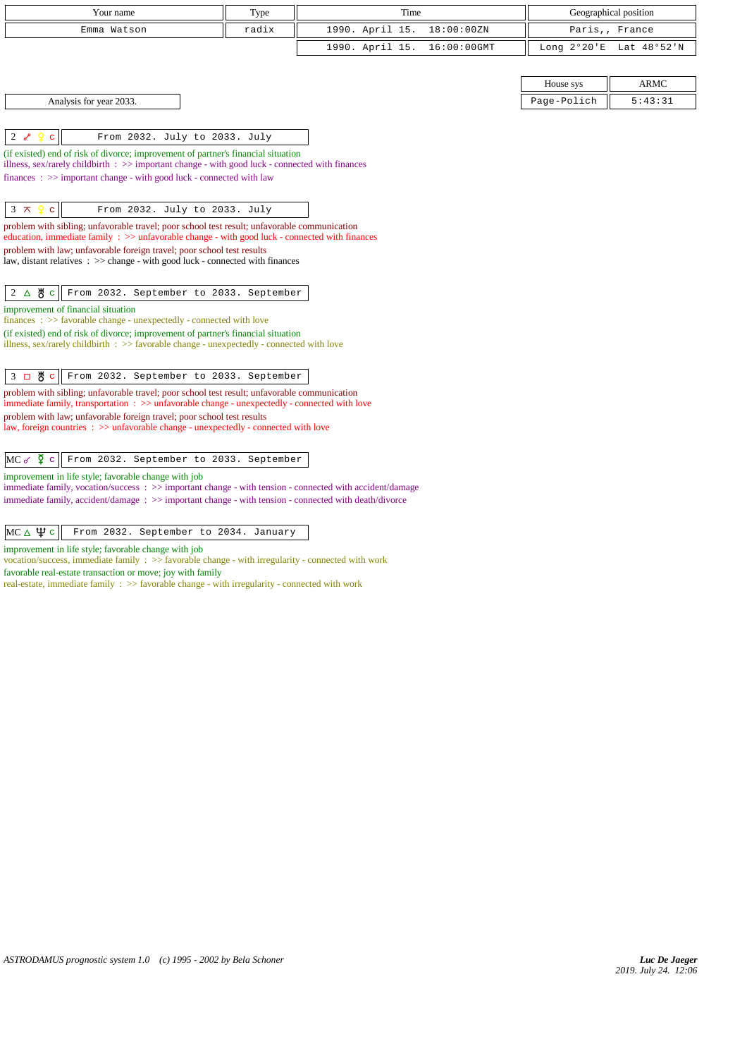| Your name | Type | Time | Geographical position |
|---|---|---|---|
| Emma Watson | radix | 1990. April 15. 18:00:00ZN | Paris,, France |
| | | 1990. April 15. 16:00:00GMT | Long 2°20'E Lat 48°52'N |

| House sys | ARMC |
|---|---|
| Page-Polich | 5:43:31 |

Analysis for year 2033.

**2 ☍ ♀ c** — From 2032. July to 2033. July

(if existed) end of risk of divorce; improvement of partner's financial situation
illness, sex/rarely childbirth : >> important change - with good luck - connected with finances
finances : >> important change - with good luck - connected with law

**3 ⊼ ♀ c** — From 2032. July to 2033. July

problem with sibling; unfavorable travel; poor school test result; unfavorable communication
education, immediate family : >> unfavorable change - with good luck - connected with finances
problem with law; unfavorable foreign travel; poor school test results
law, distant relatives : >> change - with good luck - connected with finances

**2 △ ♅ c** — From 2032. September to 2033. September

improvement of financial situation
finances : >> favorable change - unexpectedly - connected with love
(if existed) end of risk of divorce; improvement of partner's financial situation
illness, sex/rarely childbirth : >> favorable change - unexpectedly - connected with love

**3 □ ♅ c** — From 2032. September to 2033. September

problem with sibling; unfavorable travel; poor school test result; unfavorable communication
immediate family, transportation : >> unfavorable change - unexpectedly - connected with love
problem with law; unfavorable foreign travel; poor school test results
law, foreign countries : >> unfavorable change - unexpectedly - connected with love

**MC ☌ ☿ c** — From 2032. September to 2033. September

improvement in life style; favorable change with job
immediate family, vocation/success : >> important change - with tension - connected with accident/damage
immediate family, accident/damage : >> important change - with tension - connected with death/divorce

**MC △ ♆ c** — From 2032. September to 2034. January

improvement in life style; favorable change with job
vocation/success, immediate family : >> favorable change - with irregularity - connected with work
favorable real-estate transaction or move; joy with family
real-estate, immediate family : >> favorable change - with irregularity - connected with work

*ASTRODAMUS prognostic system 1.0 (c) 1995 - 2002 by Bela Schoner*

*Luc De Jaeger*
*2019. July 24. 12:06*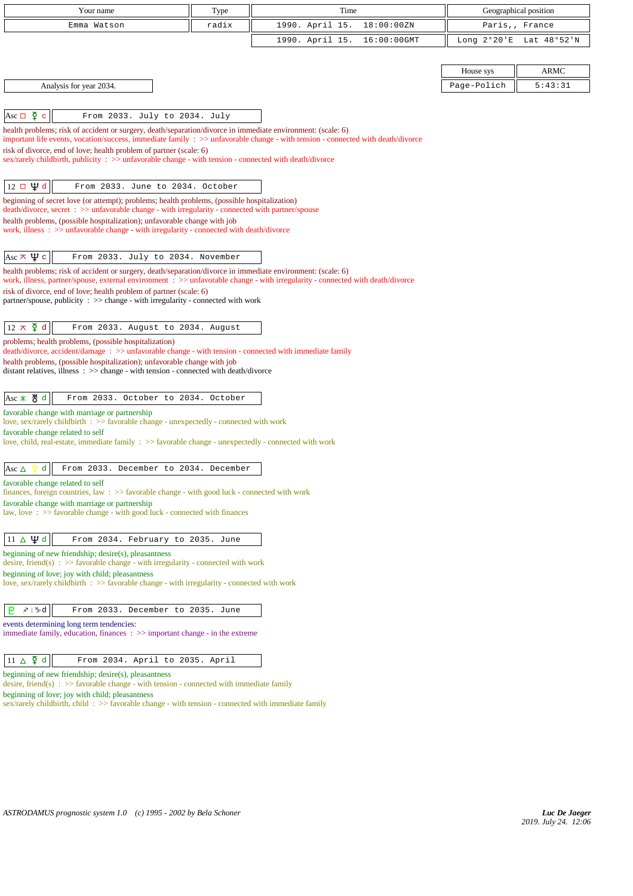| Your name | Type | Time | Geographical position |
|---|---|---|---|
| Emma Watson | radix | 1990. April 15. 18:00:00ZN | Paris,, France |
| | | 1990. April 15. 16:00:00GMT | Long 2°20'E Lat 48°52'N |

| House sys | ARMC |
|---|---|
| Page-Polich | 5:43:31 |

Analysis for year 2034.

**Asc □ ☿ c** — From 2033. July to 2034. July

health problems; risk of accident or surgery, death/separation/divorce in immediate environment: (scale: 6)
important life events, vocation/success, immediate family : >> unfavorable change - with tension - connected with death/divorce
risk of divorce, end of love; health problem of partner (scale: 6)
sex/rarely childbirth, publicity : >> unfavorable change - with tension - connected with death/divorce

**12 □ ♆ d** — From 2033. June to 2034. October

beginning of secret love (or attempt); problems; health problems, (possible hospitalization)
death/divorce, secret : >> unfavorable change - with irregularity - connected with partner/spouse
health problems, (possible hospitalization); unfavorable change with job
work, illness : >> unfavorable change - with irregularity - connected with death/divorce

**Asc ⚻ ♆ c** — From 2033. July to 2034. November

health problems; risk of accident or surgery, death/separation/divorce in immediate environment: (scale: 6)
work, illness, partner/spouse, external environment : >> unfavorable change - with irregularity - connected with death/divorce
risk of divorce, end of love; health problem of partner (scale: 6)
partner/spouse, publicity : >> change - with irregularity - connected with work

**12 ⚻ ☿ d** — From 2033. August to 2034. August

problems; health problems, (possible hospitalization)
death/divorce, accident/damage : >> unfavorable change - with tension - connected with immediate family
health problems, (possible hospitalization); unfavorable change with job
distant relatives, illness : >> change - with tension - connected with death/divorce

**Asc ⚹ ♅ d** — From 2033. October to 2034. October

favorable change with marriage or partnership
love, sex/rarely childbirth : >> favorable change - unexpectedly - connected with work
favorable change related to self
love, child, real-estate, immediate family : >> favorable change - unexpectedly - connected with work

**Asc △ ♀ d** — From 2033. December to 2034. December

favorable change related to self
finances, foreign countries, law : >> favorable change - with good luck - connected with work
favorable change with marriage or partnership
law, love : >> favorable change - with good luck - connected with finances

**11 △ ♆ d** — From 2034. February to 2035. June

beginning of new friendship; desire(s), pleasantness
desire, friend(s) : >> favorable change - with irregularity - connected with work
beginning of love; joy with child; pleasantness
love, sex/rarely childbirth : >> favorable change - with irregularity - connected with work

**♇ ♐ | ♑ d** — From 2033. December to 2035. June

events determining long term tendencies:
immediate family, education, finances : >> important change - in the extreme

**11 △ ☿ d** — From 2034. April to 2035. April

beginning of new friendship; desire(s), pleasantness
desire, friend(s) : >> favorable change - with tension - connected with immediate family
beginning of love; joy with child; pleasantness
sex/rarely childbirth, child : >> favorable change - with tension - connected with immediate family

*ASTRODAMUS prognostic system 1.0 (c) 1995 - 2002 by Bela Schoner*

*Luc De Jaeger*
2019. July 24. 12:06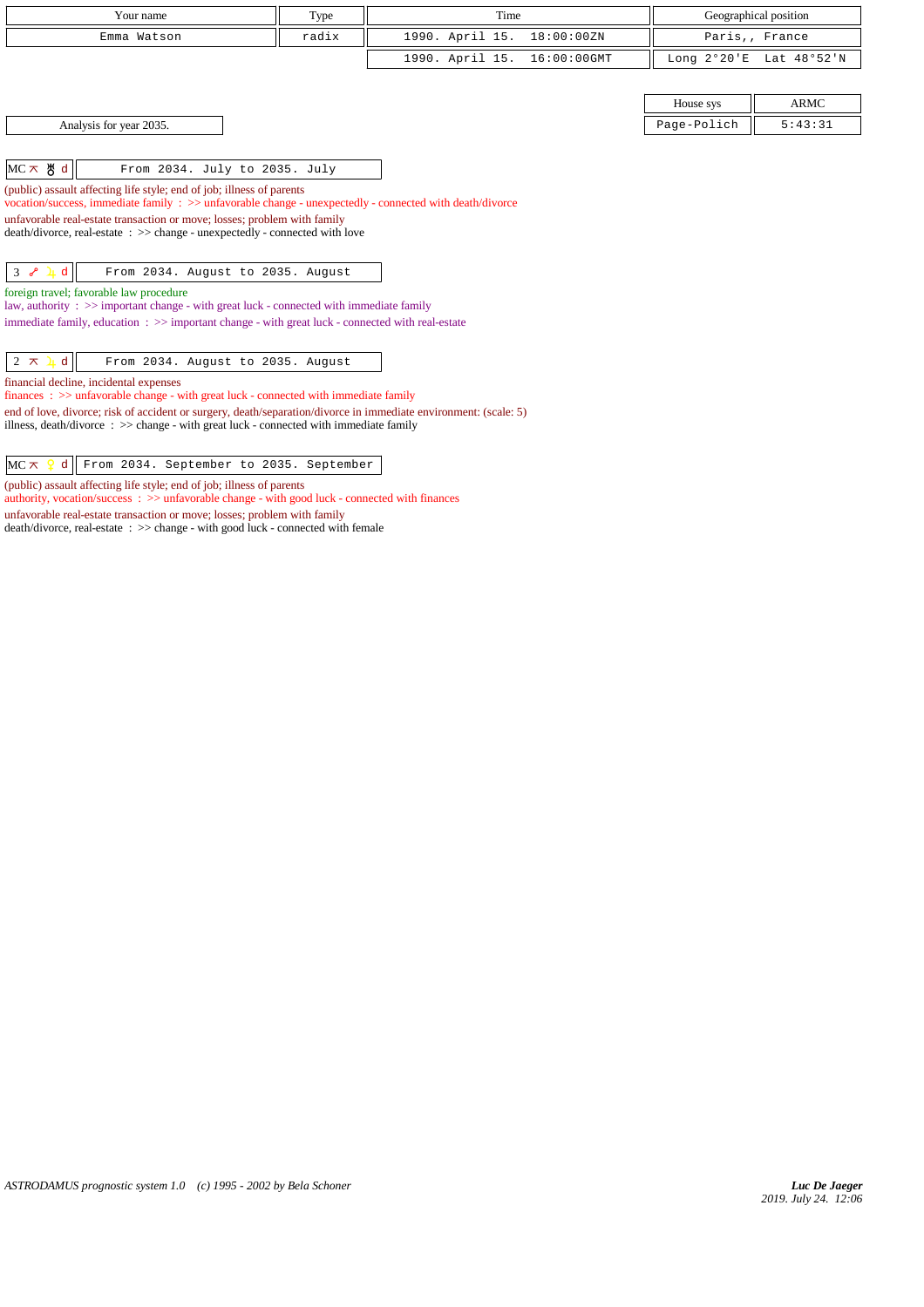| Your name | Type | Time | Geographical position |
|---|---|---|---|
| Emma Watson | radix | 1990. April 15. 18:00:00ZN | Paris,, France |
| | | 1990. April 15. 16:00:00GMT | Long 2°20'E Lat 48°52'N |

| House sys | ARMC |
|---|---|
| Page-Polich | 5:43:31 |

Analysis for year 2035.

| MC ⚻ ♅ d | From 2034. July to 2035. July |
|---|---|

(public) assault affecting life style; end of job; illness of parents
vocation/success, immediate family : >> unfavorable change - unexpectedly - connected with death/divorce
unfavorable real-estate transaction or move; losses; problem with family
death/divorce, real-estate : >> change - unexpectedly - connected with love

| 3 ☍ ♃ d | From 2034. August to 2035. August |
|---|---|

foreign travel; favorable law procedure
law, authority : >> important change - with great luck - connected with immediate family
immediate family, education : >> important change - with great luck - connected with real-estate

| 2 ⚻ ♃ d | From 2034. August to 2035. August |
|---|---|

financial decline, incidental expenses
finances : >> unfavorable change - with great luck - connected with immediate family
end of love, divorce; risk of accident or surgery, death/separation/divorce in immediate environment: (scale: 5)
illness, death/divorce : >> change - with great luck - connected with immediate family

| MC ⚻ ♀ d | From 2034. September to 2035. September |
|---|---|

(public) assault affecting life style; end of job; illness of parents
authority, vocation/success : >> unfavorable change - with good luck - connected with finances
unfavorable real-estate transaction or move; losses; problem with family
death/divorce, real-estate : >> change - with good luck - connected with female

*ASTRODAMUS prognostic system 1.0 (c) 1995 - 2002 by Bela Schoner*

***Luc De Jaeger***
*2019. July 24. 12:06*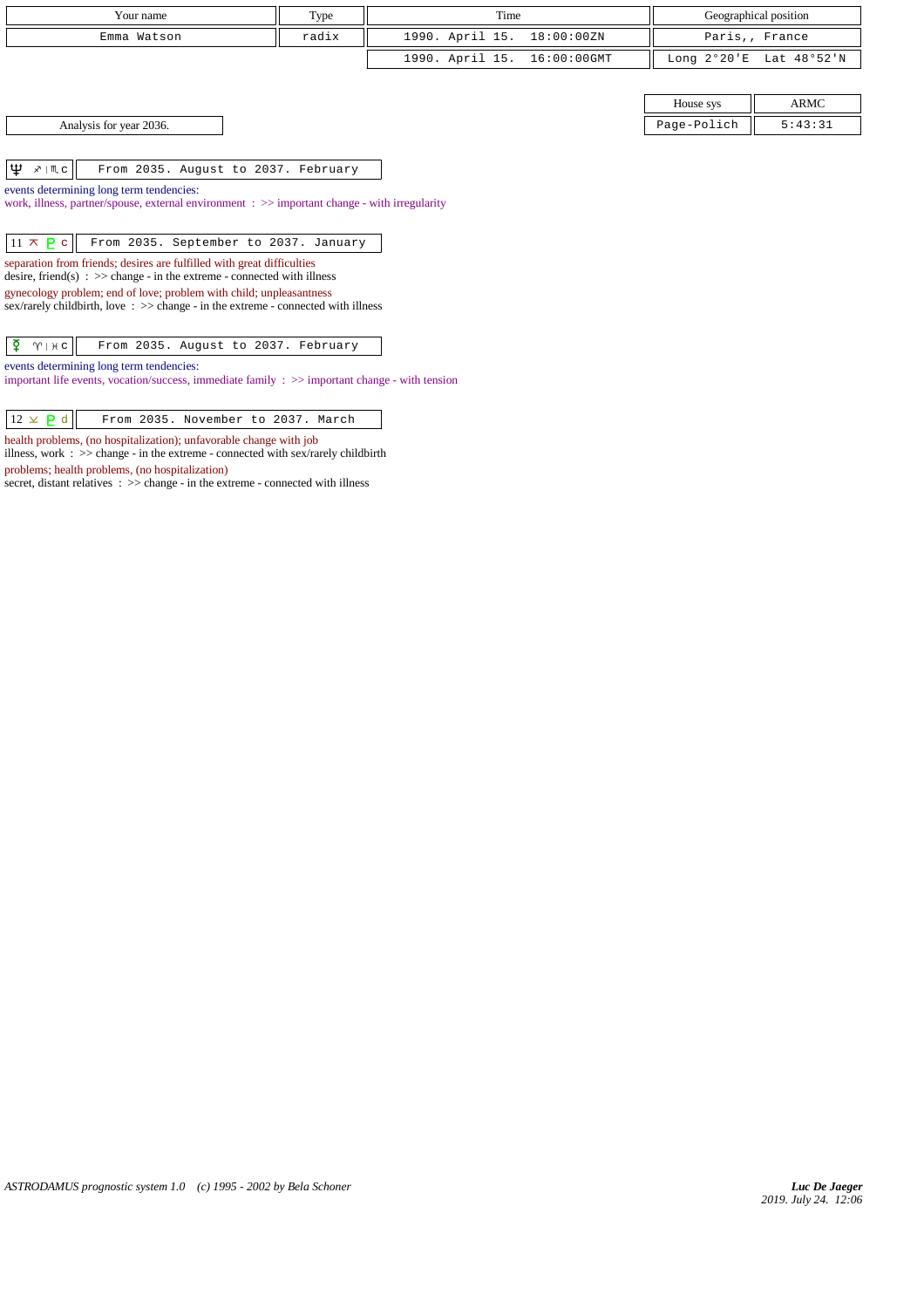| Your name | Type | Time | Geographical position |
|---|---|---|---|
| Emma Watson | radix | 1990. April 15. 18:00:00ZN | Paris,, France |
| | | 1990. April 15. 16:00:00GMT | Long 2°20'E Lat 48°52'N |

| House sys | ARMC |
|---|---|
| Page-Polich | 5:43:31 |

Analysis for year 2036.

♆ ♐ | ♏ c — From 2035. August to 2037. February

events determining long term tendencies:
work, illness, partner/spouse, external environment : >> important change - with irregularity

11 ⚻ ♇ c — From 2035. September to 2037. January

separation from friends; desires are fulfilled with great difficulties
desire, friend(s) : >> change - in the extreme - connected with illness
gynecology problem; end of love; problem with child; unpleasantness
sex/rarely childbirth, love : >> change - in the extreme - connected with illness

☿ ♈ | ♓ c — From 2035. August to 2037. February

events determining long term tendencies:
important life events, vocation/success, immediate family : >> important change - with tension

12 ⚺ ♇ d — From 2035. November to 2037. March

health problems, (no hospitalization); unfavorable change with job
illness, work : >> change - in the extreme - connected with sex/rarely childbirth
problems; health problems, (no hospitalization)
secret, distant relatives : >> change - in the extreme - connected with illness

*ASTRODAMUS prognostic system 1.0 (c) 1995 - 2002 by Bela Schoner*

*Luc De Jaeger*
*2019. July 24. 12:06*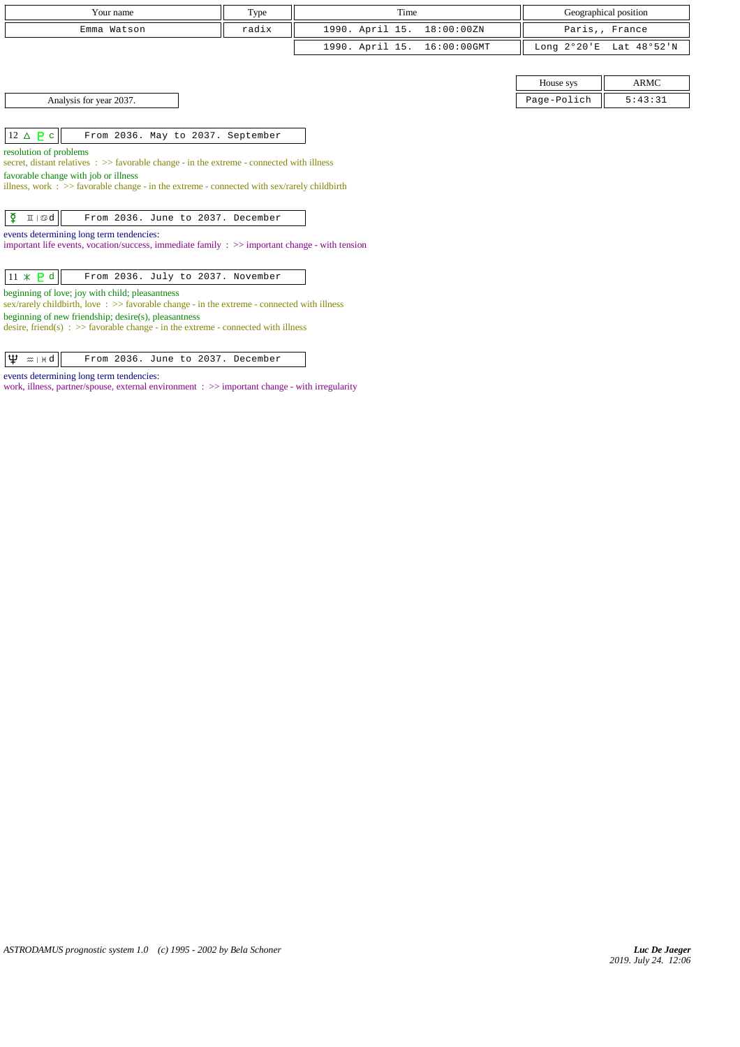| Your name | Type | Time | Geographical position |
| --- | --- | --- | --- |
| Emma Watson | radix | 1990. April 15. 18:00:00ZN | Paris,, France |
| | | 1990. April 15. 16:00:00GMT | Long 2°20'E Lat 48°52'N |

| House sys | ARMC |
| --- | --- |
| Page-Polich | 5:43:31 |

Analysis for year 2037.

**12 △ ♇ c** From 2036. May to 2037. September

resolution of problems
secret, distant relatives : >> favorable change - in the extreme - connected with illness
favorable change with job or illness
illness, work : >> favorable change - in the extreme - connected with sex/rarely childbirth

**☿ ♊ | ♋ d** From 2036. June to 2037. December

events determining long term tendencies:
important life events, vocation/success, immediate family : >> important change - with tension

**11 ⚹ ♇ d** From 2036. July to 2037. November

beginning of love; joy with child; pleasantness
sex/rarely childbirth, love : >> favorable change - in the extreme - connected with illness
beginning of new friendship; desire(s), pleasantness
desire, friend(s) : >> favorable change - in the extreme - connected with illness

**♆ ♒ | ♓ d** From 2036. June to 2037. December

events determining long term tendencies:
work, illness, partner/spouse, external environment : >> important change - with irregularity

ASTRODAMUS prognostic system 1.0 (c) 1995 - 2002 by Bela Schoner

*Luc De Jaeger*
*2019. July 24. 12:06*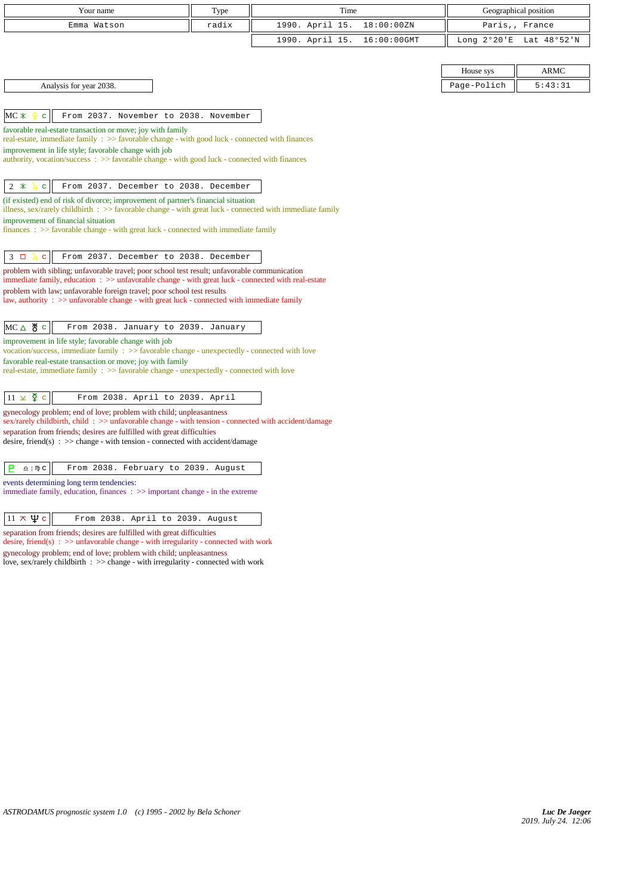| Your name | Type | Time | Geographical position |
|---|---|---|---|
| Emma Watson | radix | 1990. April 15. 18:00:00ZN | Paris,, France |
| | | 1990. April 15. 16:00:00GMT | Long 2°20'E Lat 48°52'N |

| House sys | ARMC |
|---|---|
| Page-Polich | 5:43:31 |

Analysis for year 2038.

**MC ⚹ ♀ c** — From 2037. November to 2038. November

favorable real-estate transaction or move; joy with family
real-estate, immediate family : >> favorable change - with good luck - connected with finances
improvement in life style; favorable change with job
authority, vocation/success : >> favorable change - with good luck - connected with finances

**2 ⚹ ♃ c** — From 2037. December to 2038. December

(if existed) end of risk of divorce; improvement of partner's financial situation
illness, sex/rarely childbirth : >> favorable change - with great luck - connected with immediate family
improvement of financial situation
finances : >> favorable change - with great luck - connected with immediate family

**3 □ ♃ c** — From 2037. December to 2038. December

problem with sibling; unfavorable travel; poor school test result; unfavorable communication
immediate family, education : >> unfavorable change - with great luck - connected with real-estate
problem with law; unfavorable foreign travel; poor school test results
law, authority : >> unfavorable change - with great luck - connected with immediate family

**MC △ ♅ c** — From 2038. January to 2039. January

improvement in life style; favorable change with job
vocation/success, immediate family : >> favorable change - unexpectedly - connected with love
favorable real-estate transaction or move; joy with family
real-estate, immediate family : >> favorable change - unexpectedly - connected with love

**11 ⊻ ☿ c** — From 2038. April to 2039. April

gynecology problem; end of love; problem with child; unpleasantness
sex/rarely childbirth, child : >> unfavorable change - with tension - connected with accident/damage
separation from friends; desires are fulfilled with great difficulties
desire, friend(s) : >> change - with tension - connected with accident/damage

**♇ ♎ | ♍ c** — From 2038. February to 2039. August

events determining long term tendencies:
immediate family, education, finances : >> important change - in the extreme

**11 ⊼ ♆ c** — From 2038. April to 2039. August

separation from friends; desires are fulfilled with great difficulties
desire, friend(s) : >> unfavorable change - with irregularity - connected with work
gynecology problem; end of love; problem with child; unpleasantness
love, sex/rarely childbirth : >> change - with irregularity - connected with work

*ASTRODAMUS prognostic system 1.0 (c) 1995 - 2002 by Bela Schoner*

*Luc De Jaeger*
*2019. July 24. 12:06*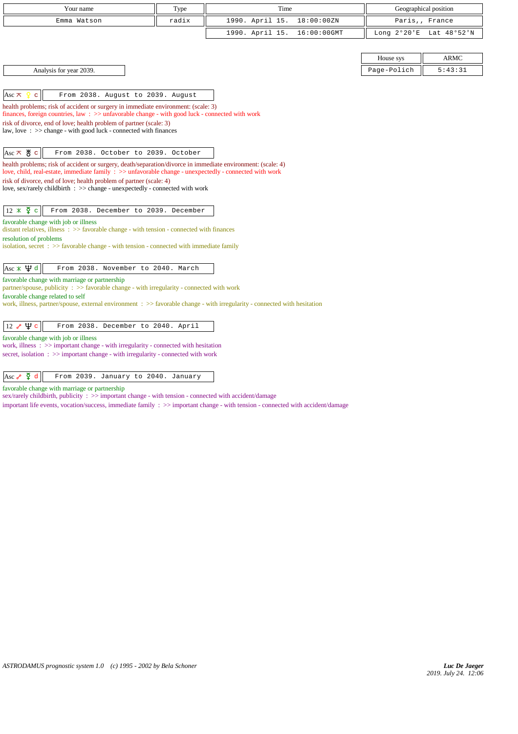| Your name | Type | Time | Geographical position |
|---|---|---|---|
| Emma Watson | radix | 1990. April 15. 18:00:00ZN | Paris,, France |
| | | 1990. April 15. 16:00:00GMT | Long 2°20'E Lat 48°52'N |

| House sys | ARMC |
|---|---|
| Page-Polich | 5:43:31 |

Analysis for year 2039.

**Asc ⚻ ♀ c** — From 2038. August to 2039. August

health problems; risk of accident or surgery in immediate environment: (scale: 3)
finances, foreign countries, law : >> unfavorable change - with good luck - connected with work
risk of divorce, end of love; health problem of partner (scale: 3)
law, love : >> change - with good luck - connected with finances

**Asc ⚻ ♅ c** — From 2038. October to 2039. October

health problems; risk of accident or surgery, death/separation/divorce in immediate environment: (scale: 4)
love, child, real-estate, immediate family : >> unfavorable change - unexpectedly - connected with work
risk of divorce, end of love; health problem of partner (scale: 4)
love, sex/rarely childbirth : >> change - unexpectedly - connected with work

**12 ⚹ ☿ c** — From 2038. December to 2039. December

favorable change with job or illness
distant relatives, illness : >> favorable change - with tension - connected with finances
resolution of problems
isolation, secret : >> favorable change - with tension - connected with immediate family

**Asc ⚹ ♆ d** — From 2038. November to 2040. March

favorable change with marriage or partnership
partner/spouse, publicity : >> favorable change - with irregularity - connected with work
favorable change related to self
work, illness, partner/spouse, external environment : >> favorable change - with irregularity - connected with hesitation

**12 ☍ ♆ c** — From 2038. December to 2040. April

favorable change with job or illness
work, illness : >> important change - with irregularity - connected with hesitation
secret, isolation : >> important change - with irregularity - connected with work

**Asc ☍ ☿ d** — From 2039. January to 2040. January

favorable change with marriage or partnership
sex/rarely childbirth, publicity : >> important change - with tension - connected with accident/damage
important life events, vocation/success, immediate family : >> important change - with tension - connected with accident/damage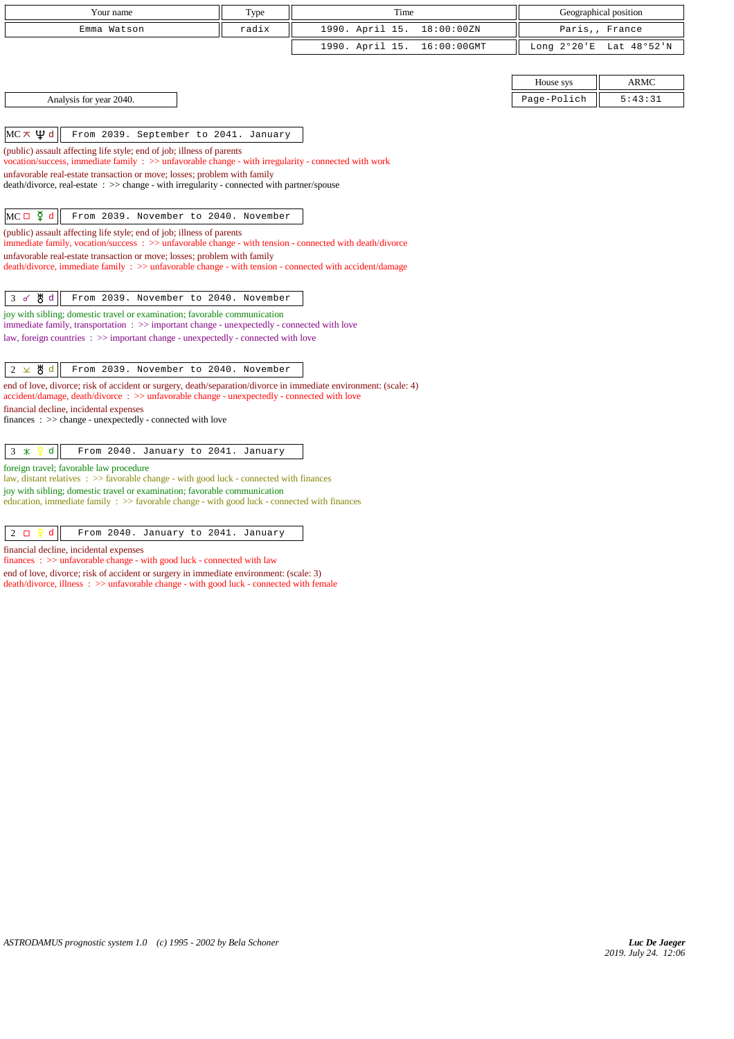| Your name | Type | Time | Geographical position |
|---|---|---|---|
| Emma Watson | radix | 1990. April 15. 18:00:00ZN | Paris,, France |
| | | 1990. April 15. 16:00:00GMT | Long 2°20'E Lat 48°52'N |

| House sys | ARMC |
|---|---|
| Page-Polich | 5:43:31 |

Analysis for year 2040.

**MC ⚻ ♆ d** — From 2039. September to 2041. January

(public) assault affecting life style; end of job; illness of parents
vocation/success, immediate family : >> unfavorable change - with irregularity - connected with work
unfavorable real-estate transaction or move; losses; problem with family
death/divorce, real-estate : >> change - with irregularity - connected with partner/spouse

**MC □ ☿ d** — From 2039. November to 2040. November

(public) assault affecting life style; end of job; illness of parents
immediate family, vocation/success : >> unfavorable change - with tension - connected with death/divorce
unfavorable real-estate transaction or move; losses; problem with family
death/divorce, immediate family : >> unfavorable change - with tension - connected with accident/damage

**3 ☍ ♅ d** — From 2039. November to 2040. November

joy with sibling; domestic travel or examination; favorable communication
immediate family, transportation : >> important change - unexpectedly - connected with love
law, foreign countries : >> important change - unexpectedly - connected with love

**2 ⚺ ♅ d** — From 2039. November to 2040. November

end of love, divorce; risk of accident or surgery, death/separation/divorce in immediate environment: (scale: 4)
accident/damage, death/divorce : >> unfavorable change - unexpectedly - connected with love
financial decline, incidental expenses
finances : >> change - unexpectedly - connected with love

**3 ⚹ ♀ d** — From 2040. January to 2041. January

foreign travel; favorable law procedure
law, distant relatives : >> favorable change - with good luck - connected with finances
joy with sibling; domestic travel or examination; favorable communication
education, immediate family : >> favorable change - with good luck - connected with finances

**2 □ ♀ d** — From 2040. January to 2041. January

financial decline, incidental expenses
finances : >> unfavorable change - with good luck - connected with law
end of love, divorce; risk of accident or surgery in immediate environment: (scale: 3)
death/divorce, illness : >> unfavorable change - with good luck - connected with female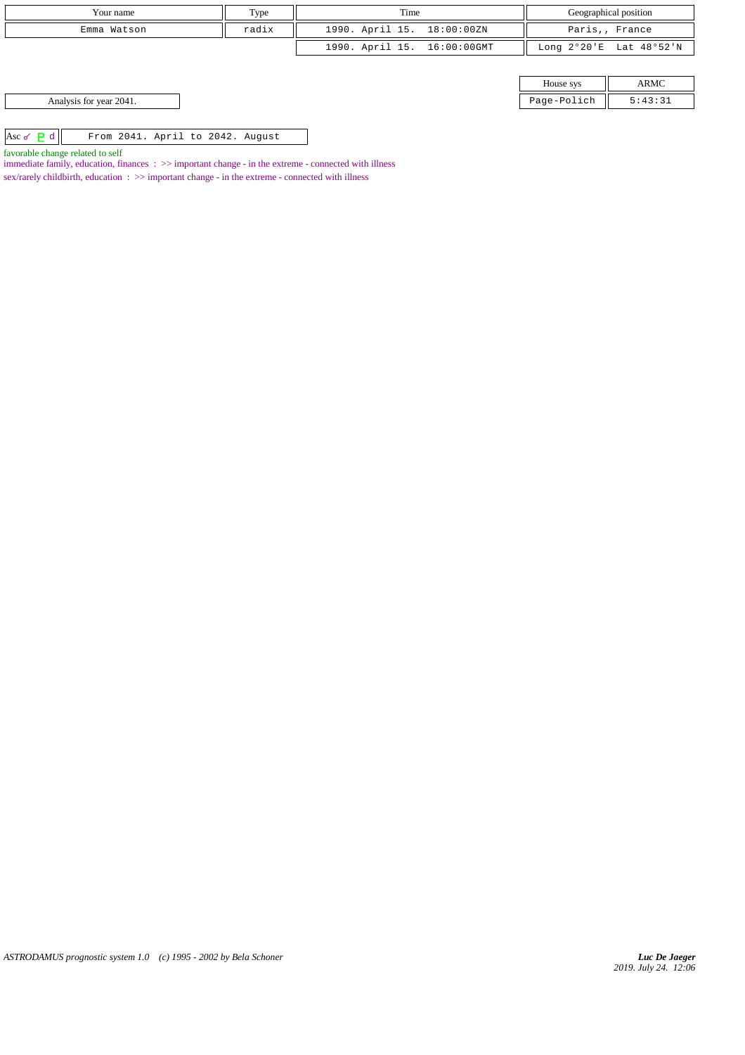| Your name | Type | Time | Geographical position |
|---|---|---|---|
| Emma Watson | radix | 1990. April 15. 18:00:00ZN | Paris,, France |
| | | 1990. April 15. 16:00:00GMT | Long 2°20'E Lat 48°52'N |

| House sys | ARMC |
|---|---|
| Page-Polich | 5:43:31 |

Analysis for year 2041.

| Asc ☌ ♇ d | From 2041. April to 2042. August |
|---|---|

favorable change related to self

immediate family, education, finances : >> important change - in the extreme - connected with illness

sex/rarely childbirth, education : >> important change - in the extreme - connected with illness

*ASTRODAMUS prognostic system 1.0 (c) 1995 - 2002 by Bela Schoner*

*Luc De Jaeger*
*2019. July 24. 12:06*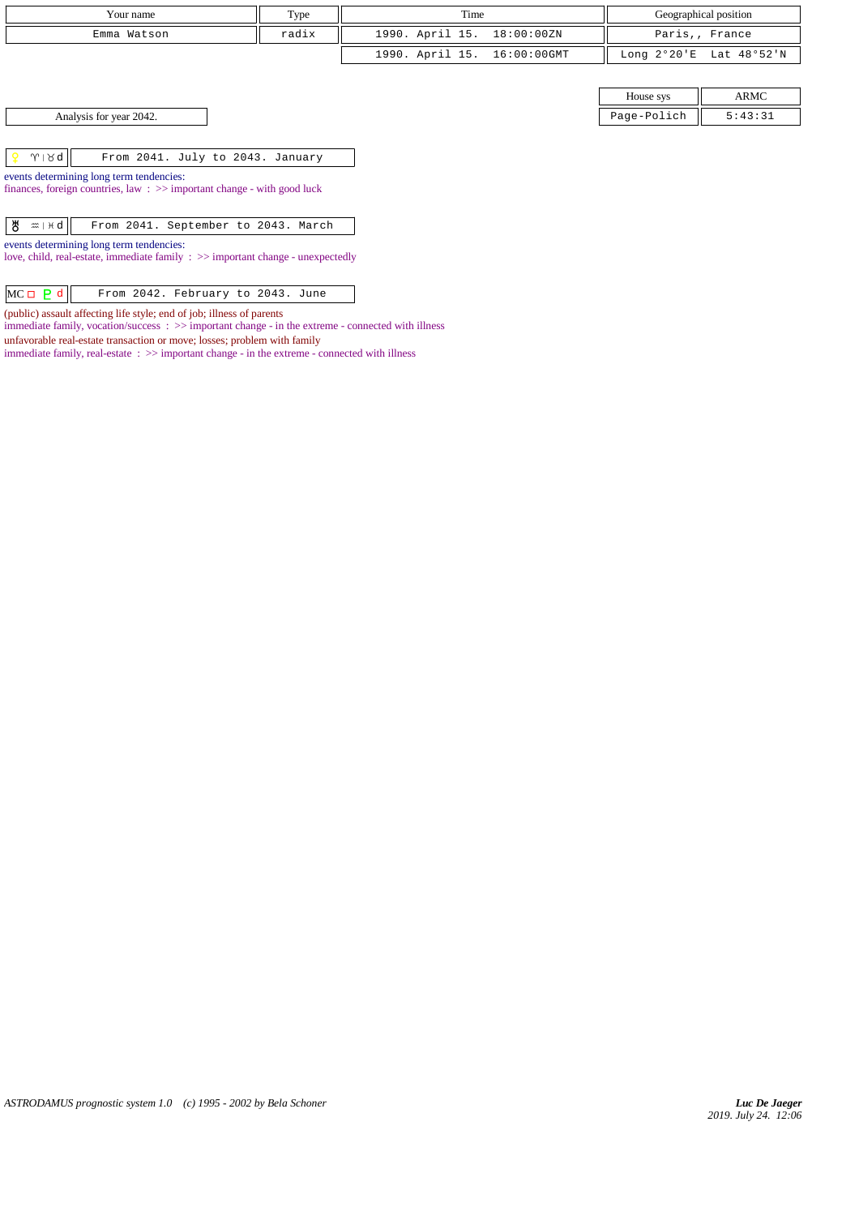| Your name | Type | Time | Geographical position |
|---|---|---|---|
| Emma Watson | radix | 1990. April 15. 18:00:00ZN | Paris,, France |
| | | 1990. April 15. 16:00:00GMT | Long 2°20'E Lat 48°52'N |

| House sys | ARMC |
|---|---|
| Page-Polich | 5:43:31 |

Analysis for year 2042.

| ♀ ♈ \| ♉ d | From 2041. July to 2043. January |
|---|---|

events determining long term tendencies:
finances, foreign countries, law : >> important change - with good luck

| ♅ ♒ \| ♓ d | From 2041. September to 2043. March |
|---|---|

events determining long term tendencies:
love, child, real-estate, immediate family : >> important change - unexpectedly

| MC □ ♇ d | From 2042. February to 2043. June |
|---|---|

(public) assault affecting life style; end of job; illness of parents
immediate family, vocation/success : >> important change - in the extreme - connected with illness
unfavorable real-estate transaction or move; losses; problem with family
immediate family, real-estate : >> important change - in the extreme - connected with illness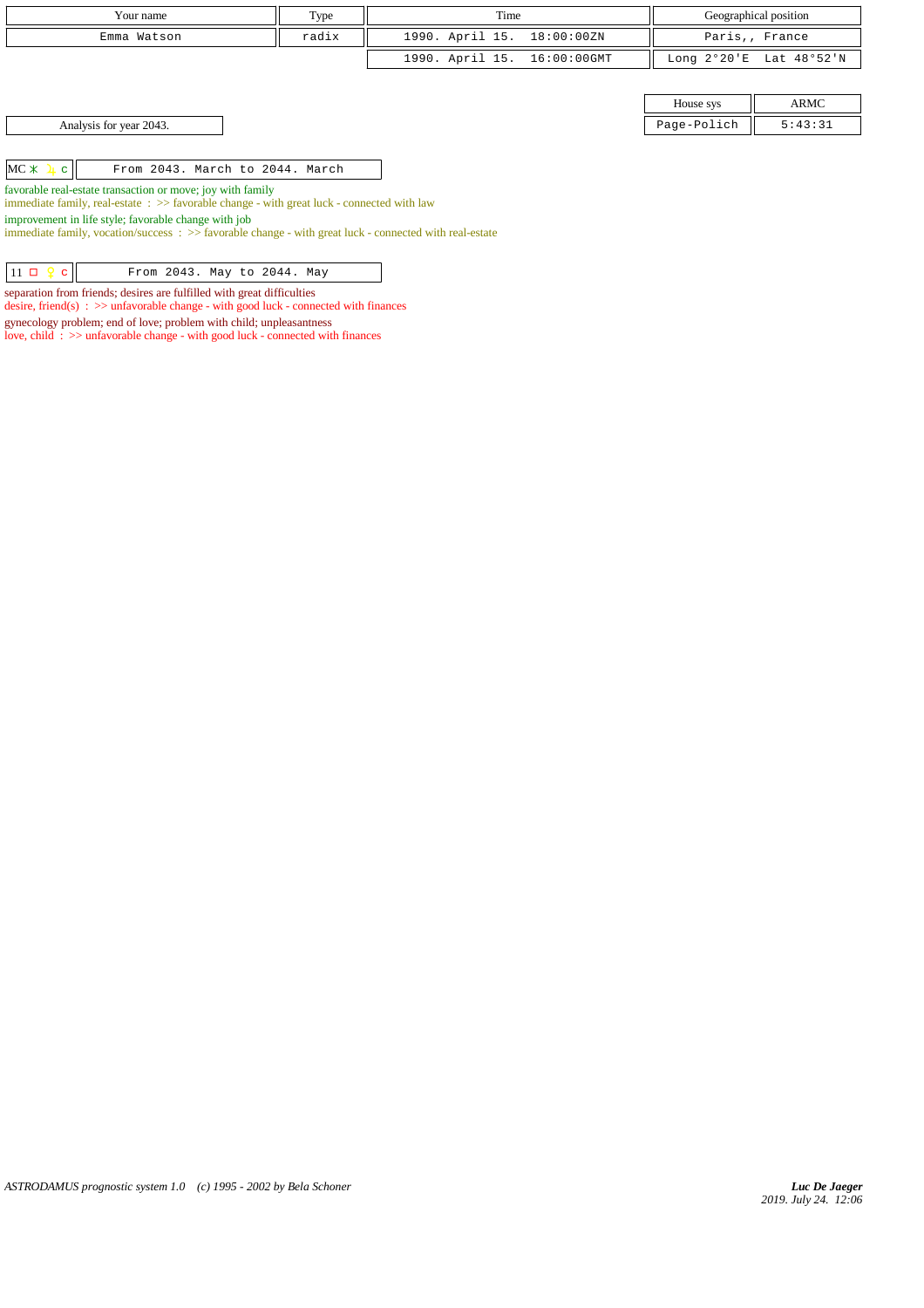| Your name | Type | Time | Geographical position |
|---|---|---|---|
| Emma Watson | radix | 1990. April 15. 18:00:00ZN | Paris,, France |
| | | 1990. April 15. 16:00:00GMT | Long 2°20'E Lat 48°52'N |

| House sys | ARMC |
|---|---|
| Page-Polich | 5:43:31 |

Analysis for year 2043.

| MC ⚹ ♃ c | From 2043. March to 2044. March |
|---|---|

favorable real-estate transaction or move; joy with family
immediate family, real-estate : >> favorable change - with great luck - connected with law

improvement in life style; favorable change with job
immediate family, vocation/success : >> favorable change - with great luck - connected with real-estate

| 11 □ ♀ c | From 2043. May to 2044. May |
|---|---|

separation from friends; desires are fulfilled with great difficulties
desire, friend(s) : >> unfavorable change - with good luck - connected with finances

gynecology problem; end of love; problem with child; unpleasantness
love, child : >> unfavorable change - with good luck - connected with finances

*ASTRODAMUS prognostic system 1.0 (c) 1995 - 2002 by Bela Schoner*

*Luc De Jaeger*
*2019. July 24. 12:06*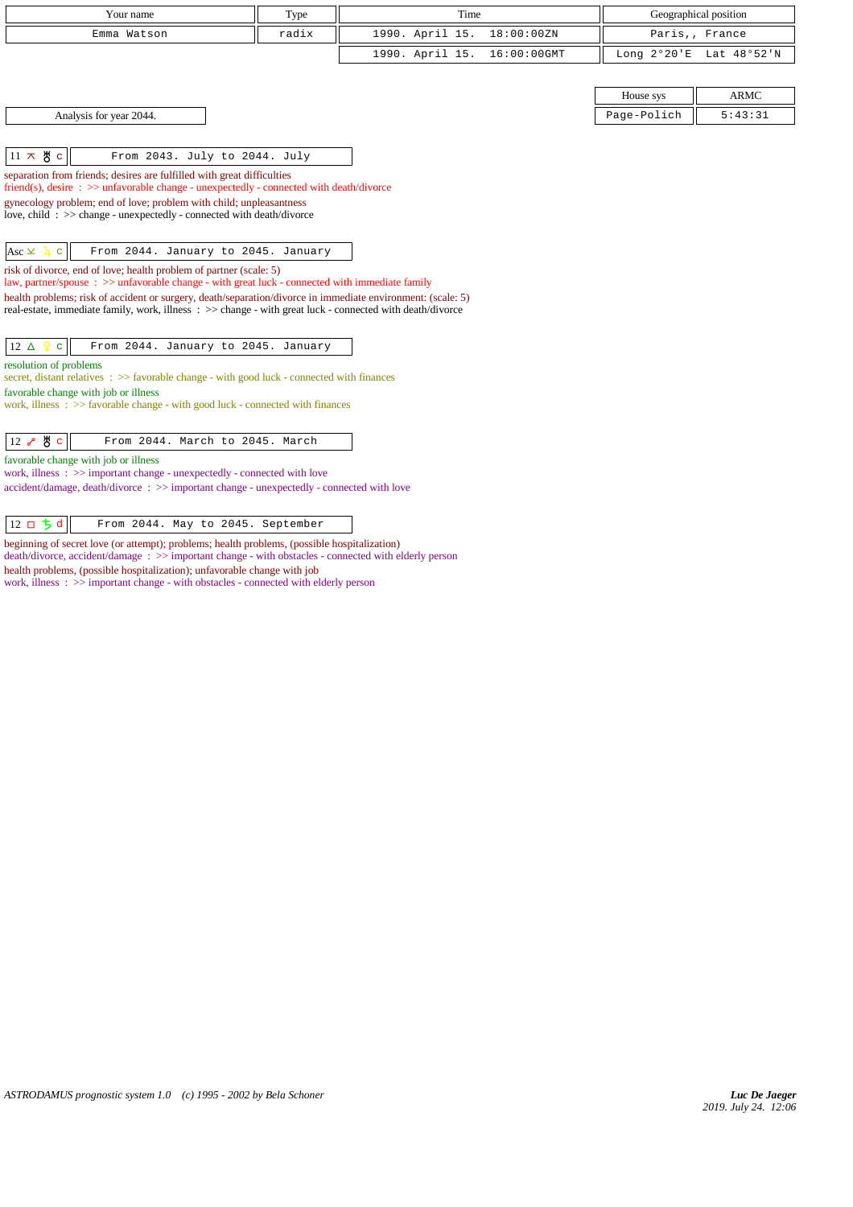| Your name | Type | Time | Geographical position |
| --- | --- | --- | --- |
| Emma Watson | radix | 1990. April 15. 18:00:00ZN | Paris,, France |
| | | 1990. April 15. 16:00:00GMT | Long 2°20'E Lat 48°52'N |

| House sys | ARMC |
| --- | --- |
| Page-Polich | 5:43:31 |

Analysis for year 2044.

**11 ⚻ ♅ c** — From 2043. July to 2044. July

separation from friends; desires are fulfilled with great difficulties
friend(s), desire : >> unfavorable change - unexpectedly - connected with death/divorce

gynecology problem; end of love; problem with child; unpleasantness
love, child : >> change - unexpectedly - connected with death/divorce

**Asc ⚺ ♃ c** — From 2044. January to 2045. January

risk of divorce, end of love; health problem of partner (scale: 5)
law, partner/spouse : >> unfavorable change - with great luck - connected with immediate family

health problems; risk of accident or surgery, death/separation/divorce in immediate environment: (scale: 5)
real-estate, immediate family, work, illness : >> change - with great luck - connected with death/divorce

**12 △ ♀ c** — From 2044. January to 2045. January

resolution of problems
secret, distant relatives : >> favorable change - with good luck - connected with finances

favorable change with job or illness
work, illness : >> favorable change - with good luck - connected with finances

**12 ☍ ♅ c** — From 2044. March to 2045. March

favorable change with job or illness
work, illness : >> important change - unexpectedly - connected with love
accident/damage, death/divorce : >> important change - unexpectedly - connected with love

**12 □ ♄ d** — From 2044. May to 2045. September

beginning of secret love (or attempt); problems; health problems, (possible hospitalization)
death/divorce, accident/damage : >> important change - with obstacles - connected with elderly person

health problems, (possible hospitalization); unfavorable change with job
work, illness : >> important change - with obstacles - connected with elderly person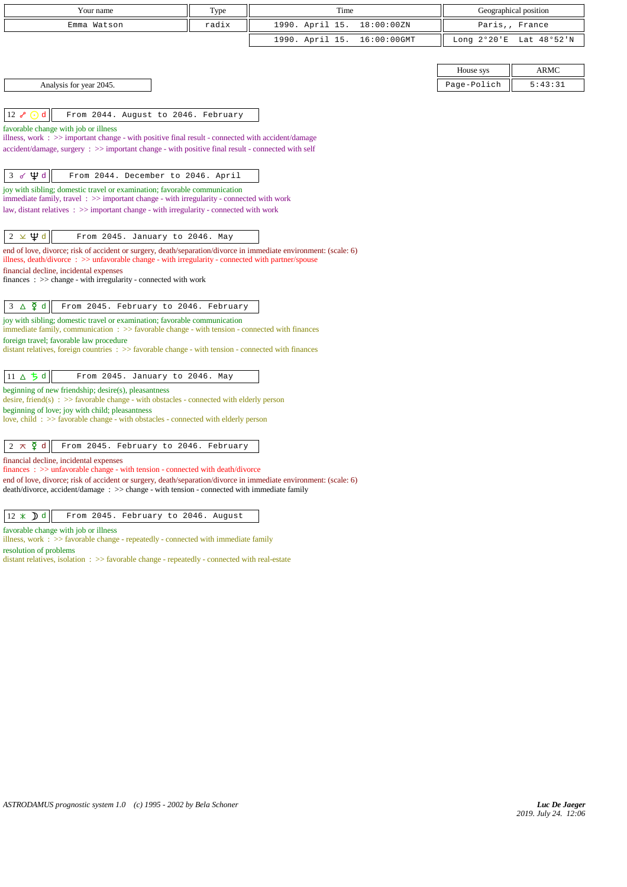| Your name | Type | Time | Geographical position |
|---|---|---|---|
| Emma Watson | radix | 1990. April 15. 18:00:00ZN | Paris,, France |
| | | 1990. April 15. 16:00:00GMT | Long 2°20'E Lat 48°52'N |

| House sys | ARMC |
|---|---|
| Page-Polich | 5:43:31 |

Analysis for year 2045.

| 12 ☍ ☉ d | From 2044. August to 2046. February |
|---|---|

favorable change with job or illness
illness, work : >> important change - with positive final result - connected with accident/damage
accident/damage, surgery : >> important change - with positive final result - connected with self

| 3 ☌ ♆ d | From 2044. December to 2046. April |
|---|---|

joy with sibling; domestic travel or examination; favorable communication
immediate family, travel : >> important change - with irregularity - connected with work
law, distant relatives : >> important change - with irregularity - connected with work

| 2 ⚺ ♆ d | From 2045. January to 2046. May |
|---|---|

end of love, divorce; risk of accident or surgery, death/separation/divorce in immediate environment: (scale: 6)
illness, death/divorce : >> unfavorable change - with irregularity - connected with partner/spouse
financial decline, incidental expenses
finances : >> change - with irregularity - connected with work

| 3 △ ☿ d | From 2045. February to 2046. February |
|---|---|

joy with sibling; domestic travel or examination; favorable communication
immediate family, communication : >> favorable change - with tension - connected with finances
foreign travel; favorable law procedure
distant relatives, foreign countries : >> favorable change - with tension - connected with finances

| 11 △ ♄ d | From 2045. January to 2046. May |
|---|---|

beginning of new friendship; desire(s), pleasantness
desire, friend(s) : >> favorable change - with obstacles - connected with elderly person
beginning of love; joy with child; pleasantness
love, child : >> favorable change - with obstacles - connected with elderly person

| 2 ⚻ ☿ d | From 2045. February to 2046. February |
|---|---|

financial decline, incidental expenses
finances : >> unfavorable change - with tension - connected with death/divorce
end of love, divorce; risk of accident or surgery, death/separation/divorce in immediate environment: (scale: 6)
death/divorce, accident/damage : >> change - with tension - connected with immediate family

| 12 ⚹ ☽ d | From 2045. February to 2046. August |
|---|---|

favorable change with job or illness
illness, work : >> favorable change - repeatedly - connected with immediate family
resolution of problems
distant relatives, isolation : >> favorable change - repeatedly - connected with real-estate

*ASTRODAMUS prognostic system 1.0 (c) 1995 - 2002 by Bela Schoner*

*Luc De Jaeger*
2019. July 24. 12:06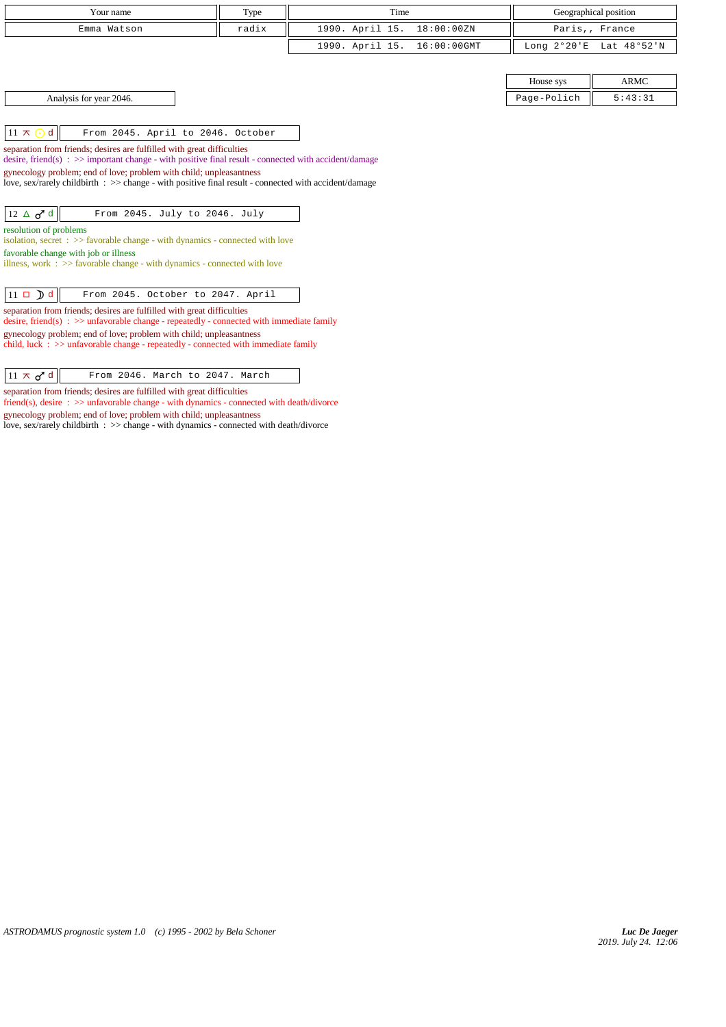| Your name | Type | Time | Geographical position |
|---|---|---|---|
| Emma Watson | radix | 1990. April 15. 18:00:00ZN | Paris,, France |
| | | 1990. April 15. 16:00:00GMT | Long 2°20'E Lat 48°52'N |

| House sys | ARMC |
|---|---|
| Page-Polich | 5:43:31 |

Analysis for year 2046.

**11 ⚻ ☉ d** — From 2045. April to 2046. October

separation from friends; desires are fulfilled with great difficulties
desire, friend(s) : >> important change - with positive final result - connected with accident/damage
gynecology problem; end of love; problem with child; unpleasantness
love, sex/rarely childbirth : >> change - with positive final result - connected with accident/damage

**12 △ ♂ d** — From 2045. July to 2046. July

resolution of problems
isolation, secret : >> favorable change - with dynamics - connected with love
favorable change with job or illness
illness, work : >> favorable change - with dynamics - connected with love

**11 □ ☽ d** — From 2045. October to 2047. April

separation from friends; desires are fulfilled with great difficulties
desire, friend(s) : >> unfavorable change - repeatedly - connected with immediate family
gynecology problem; end of love; problem with child; unpleasantness
child, luck : >> unfavorable change - repeatedly - connected with immediate family

**11 ⚻ ♂ d** — From 2046. March to 2047. March

separation from friends; desires are fulfilled with great difficulties
friend(s), desire : >> unfavorable change - with dynamics - connected with death/divorce
gynecology problem; end of love; problem with child; unpleasantness
love, sex/rarely childbirth : >> change - with dynamics - connected with death/divorce

*ASTRODAMUS prognostic system 1.0 (c) 1995 - 2002 by Bela Schoner*

***Luc De Jaeger***
*2019. July 24. 12:06*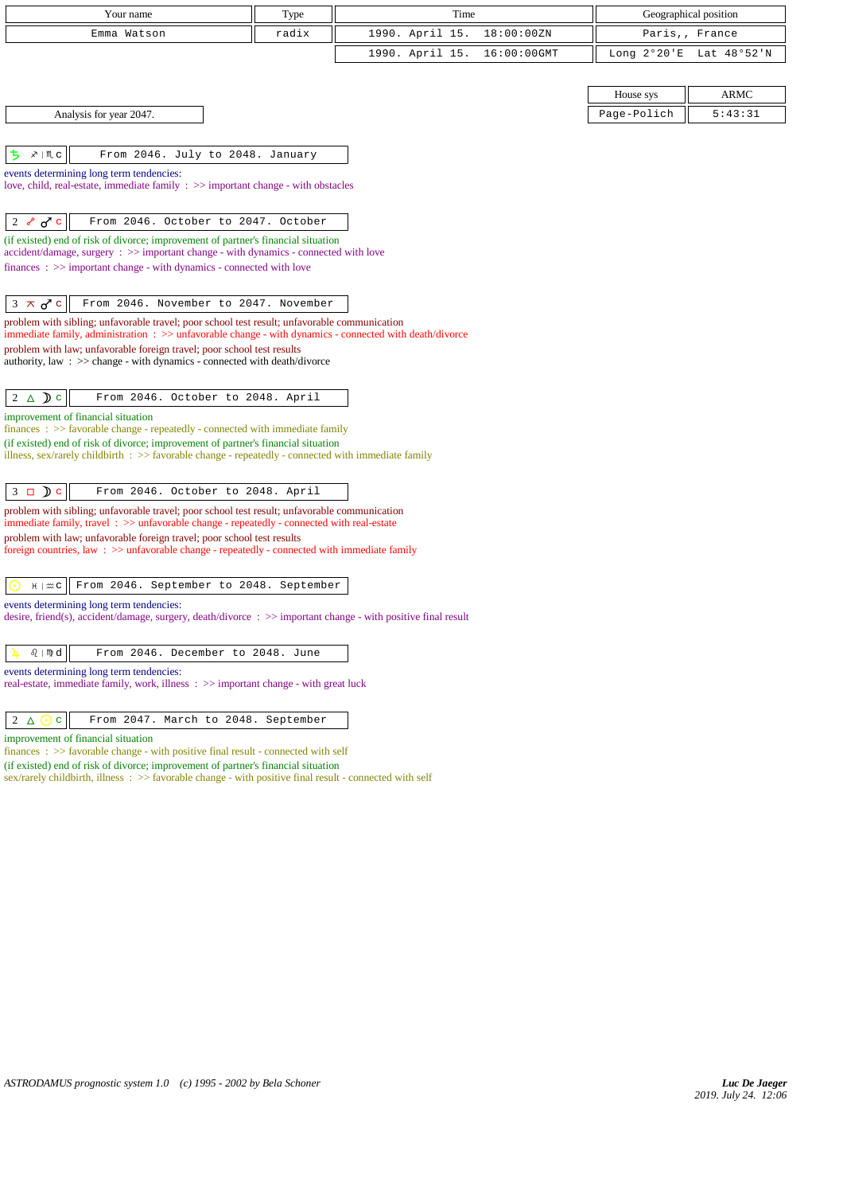| Your name | Type | Time | Geographical position |
|---|---|---|---|
| Emma Watson | radix | 1990. April 15. 18:00:00ZN | Paris,, France |
| | | 1990. April 15. 16:00:00GMT | Long 2°20'E Lat 48°52'N |

| House sys | ARMC |
|---|---|
| Page-Polich | 5:43:31 |

Analysis for year 2047.

**♄ ♐ | ♏ c** — From 2046. July to 2048. January

events determining long term tendencies:
love, child, real-estate, immediate family : >> important change - with obstacles

**2 ☍ ♂ c** — From 2046. October to 2047. October

(if existed) end of risk of divorce; improvement of partner's financial situation
accident/damage, surgery : >> important change - with dynamics - connected with love
finances : >> important change - with dynamics - connected with love

**3 ⚻ ♂ c** — From 2046. November to 2047. November

problem with sibling; unfavorable travel; poor school test result; unfavorable communication
immediate family, administration : >> unfavorable change - with dynamics - connected with death/divorce
problem with law; unfavorable foreign travel; poor school test results
authority, law : >> change - with dynamics - connected with death/divorce

**2 △ ☽ c** — From 2046. October to 2048. April

improvement of financial situation
finances : >> favorable change - repeatedly - connected with immediate family
(if existed) end of risk of divorce; improvement of partner's financial situation
illness, sex/rarely childbirth : >> favorable change - repeatedly - connected with immediate family

**3 □ ☽ c** — From 2046. October to 2048. April

problem with sibling; unfavorable travel; poor school test result; unfavorable communication
immediate family, travel : >> unfavorable change - repeatedly - connected with real-estate
problem with law; unfavorable foreign travel; poor school test results
foreign countries, law : >> unfavorable change - repeatedly - connected with immediate family

**☉ ♓ | ♒ c** — From 2046. September to 2048. September

events determining long term tendencies:
desire, friend(s), accident/damage, surgery, death/divorce : >> important change - with positive final result

**♃ ♌ | ♍ d** — From 2046. December to 2048. June

events determining long term tendencies:
real-estate, immediate family, work, illness : >> important change - with great luck

**2 △ ☉ c** — From 2047. March to 2048. September

improvement of financial situation
finances : >> favorable change - with positive final result - connected with self
(if existed) end of risk of divorce; improvement of partner's financial situation
sex/rarely childbirth, illness : >> favorable change - with positive final result - connected with self

*ASTRODAMUS prognostic system 1.0 (c) 1995 - 2002 by Bela Schoner*

*Luc De Jaeger*
2019. July 24. 12:06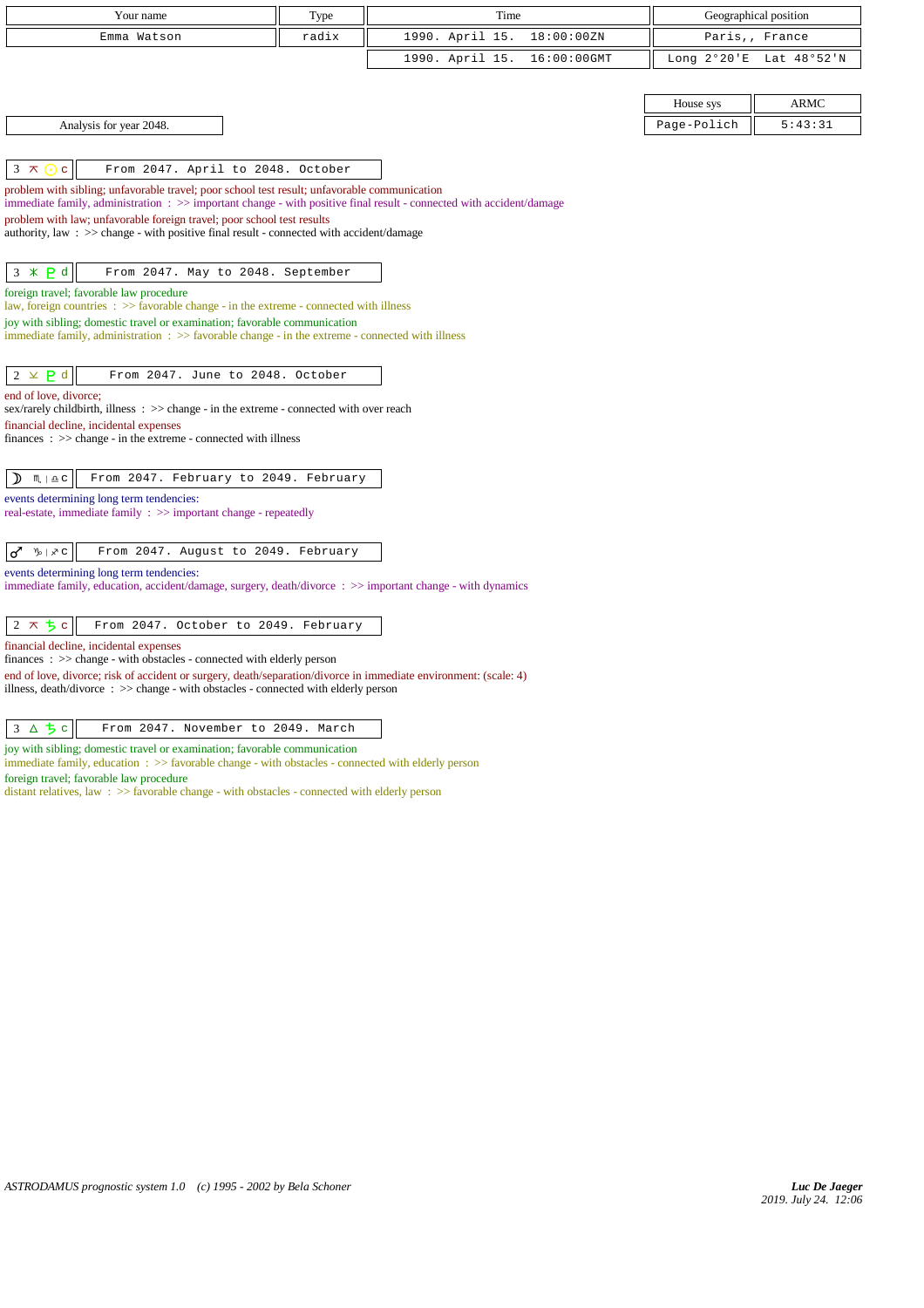| Your name | Type | Time | Geographical position |
|---|---|---|---|
| Emma Watson | radix | 1990. April 15. 18:00:00ZN | Paris,, France |
| | | 1990. April 15. 16:00:00GMT | Long 2°20'E Lat 48°52'N |

| House sys | ARMC |
|---|---|
| Page-Polich | 5:43:31 |

Analysis for year 2048.

**3 ⚻ ☉ c** — From 2047. April to 2048. October

problem with sibling; unfavorable travel; poor school test result; unfavorable communication
immediate family, administration : >> important change - with positive final result - connected with accident/damage
problem with law; unfavorable foreign travel; poor school test results
authority, law : >> change - with positive final result - connected with accident/damage

**3 ⚹ ♇ d** — From 2047. May to 2048. September

foreign travel; favorable law procedure
law, foreign countries : >> favorable change - in the extreme - connected with illness
joy with sibling; domestic travel or examination; favorable communication
immediate family, administration : >> favorable change - in the extreme - connected with illness

**2 ⚺ ♇ d** — From 2047. June to 2048. October

end of love, divorce;
sex/rarely childbirth, illness : >> change - in the extreme - connected with over reach
financial decline, incidental expenses
finances : >> change - in the extreme - connected with illness

**☽ ♏ | ♎ c** — From 2047. February to 2049. February

events determining long term tendencies:
real-estate, immediate family : >> important change - repeatedly

**♂ ♑ | ♐ c** — From 2047. August to 2049. February

events determining long term tendencies:
immediate family, education, accident/damage, surgery, death/divorce : >> important change - with dynamics

**2 ⚻ ♄ c** — From 2047. October to 2049. February

financial decline, incidental expenses
finances : >> change - with obstacles - connected with elderly person
end of love, divorce; risk of accident or surgery, death/separation/divorce in immediate environment: (scale: 4)
illness, death/divorce : >> change - with obstacles - connected with elderly person

**3 △ ♄ c** — From 2047. November to 2049. March

joy with sibling; domestic travel or examination; favorable communication
immediate family, education : >> favorable change - with obstacles - connected with elderly person
foreign travel; favorable law procedure
distant relatives, law : >> favorable change - with obstacles - connected with elderly person

*ASTRODAMUS prognostic system 1.0 (c) 1995 - 2002 by Bela Schoner*

*Luc De Jaeger*
2019. July 24. 12:06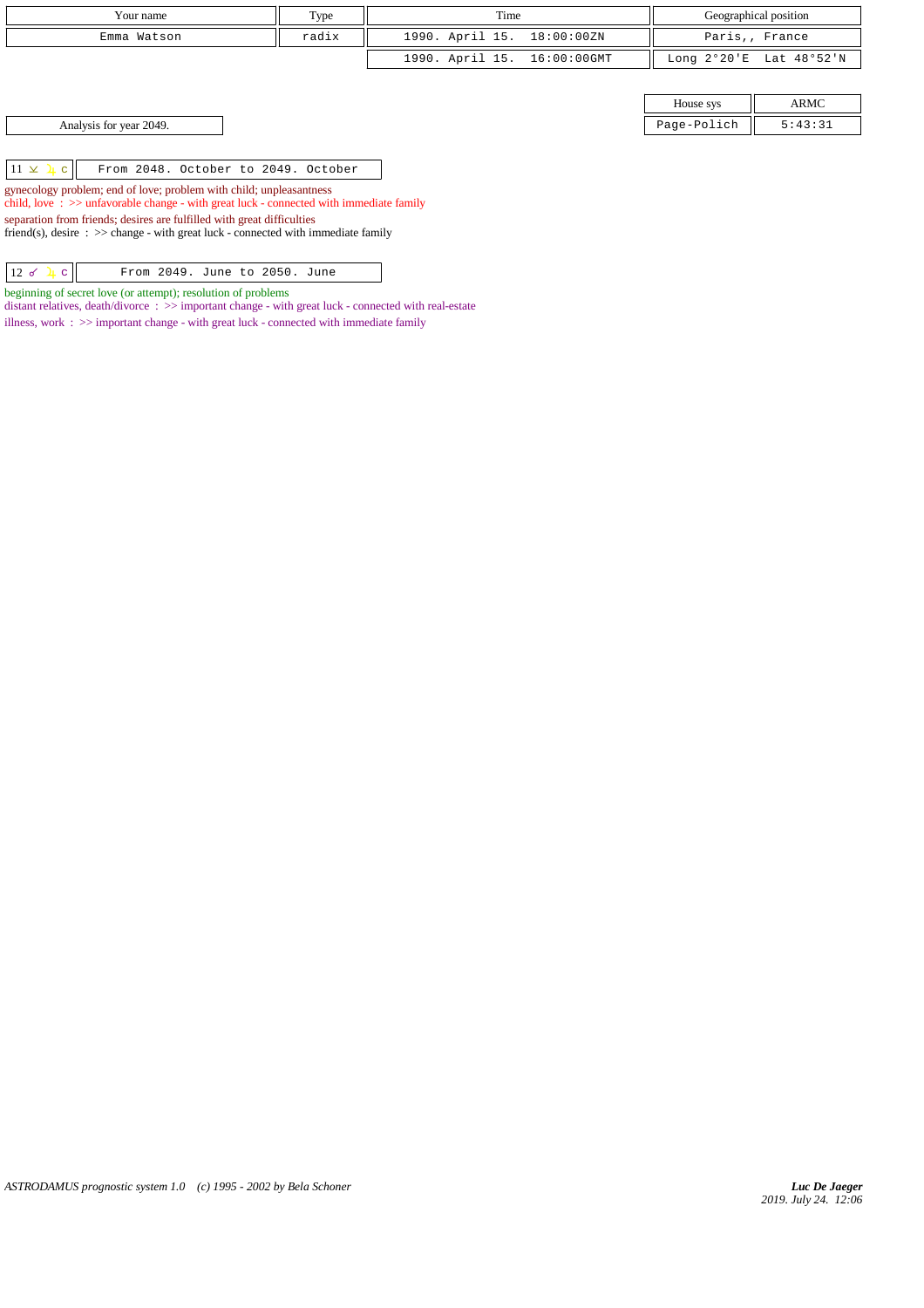| Your name | Type | Time | Geographical position |
|---|---|---|---|
| Emma Watson | radix | 1990. April 15. 18:00:00ZN | Paris,, France |
| | | 1990. April 15. 16:00:00GMT | Long 2°20'E Lat 48°52'N |

| House sys | ARMC |
|---|---|
| Page-Polich | 5:43:31 |

Analysis for year 2049.

| 11 ⚻ ♃ c | From 2048. October to 2049. October |
|---|---|

gynecology problem; end of love; problem with child; unpleasantness
child, love : >> unfavorable change - with great luck - connected with immediate family

separation from friends; desires are fulfilled with great difficulties
friend(s), desire : >> change - with great luck - connected with immediate family

| 12 ☍ ♃ c | From 2049. June to 2050. June |
|---|---|

beginning of secret love (or attempt); resolution of problems
distant relatives, death/divorce : >> important change - with great luck - connected with real-estate

illness, work : >> important change - with great luck - connected with immediate family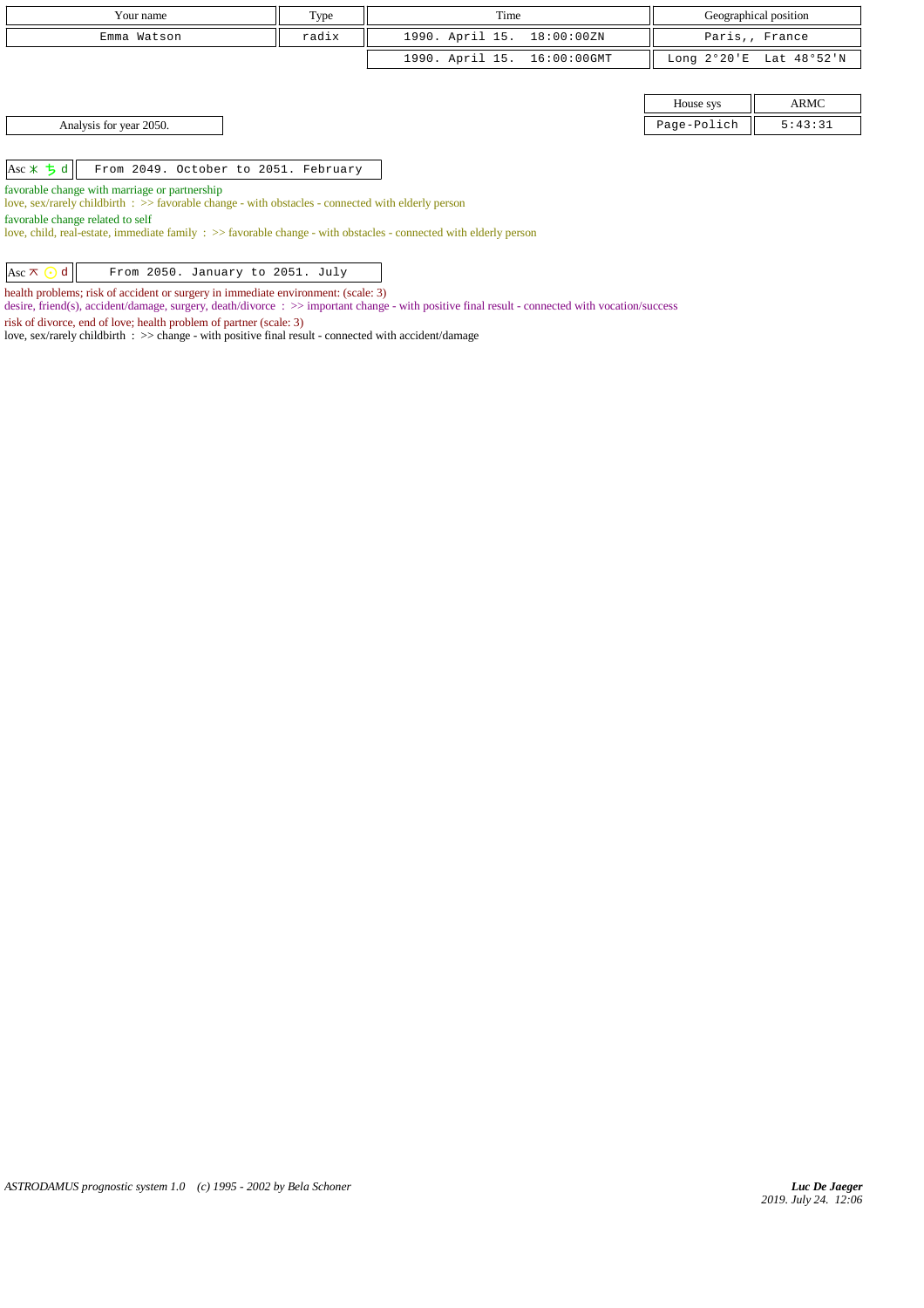| Your name | Type | Time | Geographical position |
|---|---|---|---|
| Emma Watson | radix | 1990. April 15. 18:00:00ZN | Paris,, France |
| | | 1990. April 15. 16:00:00GMT | Long 2°20'E Lat 48°52'N |

| House sys | ARMC |
|---|---|
| Page-Polich | 5:43:31 |

Analysis for year 2050.

Asc ⚹ ♄ d | From 2049. October to 2051. February

favorable change with marriage or partnership
love, sex/rarely childbirth : >> favorable change - with obstacles - connected with elderly person
favorable change related to self
love, child, real-estate, immediate family : >> favorable change - with obstacles - connected with elderly person

Asc ⚻ ☉ d | From 2050. January to 2051. July

health problems; risk of accident or surgery in immediate environment: (scale: 3)
desire, friend(s), accident/damage, surgery, death/divorce : >> important change - with positive final result - connected with vocation/success
risk of divorce, end of love; health problem of partner (scale: 3)
love, sex/rarely childbirth : >> change - with positive final result - connected with accident/damage

ASTRODAMUS prognostic system 1.0 (c) 1995 - 2002 by Bela Schoner

*Luc De Jaeger*
*2019. July 24. 12:06*